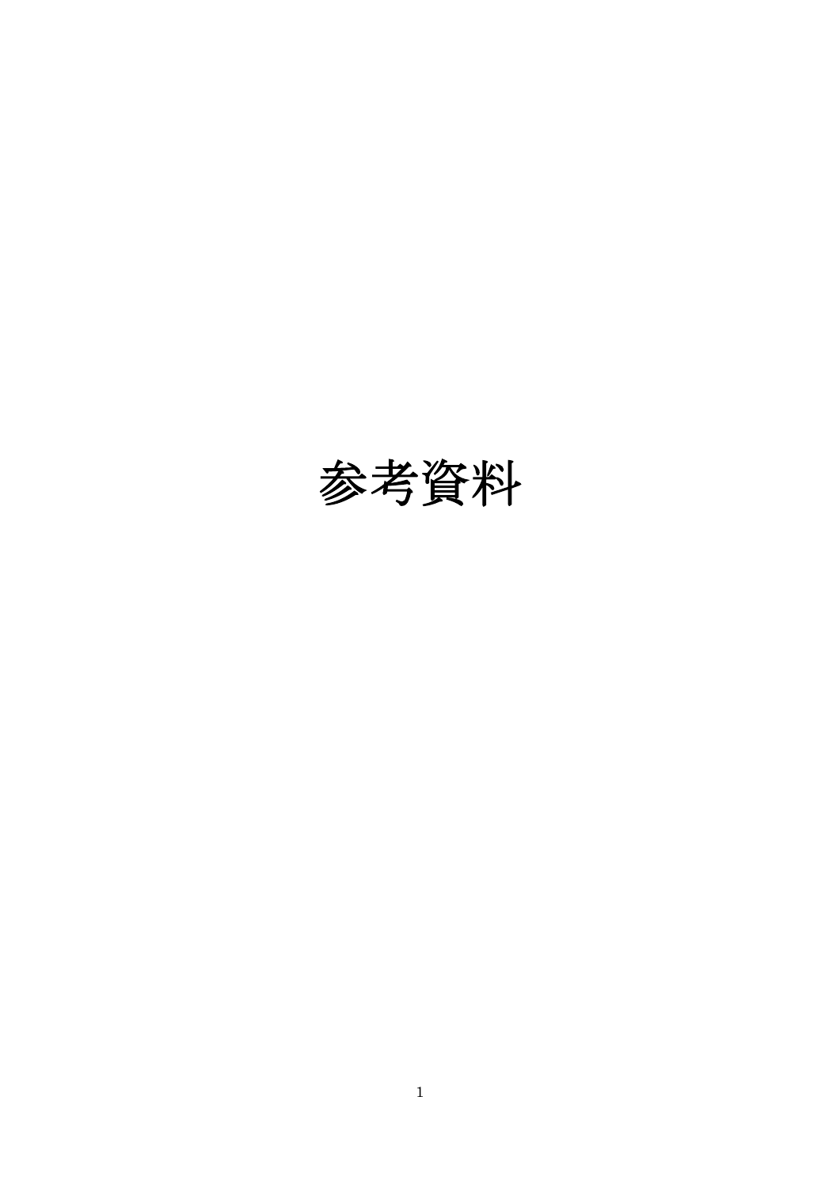# 参考資料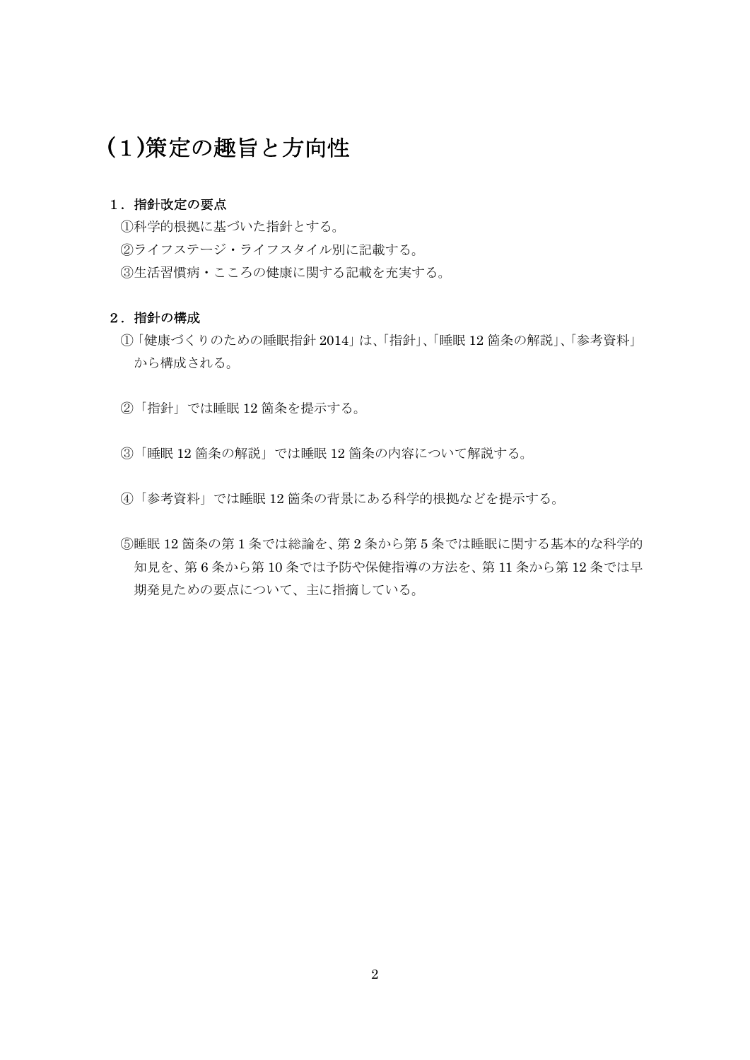# (1)策定の趣旨と方向性

### 1．指針改定の要点

①科学的根拠に基づいた指針とする。

②ライフステージ・ライフスタイル別に記載する。

③生活習慣病・こころの健康に関する記載を充実する。

### 2．指針の構成

①「健康づくりのための睡眠指針 2014」は、「指針」、「睡眠 12 箇条の解説」、「参考資料」から構成される。

②「指針」では睡眠 12 箇条を提示する。

③「睡眠 12 箇条の解説」では睡眠 12 箇条の内容について解説する。

④「参考資料」では睡眠 12 箇条の背景にある科学的根拠などを提示する。

⑤睡眠 12 箇条の第 1 条では総論を、第 2 条から第 5 条では睡眠に関する基本的な科学的知見を、第 6 条から第 10 条では予防や保健指導の方法を、第 11 条から第 12 条では早期発見ための要点について、主に指摘している。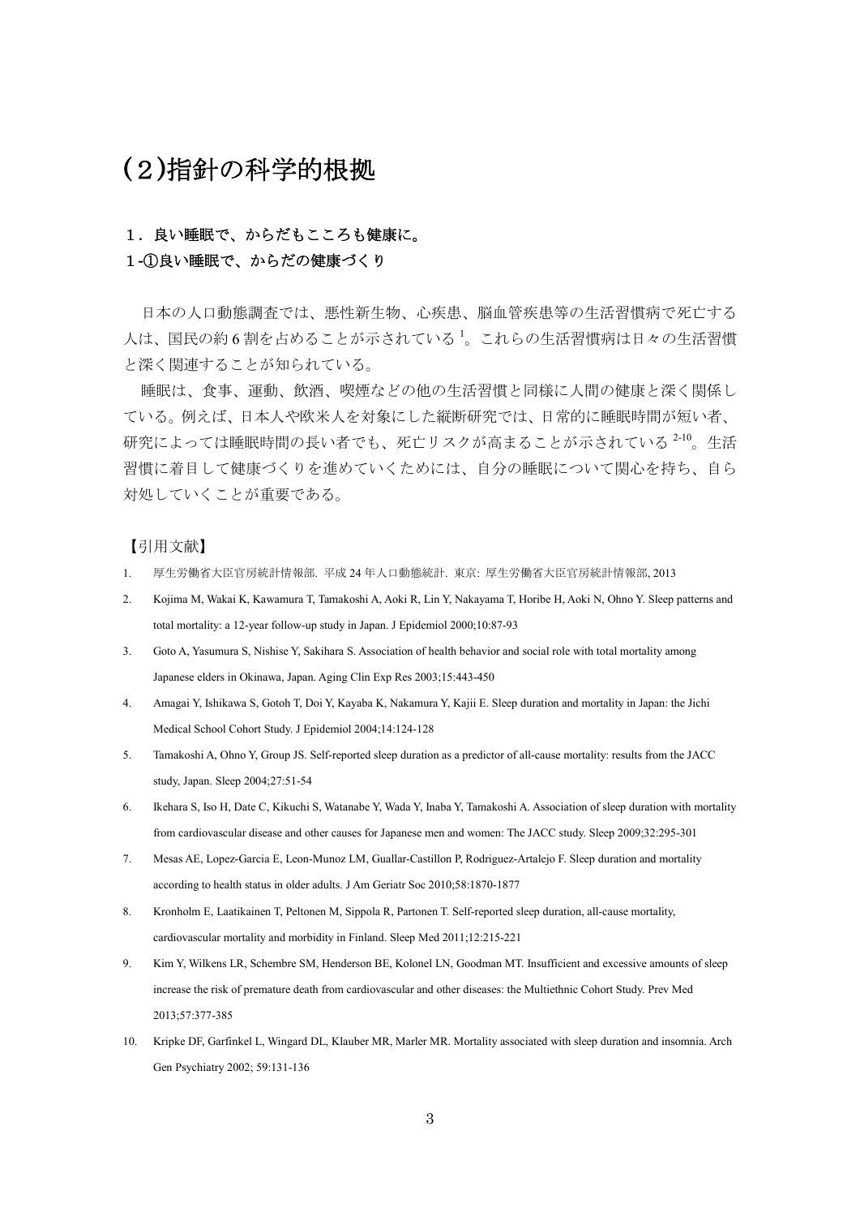# (2)指針の科学的根拠

### １．良い睡眠で、からだもこころも健康に。

### １-①良い睡眠で、からだの健康づくり

日本の人口動態調査では、悪性新生物、心疾患、脳血管疾患等の生活習慣病で死亡する人は、国民の約6割を占めることが示されている[1]。これらの生活習慣病は日々の生活習慣と深く関連することが知られている。

睡眠は、食事、運動、飲酒、喫煙などの他の生活習慣と同様に人間の健康と深く関係している。例えば、日本人や欧米人を対象にした縦断研究では、日常的に睡眠時間が短い者、研究によっては睡眠時間の長い者でも、死亡リスクが高まることが示されている[2-10]。生活習慣に着目して健康づくりを進めていくためには、自分の睡眠について関心を持ち、自ら対処していくことが重要である。

【引用文献】

1. 厚生労働省大臣官房統計情報部. 平成 24 年人口動態統計. 東京: 厚生労働省大臣官房統計情報部, 2013
2. Kojima M, Wakai K, Kawamura T, Tamakoshi A, Aoki R, Lin Y, Nakayama T, Horibe H, Aoki N, Ohno Y. Sleep patterns and total mortality: a 12-year follow-up study in Japan. J Epidemiol 2000;10:87-93
3. Goto A, Yasumura S, Nishise Y, Sakihara S. Association of health behavior and social role with total mortality among Japanese elders in Okinawa, Japan. Aging Clin Exp Res 2003;15:443-450
4. Amagai Y, Ishikawa S, Gotoh T, Doi Y, Kayaba K, Nakamura Y, Kajii E. Sleep duration and mortality in Japan: the Jichi Medical School Cohort Study. J Epidemiol 2004;14:124-128
5. Tamakoshi A, Ohno Y, Group JS. Self-reported sleep duration as a predictor of all-cause mortality: results from the JACC study, Japan. Sleep 2004;27:51-54
6. Ikehara S, Iso H, Date C, Kikuchi S, Watanabe Y, Wada Y, Inaba Y, Tamakoshi A. Association of sleep duration with mortality from cardiovascular disease and other causes for Japanese men and women: The JACC study. Sleep 2009;32:295-301
7. Mesas AE, Lopez-Garcia E, Leon-Munoz LM, Guallar-Castillon P, Rodriguez-Artalejo F. Sleep duration and mortality according to health status in older adults. J Am Geriatr Soc 2010;58:1870-1877
8. Kronholm E, Laatikainen T, Peltonen M, Sippola R, Partonen T. Self-reported sleep duration, all-cause mortality, cardiovascular mortality and morbidity in Finland. Sleep Med 2011;12:215-221
9. Kim Y, Wilkens LR, Schembre SM, Henderson BE, Kolonel LN, Goodman MT. Insufficient and excessive amounts of sleep increase the risk of premature death from cardiovascular and other diseases: the Multiethnic Cohort Study. Prev Med 2013;57:377-385
10. Kripke DF, Garfinkel L, Wingard DL, Klauber MR, Marler MR. Mortality associated with sleep duration and insomnia. Arch Gen Psychiatry 2002; 59:131-136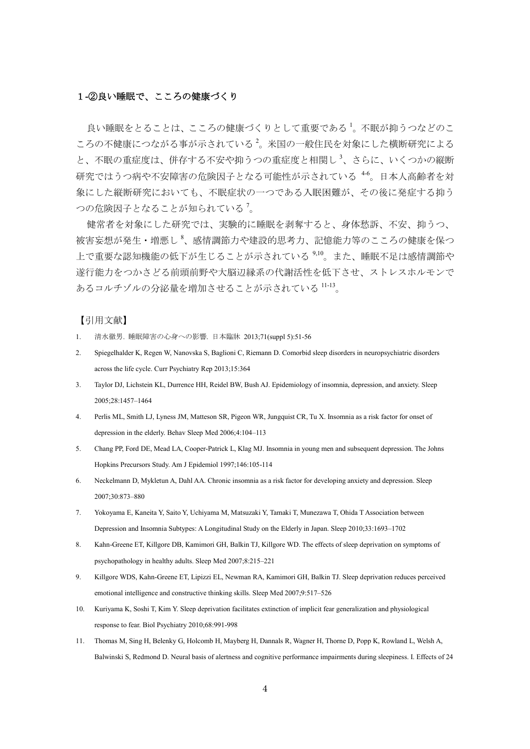### １-②良い睡眠で、こころの健康づくり

良い睡眠をとることは、こころの健康づくりとして重要である[1]。不眠が抑うつなどのこころの不健康につながる事が示されている[2]。米国の一般住民を対象にした横断研究によると、不眠の重症度は、併存する不安や抑うつの重症度と相関し[3]、さらに、いくつかの縦断研究ではうつ病や不安障害の危険因子となる可能性が示されている[4-6]。日本人高齢者を対象にした縦断研究においても、不眠症状の一つである入眠困難が、その後に発症する抑うつの危険因子となることが知られている[7]。

健常者を対象にした研究では、実験的に睡眠を剥奪すると、身体愁訴、不安、抑うつ、被害妄想が発生・増悪し[8]、感情調節力や建設的思考力、記憶能力等のこころの健康を保つ上で重要な認知機能の低下が生じることが示されている[9,10]。また、睡眠不足は感情調節や遂行能力をつかさどる前頭前野や大脳辺縁系の代謝活性を低下させ、ストレスホルモンであるコルチゾルの分泌量を増加させることが示されている[11-13]。

【引用文献】

1. 清水徹男. 睡眠障害の心身への影響. 日本臨牀 2013;71(suppl 5):51-56
2. Spiegelhalder K, Regen W, Nanovska S, Baglioni C, Riemann D. Comorbid sleep disorders in neuropsychiatric disorders across the life cycle. Curr Psychiatry Rep 2013;15:364
3. Taylor DJ, Lichstein KL, Durrence HH, Reidel BW, Bush AJ. Epidemiology of insomnia, depression, and anxiety. Sleep 2005;28:1457–1464
4. Perlis ML, Smith LJ, Lyness JM, Matteson SR, Pigeon WR, Jungquist CR, Tu X. Insomnia as a risk factor for onset of depression in the elderly. Behav Sleep Med 2006;4:104–113
5. Chang PP, Ford DE, Mead LA, Cooper-Patrick L, Klag MJ. Insomnia in young men and subsequent depression. The Johns Hopkins Precursors Study. Am J Epidemiol 1997;146:105-114
6. Neckelmann D, Mykletun A, Dahl AA. Chronic insomnia as a risk factor for developing anxiety and depression. Sleep 2007;30:873–880
7. Yokoyama E, Kaneita Y, Saito Y, Uchiyama M, Matsuzaki Y, Tamaki T, Munezawa T, Ohida T Association between Depression and Insomnia Subtypes: A Longitudinal Study on the Elderly in Japan. Sleep 2010;33:1693–1702
8. Kahn-Greene ET, Killgore DB, Kamimori GH, Balkin TJ, Killgore WD. The effects of sleep deprivation on symptoms of psychopathology in healthy adults. Sleep Med 2007;8:215–221
9. Killgore WDS, Kahn-Greene ET, Lipizzi EL, Newman RA, Kamimori GH, Balkin TJ. Sleep deprivation reduces perceived emotional intelligence and constructive thinking skills. Sleep Med 2007;9:517–526
10. Kuriyama K, Soshi T, Kim Y. Sleep deprivation facilitates extinction of implicit fear generalization and physiological response to fear. Biol Psychiatry 2010;68:991-998
11. Thomas M, Sing H, Belenky G, Holcomb H, Mayberg H, Dannals R, Wagner H, Thorne D, Popp K, Rowland L, Welsh A, Balwinski S, Redmond D. Neural basis of alertness and cognitive performance impairments during sleepiness. I. Effects of 24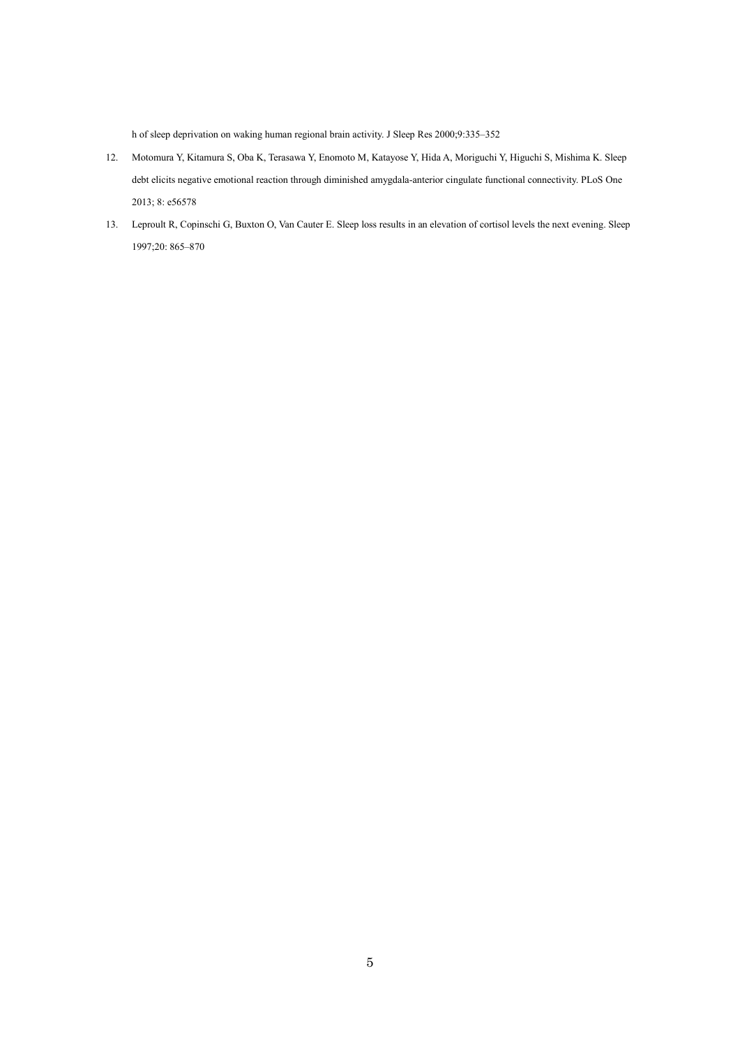h of sleep deprivation on waking human regional brain activity. J Sleep Res 2000;9:335–352

12. Motomura Y, Kitamura S, Oba K, Terasawa Y, Enomoto M, Katayose Y, Hida A, Moriguchi Y, Higuchi S, Mishima K. Sleep debt elicits negative emotional reaction through diminished amygdala-anterior cingulate functional connectivity. PLoS One 2013; 8: e56578

13. Leproult R, Copinschi G, Buxton O, Van Cauter E. Sleep loss results in an elevation of cortisol levels the next evening. Sleep 1997;20: 865–870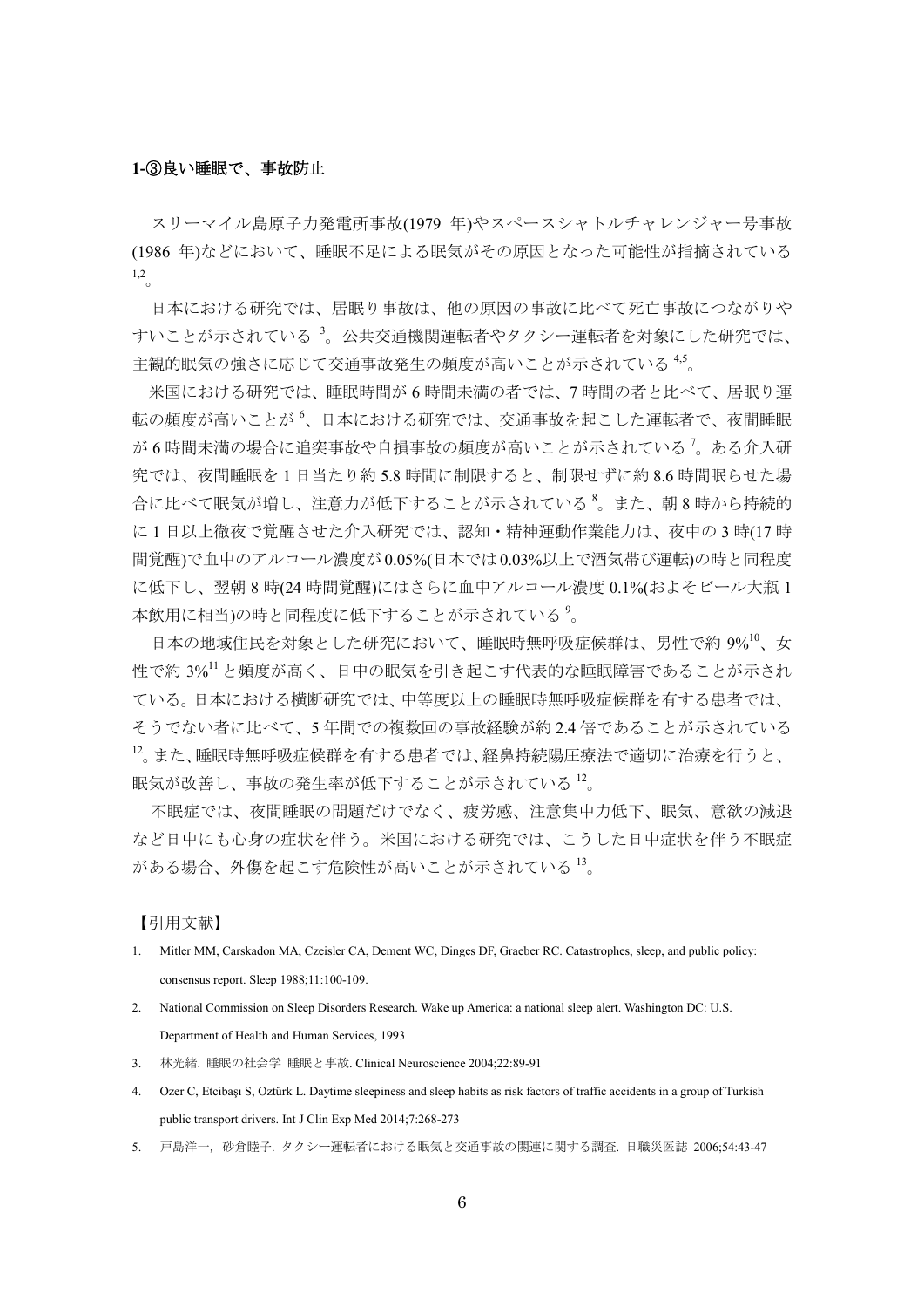**1-③良い睡眠で、事故防止**

スリーマイル島原子力発電所事故(1979 年)やスペースシャトルチャレンジャー号事故(1986 年)などにおいて、睡眠不足による眠気がその原因となった可能性が指摘されている[1,2]。

日本における研究では、居眠り事故は、他の原因の事故に比べて死亡事故につながりやすいことが示されている[3]。公共交通機関運転者やタクシー運転者を対象にした研究では、主観的眠気の強さに応じて交通事故発生の頻度が高いことが示されている[4,5]。

米国における研究では、睡眠時間が 6 時間未満の者では、7 時間の者と比べて、居眠り運転の頻度が高いことが[6]、日本における研究では、交通事故を起こした運転者で、夜間睡眠が 6 時間未満の場合に追突事故や自損事故の頻度が高いことが示されている[7]。ある介入研究では、夜間睡眠を 1 日当たり約 5.8 時間に制限すると、制限せずに約 8.6 時間眠らせた場合に比べて眠気が増し、注意力が低下することが示されている[8]。また、朝 8 時から持続的に 1 日以上徹夜で覚醒させた介入研究では、認知・精神運動作業能力は、夜中の 3 時(17 時間覚醒)で血中のアルコール濃度が 0.05%(日本では 0.03%以上で酒気帯び運転)の時と同程度に低下し、翌朝 8 時(24 時間覚醒)にはさらに血中アルコール濃度 0.1%(およそビール大瓶 1 本飲用に相当)の時と同程度に低下することが示されている[9]。

日本の地域住民を対象とした研究において、睡眠時無呼吸症候群は、男性で約 9%[10]、女性で約 3%[11]と頻度が高く、日中の眠気を引き起こす代表的な睡眠障害であることが示されている。日本における横断研究では、中等度以上の睡眠時無呼吸症候群を有する患者では、そうでない者に比べて、5 年間での複数回の事故経験が約 2.4 倍であることが示されている[12]。また、睡眠時無呼吸症候群を有する患者では、経鼻持続陽圧療法で適切に治療を行うと、眠気が改善し、事故の発生率が低下することが示されている[12]。

不眠症では、夜間睡眠の問題だけでなく、疲労感、注意集中力低下、眠気、意欲の減退など日中にも心身の症状を伴う。米国における研究では、こうした日中症状を伴う不眠症がある場合、外傷を起こす危険性が高いことが示されている[13]。

【引用文献】

1. Mitler MM, Carskadon MA, Czeisler CA, Dement WC, Dinges DF, Graeber RC. Catastrophes, sleep, and public policy: consensus report. Sleep 1988;11:100-109.
2. National Commission on Sleep Disorders Research. Wake up America: a national sleep alert. Washington DC: U.S. Department of Health and Human Services, 1993
3. 林光緒. 睡眠の社会学 睡眠と事故. Clinical Neuroscience 2004;22:89-91
4. Ozer C, Etcibaşı S, Oztürk L. Daytime sleepiness and sleep habits as risk factors of traffic accidents in a group of Turkish public transport drivers. Int J Clin Exp Med 2014;7:268-273
5. 戸島洋一, 砂倉睦子. タクシー運転者における眠気と交通事故の関連に関する調査. 日職災医誌 2006;54:43-47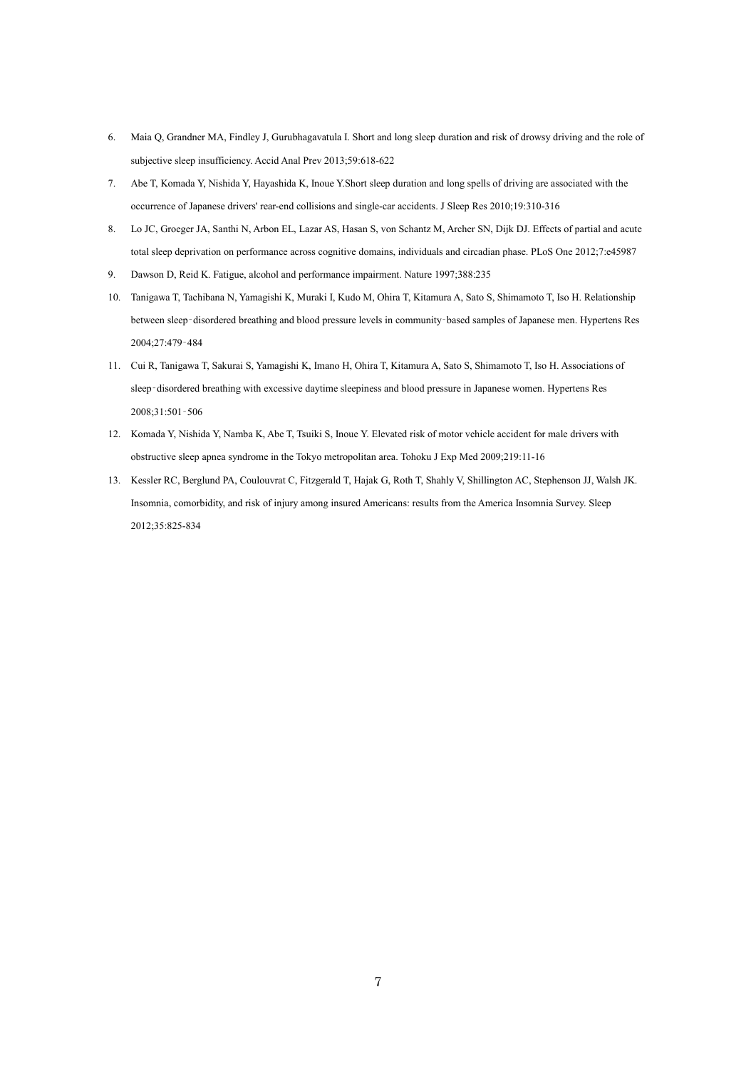6. Maia Q, Grandner MA, Findley J, Gurubhagavatula I. Short and long sleep duration and risk of drowsy driving and the role of subjective sleep insufficiency. Accid Anal Prev 2013;59:618-622
7. Abe T, Komada Y, Nishida Y, Hayashida K, Inoue Y.Short sleep duration and long spells of driving are associated with the occurrence of Japanese drivers' rear-end collisions and single-car accidents. J Sleep Res 2010;19:310-316
8. Lo JC, Groeger JA, Santhi N, Arbon EL, Lazar AS, Hasan S, von Schantz M, Archer SN, Dijk DJ. Effects of partial and acute total sleep deprivation on performance across cognitive domains, individuals and circadian phase. PLoS One 2012;7:e45987
9. Dawson D, Reid K. Fatigue, alcohol and performance impairment. Nature 1997;388:235
10. Tanigawa T, Tachibana N, Yamagishi K, Muraki I, Kudo M, Ohira T, Kitamura A, Sato S, Shimamoto T, Iso H. Relationship between sleep‐disordered breathing and blood pressure levels in community‐based samples of Japanese men. Hypertens Res 2004;27:479‐484
11. Cui R, Tanigawa T, Sakurai S, Yamagishi K, Imano H, Ohira T, Kitamura A, Sato S, Shimamoto T, Iso H. Associations of sleep‐disordered breathing with excessive daytime sleepiness and blood pressure in Japanese women. Hypertens Res 2008;31:501‐506
12. Komada Y, Nishida Y, Namba K, Abe T, Tsuiki S, Inoue Y. Elevated risk of motor vehicle accident for male drivers with obstructive sleep apnea syndrome in the Tokyo metropolitan area. Tohoku J Exp Med 2009;219:11-16
13. Kessler RC, Berglund PA, Coulouvrat C, Fitzgerald T, Hajak G, Roth T, Shahly V, Shillington AC, Stephenson JJ, Walsh JK. Insomnia, comorbidity, and risk of injury among insured Americans: results from the America Insomnia Survey. Sleep 2012;35:825-834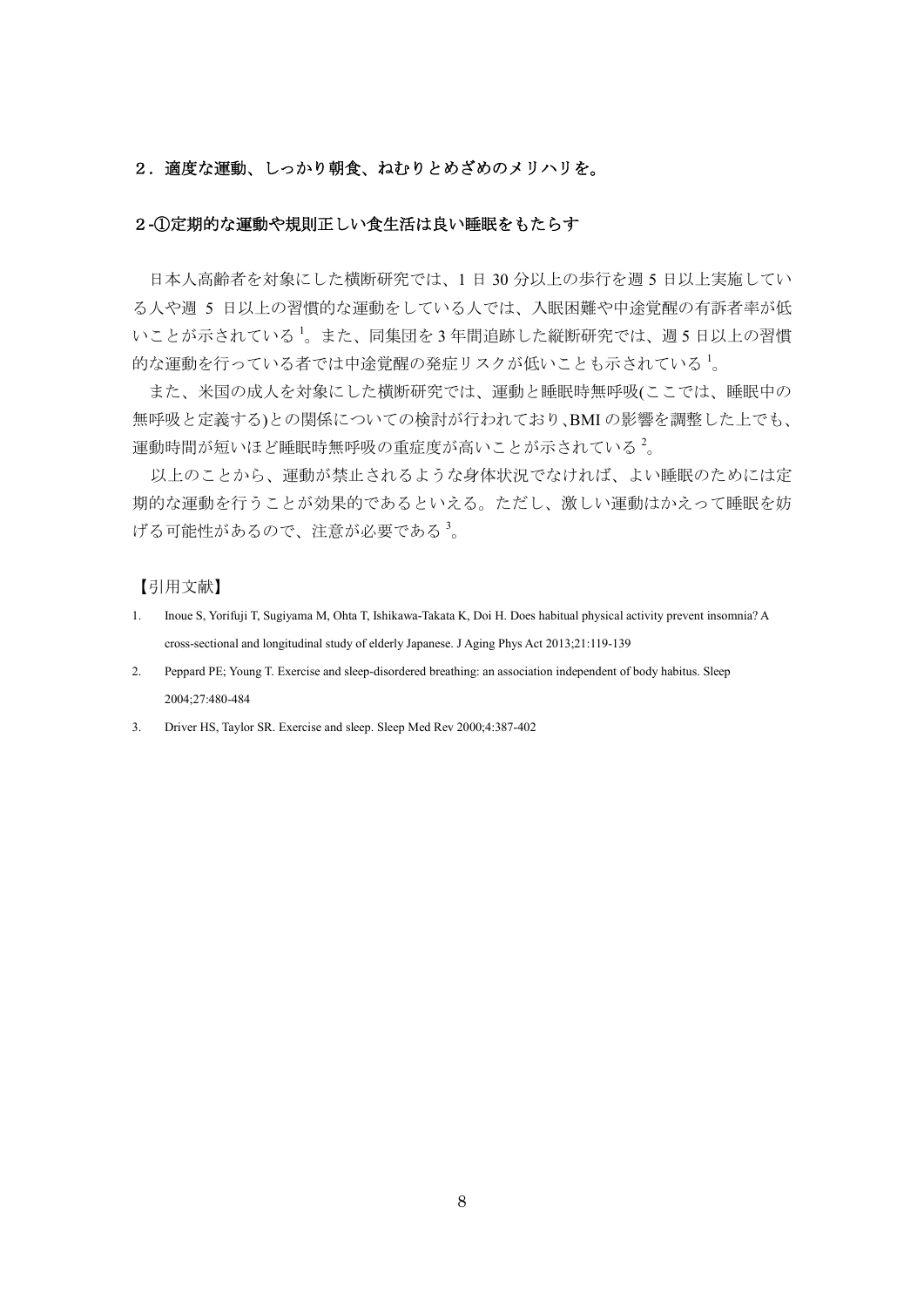## ２．適度な運動、しっかり朝食、ねむりとめざめのメリハリを。

### ２-①定期的な運動や規則正しい食生活は良い睡眠をもたらす

日本人高齢者を対象にした横断研究では、1 日 30 分以上の歩行を週 5 日以上実施している人や週 5 日以上の習慣的な運動をしている人では、入眠困難や中途覚醒の有訴者率が低いことが示されている[1]。また、同集団を 3 年間追跡した縦断研究では、週 5 日以上の習慣的な運動を行っている者では中途覚醒の発症リスクが低いことも示されている[1]。

また、米国の成人を対象にした横断研究では、運動と睡眠時無呼吸(ここでは、睡眠中の無呼吸と定義する)との関係についての検討が行われており､BMI の影響を調整した上でも、運動時間が短いほど睡眠時無呼吸の重症度が高いことが示されている[2]。

以上のことから、運動が禁止されるような身体状況でなければ、よい睡眠のためには定期的な運動を行うことが効果的であるといえる。ただし、激しい運動はかえって睡眠を妨げる可能性があるので、注意が必要である[3]。

【引用文献】

1. Inoue S, Yorifuji T, Sugiyama M, Ohta T, Ishikawa-Takata K, Doi H. Does habitual physical activity prevent insomnia? A cross-sectional and longitudinal study of elderly Japanese. J Aging Phys Act 2013;21:119-139
2. Peppard PE; Young T. Exercise and sleep-disordered breathing: an association independent of body habitus. Sleep 2004;27:480-484
3. Driver HS, Taylor SR. Exercise and sleep. Sleep Med Rev 2000;4:387-402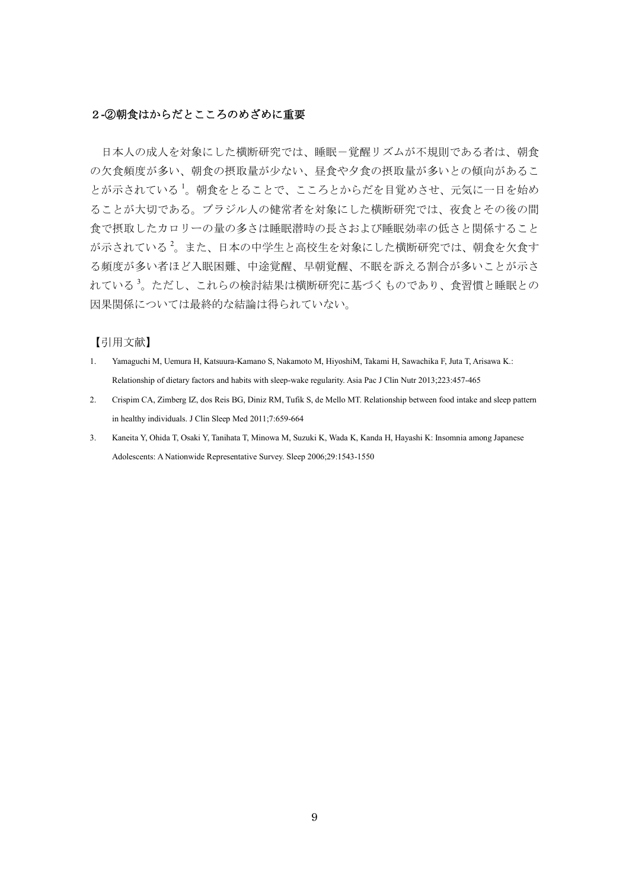## 2-②朝食はからだとこころのめざめに重要

日本人の成人を対象にした横断研究では、睡眠−覚醒リズムが不規則である者は、朝食の欠食頻度が多い、朝食の摂取量が少ない、昼食や夕食の摂取量が多いとの傾向があることが示されている[1]。朝食をとることで、こころとからだを目覚めさせ、元気に一日を始めることが大切である。ブラジル人の健常者を対象にした横断研究では、夜食とその後の間食で摂取したカロリーの量の多さは睡眠潜時の長さおよび睡眠効率の低さと関係することが示されている[2]。また、日本の中学生と高校生を対象にした横断研究では、朝食を欠食する頻度が多い者ほど入眠困難、中途覚醒、早朝覚醒、不眠を訴える割合が多いことが示されている[3]。ただし、これらの検討結果は横断研究に基づくものであり、食習慣と睡眠との因果関係については最終的な結論は得られていない。

【引用文献】

1. Yamaguchi M, Uemura H, Katsuura-Kamano S, Nakamoto M, HiyoshiM, Takami H, Sawachika F, Juta T, Arisawa K.: Relationship of dietary factors and habits with sleep-wake regularity. Asia Pac J Clin Nutr 2013;223:457-465
2. Crispim CA, Zimberg IZ, dos Reis BG, Diniz RM, Tufik S, de Mello MT. Relationship between food intake and sleep pattern in healthy individuals. J Clin Sleep Med 2011;7:659-664
3. Kaneita Y, Ohida T, Osaki Y, Tanihata T, Minowa M, Suzuki K, Wada K, Kanda H, Hayashi K: Insomnia among Japanese Adolescents: A Nationwide Representative Survey. Sleep 2006;29:1543-1550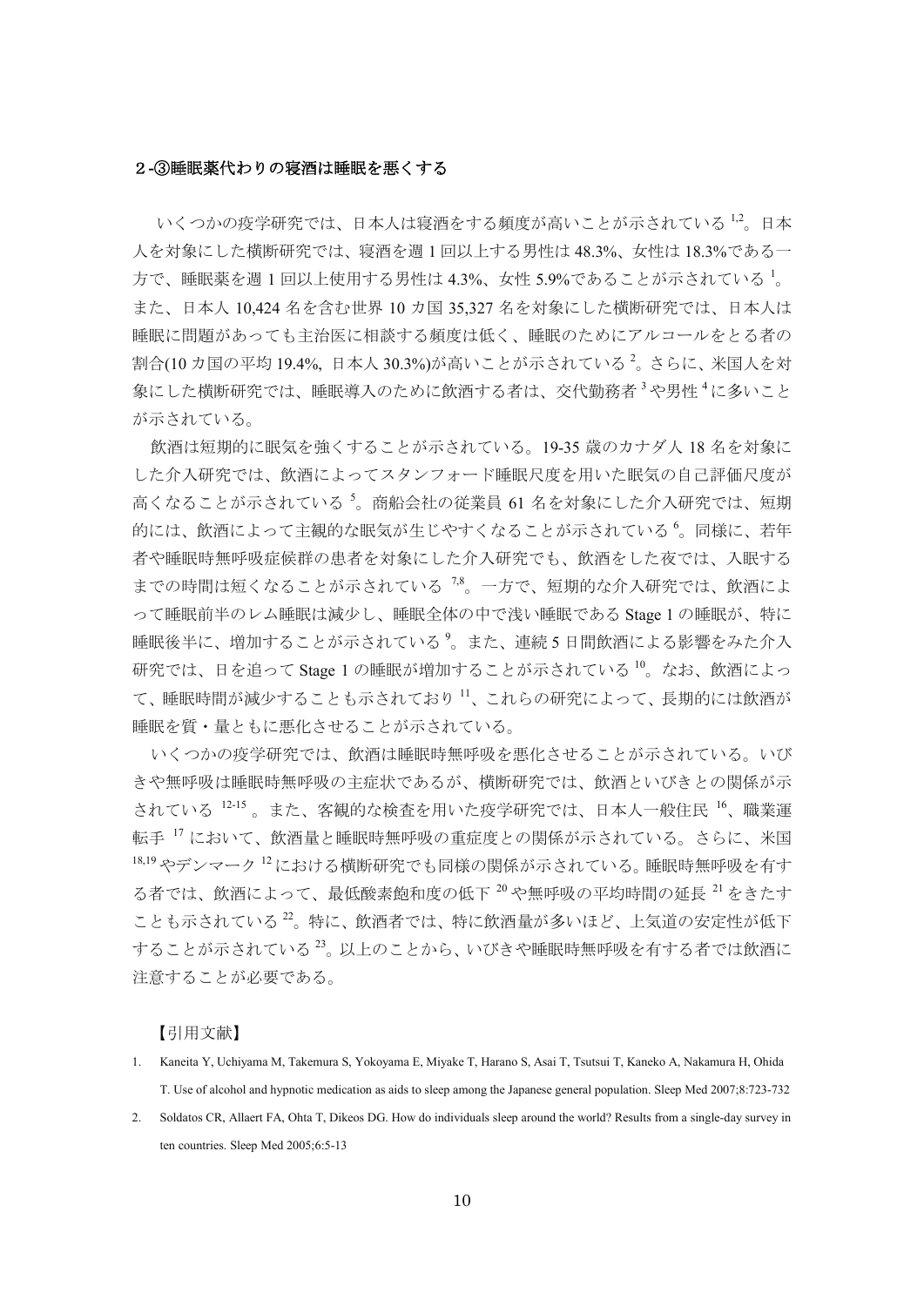### ２-③睡眠薬代わりの寝酒は睡眠を悪くする

いくつかの疫学研究では、日本人は寝酒をする頻度が高いことが示されている[1,2]。日本人を対象にした横断研究では、寝酒を週 1 回以上する男性は 48.3%、女性は 18.3%である一方で、睡眠薬を週 1 回以上使用する男性は 4.3%、女性 5.9%であることが示されている[1]。また、日本人 10,424 名を含む世界 10 カ国 35,327 名を対象にした横断研究では、日本人は睡眠に問題があっても主治医に相談する頻度は低く、睡眠のためにアルコールをとる者の割合(10 カ国の平均 19.4%, 日本人 30.3%)が高いことが示されている[2]。さらに、米国人を対象にした横断研究では、睡眠導入のために飲酒する者は、交代勤務者[3]や男性[4]に多いことが示されている。

飲酒は短期的に眠気を強くすることが示されている。19-35 歳のカナダ人 18 名を対象にした介入研究では、飲酒によってスタンフォード睡眠尺度を用いた眠気の自己評価尺度が高くなることが示されている[5]。商船会社の従業員 61 名を対象にした介入研究では、短期的には、飲酒によって主観的な眠気が生じやすくなることが示されている[6]。同様に、若年者や睡眠時無呼吸症候群の患者を対象にした介入研究でも、飲酒をした夜では、入眠するまでの時間は短くなることが示されている[7,8]。一方で、短期的な介入研究では、飲酒によって睡眠前半のレム睡眠は減少し、睡眠全体の中で浅い睡眠である Stage 1 の睡眠が、特に睡眠後半に、増加することが示されている[9]。また、連続 5 日間飲酒による影響をみた介入研究では、日を追って Stage 1 の睡眠が増加することが示されている[10]。なお、飲酒によって、睡眠時間が減少することも示されており[11]、これらの研究によって、長期的には飲酒が睡眠を質・量ともに悪化させることが示されている。

いくつかの疫学研究では、飲酒は睡眠時無呼吸を悪化させることが示されている。いびきや無呼吸は睡眠時無呼吸の主症状であるが、横断研究では、飲酒といびきとの関係が示されている[12-15]。また、客観的な検査を用いた疫学研究では、日本人一般住民[16]、職業運転手[17]において、飲酒量と睡眠時無呼吸の重症度との関係が示されている。さらに、米国[18,19]やデンマーク[12]における横断研究でも同様の関係が示されている。睡眠時無呼吸を有する者では、飲酒によって、最低酸素飽和度の低下[20]や無呼吸の平均時間の延長[21]をきたすことも示されている[22]。特に、飲酒者では、特に飲酒量が多いほど、上気道の安定性が低下することが示されている[23]。以上のことから、いびきや睡眠時無呼吸を有する者では飲酒に注意することが必要である。

【引用文献】

1. Kaneita Y, Uchiyama M, Takemura S, Yokoyama E, Miyake T, Harano S, Asai T, Tsutsui T, Kaneko A, Nakamura H, Ohida T. Use of alcohol and hypnotic medication as aids to sleep among the Japanese general population. Sleep Med 2007;8:723-732
2. Soldatos CR, Allaert FA, Ohta T, Dikeos DG. How do individuals sleep around the world? Results from a single-day survey in ten countries. Sleep Med 2005;6:5-13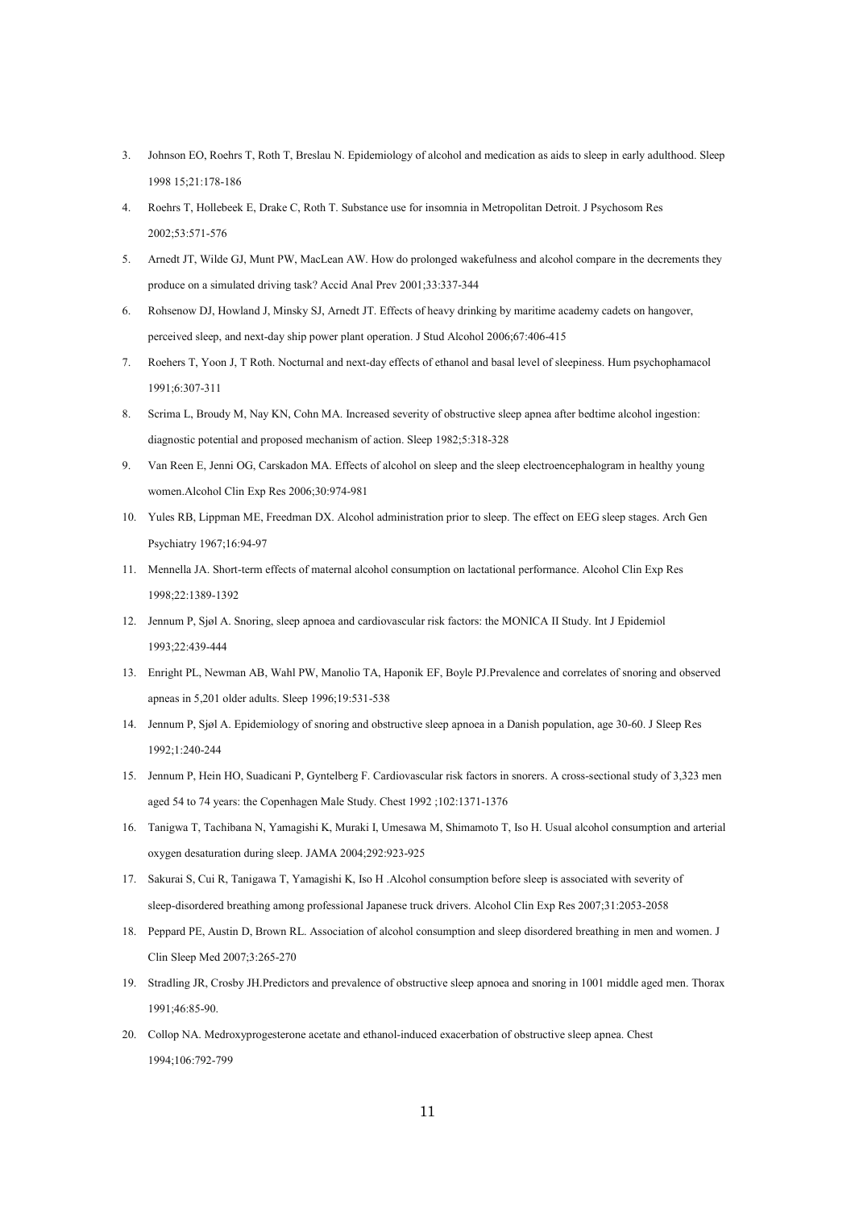3. Johnson EO, Roehrs T, Roth T, Breslau N. Epidemiology of alcohol and medication as aids to sleep in early adulthood. Sleep 1998 15;21:178-186
4. Roehrs T, Hollebeek E, Drake C, Roth T. Substance use for insomnia in Metropolitan Detroit. J Psychosom Res 2002;53:571-576
5. Arnedt JT, Wilde GJ, Munt PW, MacLean AW. How do prolonged wakefulness and alcohol compare in the decrements they produce on a simulated driving task? Accid Anal Prev 2001;33:337-344
6. Rohsenow DJ, Howland J, Minsky SJ, Arnedt JT. Effects of heavy drinking by maritime academy cadets on hangover, perceived sleep, and next-day ship power plant operation. J Stud Alcohol 2006;67:406-415
7. Roehers T, Yoon J, T Roth. Nocturnal and next-day effects of ethanol and basal level of sleepiness. Hum psychophamacol 1991;6:307-311
8. Scrima L, Broudy M, Nay KN, Cohn MA. Increased severity of obstructive sleep apnea after bedtime alcohol ingestion: diagnostic potential and proposed mechanism of action. Sleep 1982;5:318-328
9. Van Reen E, Jenni OG, Carskadon MA. Effects of alcohol on sleep and the sleep electroencephalogram in healthy young women.Alcohol Clin Exp Res 2006;30:974-981
10. Yules RB, Lippman ME, Freedman DX. Alcohol administration prior to sleep. The effect on EEG sleep stages. Arch Gen Psychiatry 1967;16:94-97
11. Mennella JA. Short-term effects of maternal alcohol consumption on lactational performance. Alcohol Clin Exp Res 1998;22:1389-1392
12. Jennum P, Sjøl A. Snoring, sleep apnoea and cardiovascular risk factors: the MONICA II Study. Int J Epidemiol 1993;22:439-444
13. Enright PL, Newman AB, Wahl PW, Manolio TA, Haponik EF, Boyle PJ.Prevalence and correlates of snoring and observed apneas in 5,201 older adults. Sleep 1996;19:531-538
14. Jennum P, Sjøl A. Epidemiology of snoring and obstructive sleep apnoea in a Danish population, age 30-60. J Sleep Res 1992;1:240-244
15. Jennum P, Hein HO, Suadicani P, Gyntelberg F. Cardiovascular risk factors in snorers. A cross-sectional study of 3,323 men aged 54 to 74 years: the Copenhagen Male Study. Chest 1992 ;102:1371-1376
16. Tanigwa T, Tachibana N, Yamagishi K, Muraki I, Umesawa M, Shimamoto T, Iso H. Usual alcohol consumption and arterial oxygen desaturation during sleep. JAMA 2004;292:923-925
17. Sakurai S, Cui R, Tanigawa T, Yamagishi K, Iso H .Alcohol consumption before sleep is associated with severity of sleep-disordered breathing among professional Japanese truck drivers. Alcohol Clin Exp Res 2007;31:2053-2058
18. Peppard PE, Austin D, Brown RL. Association of alcohol consumption and sleep disordered breathing in men and women. J Clin Sleep Med 2007;3:265-270
19. Stradling JR, Crosby JH.Predictors and prevalence of obstructive sleep apnoea and snoring in 1001 middle aged men. Thorax 1991;46:85-90.
20. Collop NA. Medroxyprogesterone acetate and ethanol-induced exacerbation of obstructive sleep apnea. Chest 1994;106:792-799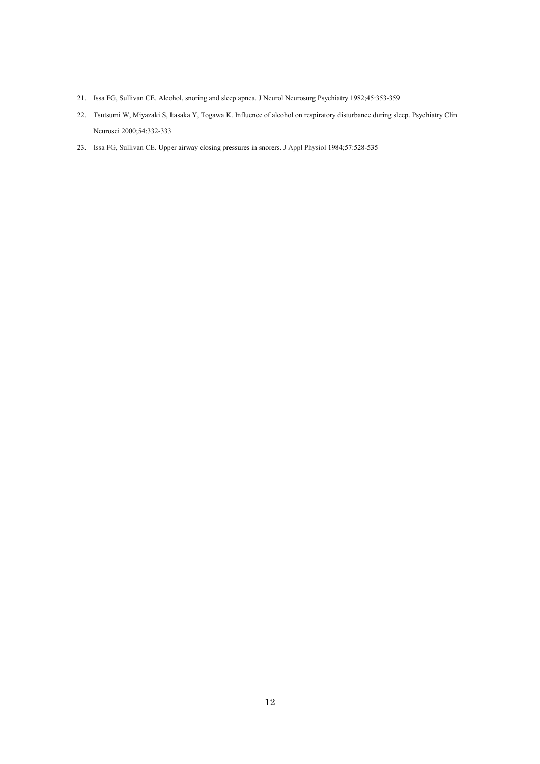21. Issa FG, Sullivan CE. Alcohol, snoring and sleep apnea. J Neurol Neurosurg Psychiatry 1982;45:353-359

22. Tsutsumi W, Miyazaki S, Itasaka Y, Togawa K. Influence of alcohol on respiratory disturbance during sleep. Psychiatry Clin Neurosci 2000;54:332-333

23. Issa FG, Sullivan CE. Upper airway closing pressures in snorers. J Appl Physiol 1984;57:528-535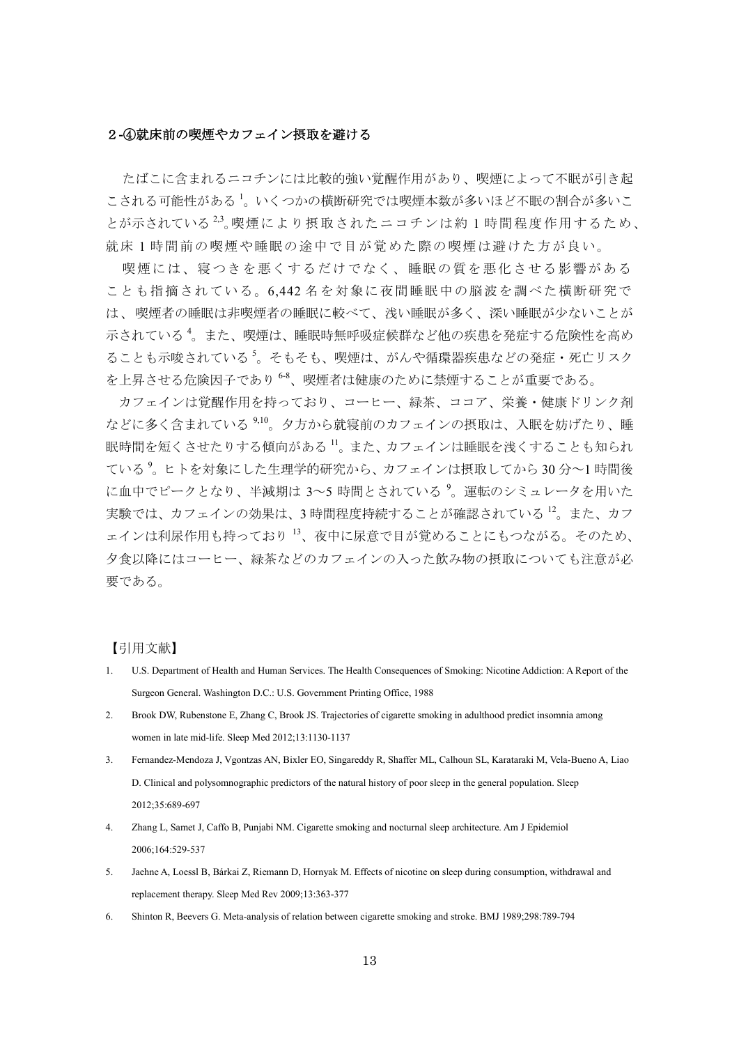### ２-④就床前の喫煙やカフェイン摂取を避ける

たばこに含まれるニコチンには比較的強い覚醒作用があり、喫煙によって不眠が引き起こされる可能性がある[1]。いくつかの横断研究では喫煙本数が多いほど不眠の割合が多いことが示されている[2,3]。喫煙により摂取されたニコチンは約 1 時間程度作用するため、就床 1 時間前の喫煙や睡眠の途中で目が覚めた際の喫煙は避けた方が良い。

喫煙には、寝つきを悪くするだけでなく、睡眠の質を悪化させる影響があることも指摘されている。6,442 名を対象に夜間睡眠中の脳波を調べた横断研究では、喫煙者の睡眠は非喫煙者の睡眠に較べて、浅い睡眠が多く、深い睡眠が少ないことが示されている[4]。また、喫煙は、睡眠時無呼吸症候群など他の疾患を発症する危険性を高めることも示唆されている[5]。そもそも、喫煙は、がんや循環器疾患などの発症・死亡リスクを上昇させる危険因子であり[6-8]、喫煙者は健康のために禁煙することが重要である。

カフェインは覚醒作用を持っており、コーヒー、緑茶、ココア、栄養・健康ドリンク剤などに多く含まれている[9,10]。夕方から就寝前のカフェインの摂取は、入眠を妨げたり、睡眠時間を短くさせたりする傾向がある[11]。また、カフェインは睡眠を浅くすることも知られている[9]。ヒトを対象にした生理学的研究から、カフェインは摂取してから 30 分～1 時間後に血中でピークとなり、半減期は 3～5 時間とされている[9]。運転のシミュレータを用いた実験では、カフェインの効果は、3 時間程度持続することが確認されている[12]。また、カフェインは利尿作用も持っており[13]、夜中に尿意で目が覚めることにもつながる。そのため、夕食以降にはコーヒー、緑茶などのカフェインの入った飲み物の摂取についても注意が必要である。

【引用文献】

1. U.S. Department of Health and Human Services. The Health Consequences of Smoking: Nicotine Addiction: A Report of the Surgeon General. Washington D.C.: U.S. Government Printing Office, 1988
2. Brook DW, Rubenstone E, Zhang C, Brook JS. Trajectories of cigarette smoking in adulthood predict insomnia among women in late mid-life. Sleep Med 2012;13:1130-1137
3. Fernandez-Mendoza J, Vgontzas AN, Bixler EO, Singareddy R, Shaffer ML, Calhoun SL, Karataraki M, Vela-Bueno A, Liao D. Clinical and polysomnographic predictors of the natural history of poor sleep in the general population. Sleep 2012;35:689-697
4. Zhang L, Samet J, Caffo B, Punjabi NM. Cigarette smoking and nocturnal sleep architecture. Am J Epidemiol 2006;164:529-537
5. Jaehne A, Loessl B, Bárkai Z, Riemann D, Hornyak M. Effects of nicotine on sleep during consumption, withdrawal and replacement therapy. Sleep Med Rev 2009;13:363-377
6. Shinton R, Beevers G. Meta-analysis of relation between cigarette smoking and stroke. BMJ 1989;298:789-794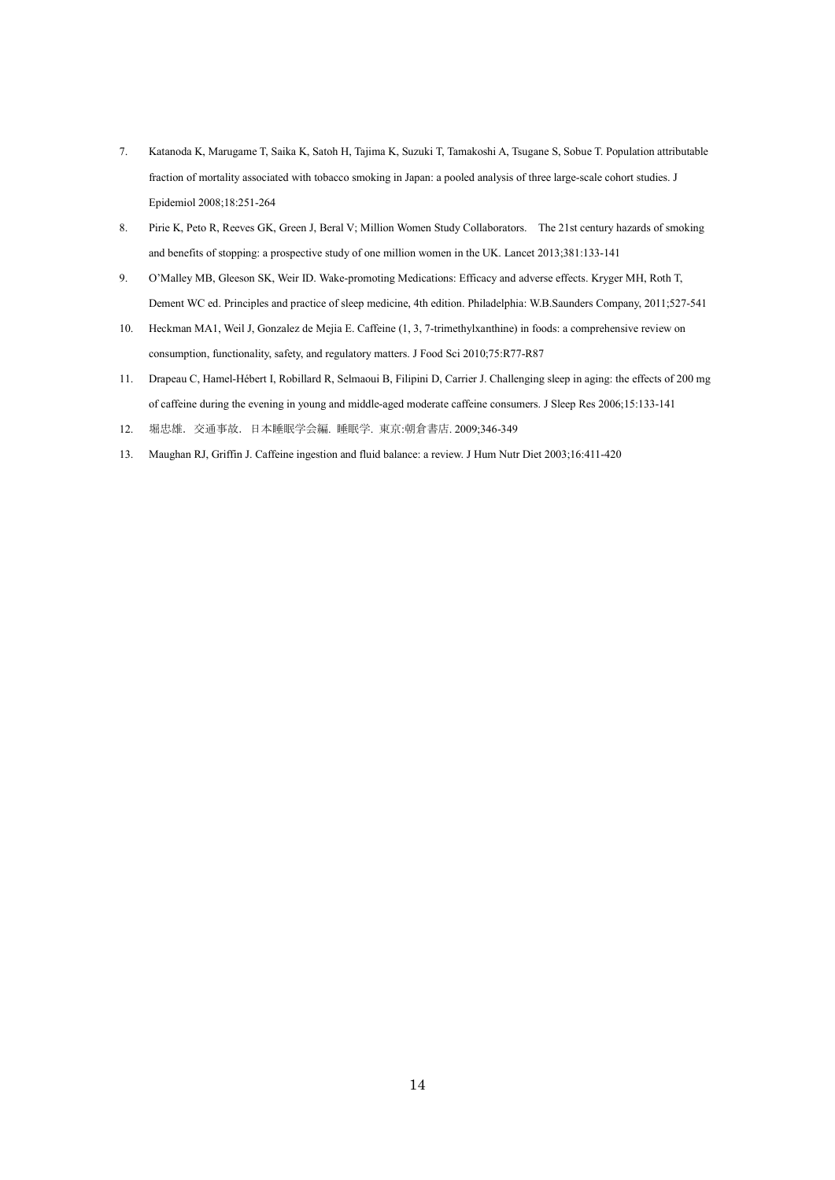7. Katanoda K, Marugame T, Saika K, Satoh H, Tajima K, Suzuki T, Tamakoshi A, Tsugane S, Sobue T. Population attributable fraction of mortality associated with tobacco smoking in Japan: a pooled analysis of three large-scale cohort studies. J Epidemiol 2008;18:251-264
8. Pirie K, Peto R, Reeves GK, Green J, Beral V; Million Women Study Collaborators.　The 21st century hazards of smoking and benefits of stopping: a prospective study of one million women in the UK. Lancet 2013;381:133-141
9. O'Malley MB, Gleeson SK, Weir ID. Wake-promoting Medications: Efficacy and adverse effects. Kryger MH, Roth T, Dement WC ed. Principles and practice of sleep medicine, 4th edition. Philadelphia: W.B.Saunders Company, 2011;527-541
10. Heckman MA1, Weil J, Gonzalez de Mejia E. Caffeine (1, 3, 7-trimethylxanthine) in foods: a comprehensive review on consumption, functionality, safety, and regulatory matters. J Food Sci 2010;75:R77-R87
11. Drapeau C, Hamel-Hébert I, Robillard R, Selmaoui B, Filipini D, Carrier J. Challenging sleep in aging: the effects of 200 mg of caffeine during the evening in young and middle-aged moderate caffeine consumers. J Sleep Res 2006;15:133-141
12. 堀忠雄．交通事故．日本睡眠学会編．睡眠学．東京:朝倉書店. 2009;346-349
13. Maughan RJ, Griffin J. Caffeine ingestion and fluid balance: a review. J Hum Nutr Diet 2003;16:411-420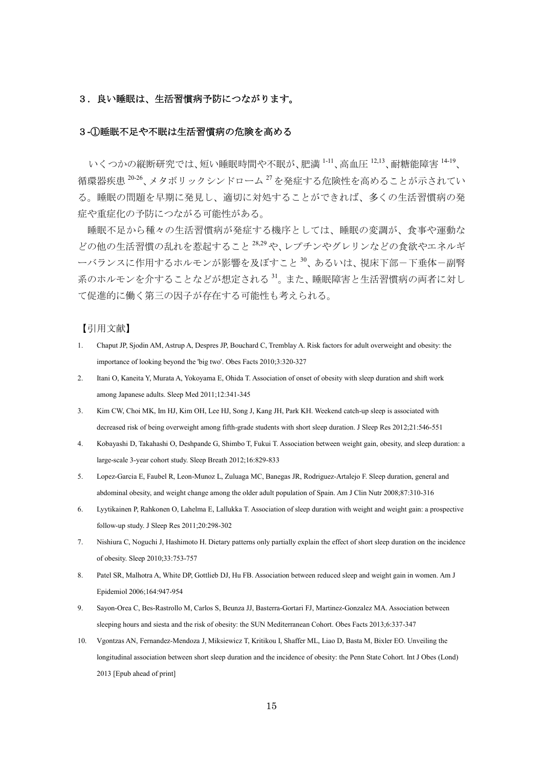## ３．良い睡眠は、生活習慣病予防につながります。

### ３-①睡眠不足や不眠は生活習慣病の危険を高める

いくつかの縦断研究では、短い睡眠時間や不眠が、肥満[1-11]、高血圧[12,13]、耐糖能障害[14-19]、循環器疾患[20-26]、メタボリックシンドローム[27]を発症する危険性を高めることが示されている。睡眠の問題を早期に発見し、適切に対処することができれば、多くの生活習慣病の発症や重症化の予防につながる可能性がある。

睡眠不足から種々の生活習慣病が発症する機序としては、睡眠の変調が、食事や運動などの他の生活習慣の乱れを惹起すること[28,29]や、レプチンやグレリンなどの食欲やエネルギーバランスに作用するホルモンが影響を及ぼすこと[30]、あるいは、視床下部－下垂体－副腎系のホルモンを介することなどが想定される[31]。また、睡眠障害と生活習慣病の両者に対して促進的に働く第三の因子が存在する可能性も考えられる。

【引用文献】

1. Chaput JP, Sjodin AM, Astrup A, Despres JP, Bouchard C, Tremblay A. Risk factors for adult overweight and obesity: the importance of looking beyond the 'big two'. Obes Facts 2010;3:320-327
2. Itani O, Kaneita Y, Murata A, Yokoyama E, Ohida T. Association of onset of obesity with sleep duration and shift work among Japanese adults. Sleep Med 2011;12:341-345
3. Kim CW, Choi MK, Im HJ, Kim OH, Lee HJ, Song J, Kang JH, Park KH. Weekend catch-up sleep is associated with decreased risk of being overweight among fifth-grade students with short sleep duration. J Sleep Res 2012;21:546-551
4. Kobayashi D, Takahashi O, Deshpande G, Shimbo T, Fukui T. Association between weight gain, obesity, and sleep duration: a large-scale 3-year cohort study. Sleep Breath 2012;16:829-833
5. Lopez-Garcia E, Faubel R, Leon-Munoz L, Zuluaga MC, Banegas JR, Rodriguez-Artalejo F. Sleep duration, general and abdominal obesity, and weight change among the older adult population of Spain. Am J Clin Nutr 2008;87:310-316
6. Lyytikainen P, Rahkonen O, Lahelma E, Lallukka T. Association of sleep duration with weight and weight gain: a prospective follow-up study. J Sleep Res 2011;20:298-302
7. Nishiura C, Noguchi J, Hashimoto H. Dietary patterns only partially explain the effect of short sleep duration on the incidence of obesity. Sleep 2010;33:753-757
8. Patel SR, Malhotra A, White DP, Gottlieb DJ, Hu FB. Association between reduced sleep and weight gain in women. Am J Epidemiol 2006;164:947-954
9. Sayon-Orea C, Bes-Rastrollo M, Carlos S, Beunza JJ, Basterra-Gortari FJ, Martinez-Gonzalez MA. Association between sleeping hours and siesta and the risk of obesity: the SUN Mediterranean Cohort. Obes Facts 2013;6:337-347
10. Vgontzas AN, Fernandez-Mendoza J, Miksiewicz T, Kritikou I, Shaffer ML, Liao D, Basta M, Bixler EO. Unveiling the longitudinal association between short sleep duration and the incidence of obesity: the Penn State Cohort. Int J Obes (Lond) 2013 [Epub ahead of print]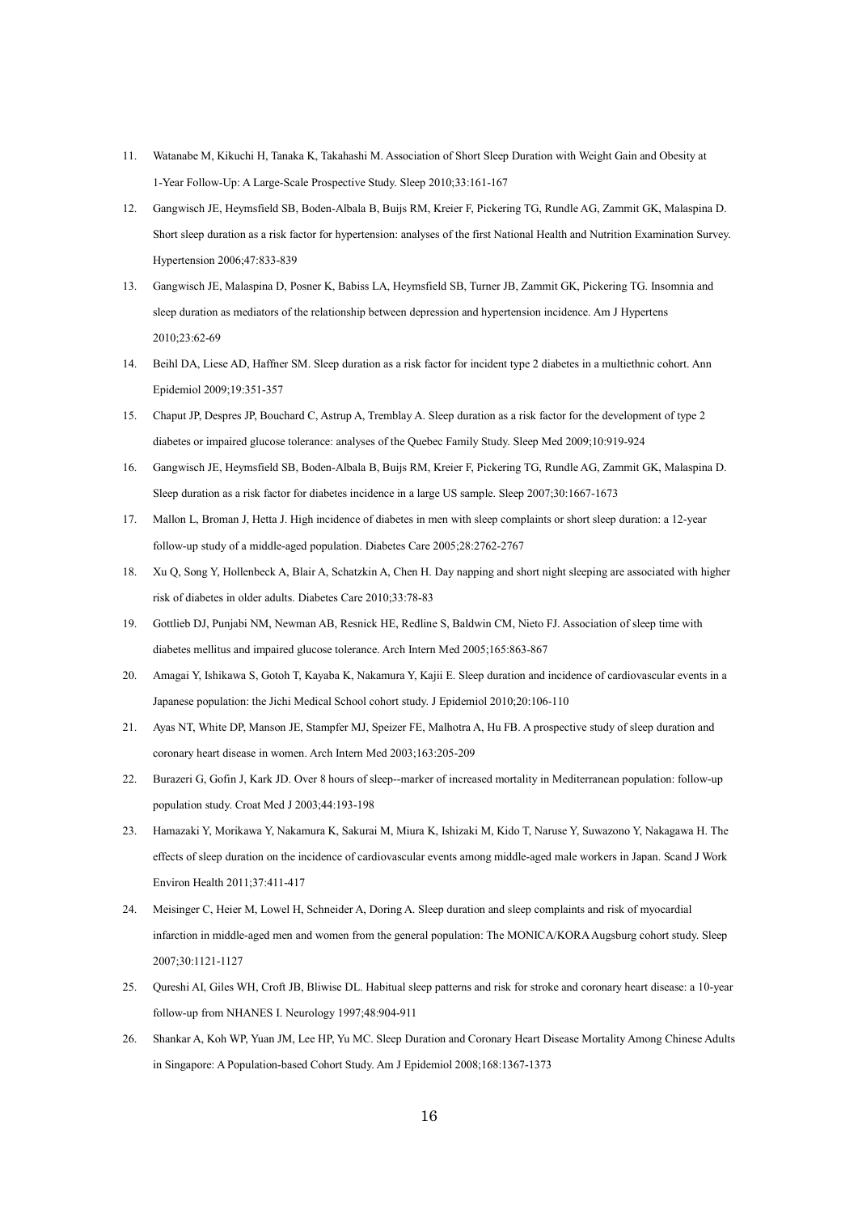11. Watanabe M, Kikuchi H, Tanaka K, Takahashi M. Association of Short Sleep Duration with Weight Gain and Obesity at 1-Year Follow-Up: A Large-Scale Prospective Study. Sleep 2010;33:161-167
12. Gangwisch JE, Heymsfield SB, Boden-Albala B, Buijs RM, Kreier F, Pickering TG, Rundle AG, Zammit GK, Malaspina D. Short sleep duration as a risk factor for hypertension: analyses of the first National Health and Nutrition Examination Survey. Hypertension 2006;47:833-839
13. Gangwisch JE, Malaspina D, Posner K, Babiss LA, Heymsfield SB, Turner JB, Zammit GK, Pickering TG. Insomnia and sleep duration as mediators of the relationship between depression and hypertension incidence. Am J Hypertens 2010;23:62-69
14. Beihl DA, Liese AD, Haffner SM. Sleep duration as a risk factor for incident type 2 diabetes in a multiethnic cohort. Ann Epidemiol 2009;19:351-357
15. Chaput JP, Despres JP, Bouchard C, Astrup A, Tremblay A. Sleep duration as a risk factor for the development of type 2 diabetes or impaired glucose tolerance: analyses of the Quebec Family Study. Sleep Med 2009;10:919-924
16. Gangwisch JE, Heymsfield SB, Boden-Albala B, Buijs RM, Kreier F, Pickering TG, Rundle AG, Zammit GK, Malaspina D. Sleep duration as a risk factor for diabetes incidence in a large US sample. Sleep 2007;30:1667-1673
17. Mallon L, Broman J, Hetta J. High incidence of diabetes in men with sleep complaints or short sleep duration: a 12-year follow-up study of a middle-aged population. Diabetes Care 2005;28:2762-2767
18. Xu Q, Song Y, Hollenbeck A, Blair A, Schatzkin A, Chen H. Day napping and short night sleeping are associated with higher risk of diabetes in older adults. Diabetes Care 2010;33:78-83
19. Gottlieb DJ, Punjabi NM, Newman AB, Resnick HE, Redline S, Baldwin CM, Nieto FJ. Association of sleep time with diabetes mellitus and impaired glucose tolerance. Arch Intern Med 2005;165:863-867
20. Amagai Y, Ishikawa S, Gotoh T, Kayaba K, Nakamura Y, Kajii E. Sleep duration and incidence of cardiovascular events in a Japanese population: the Jichi Medical School cohort study. J Epidemiol 2010;20:106-110
21. Ayas NT, White DP, Manson JE, Stampfer MJ, Speizer FE, Malhotra A, Hu FB. A prospective study of sleep duration and coronary heart disease in women. Arch Intern Med 2003;163:205-209
22. Burazeri G, Gofin J, Kark JD. Over 8 hours of sleep--marker of increased mortality in Mediterranean population: follow-up population study. Croat Med J 2003;44:193-198
23. Hamazaki Y, Morikawa Y, Nakamura K, Sakurai M, Miura K, Ishizaki M, Kido T, Naruse Y, Suwazono Y, Nakagawa H. The effects of sleep duration on the incidence of cardiovascular events among middle-aged male workers in Japan. Scand J Work Environ Health 2011;37:411-417
24. Meisinger C, Heier M, Lowel H, Schneider A, Doring A. Sleep duration and sleep complaints and risk of myocardial infarction in middle-aged men and women from the general population: The MONICA/KORA Augsburg cohort study. Sleep 2007;30:1121-1127
25. Qureshi AI, Giles WH, Croft JB, Bliwise DL. Habitual sleep patterns and risk for stroke and coronary heart disease: a 10-year follow-up from NHANES I. Neurology 1997;48:904-911
26. Shankar A, Koh WP, Yuan JM, Lee HP, Yu MC. Sleep Duration and Coronary Heart Disease Mortality Among Chinese Adults in Singapore: A Population-based Cohort Study. Am J Epidemiol 2008;168:1367-1373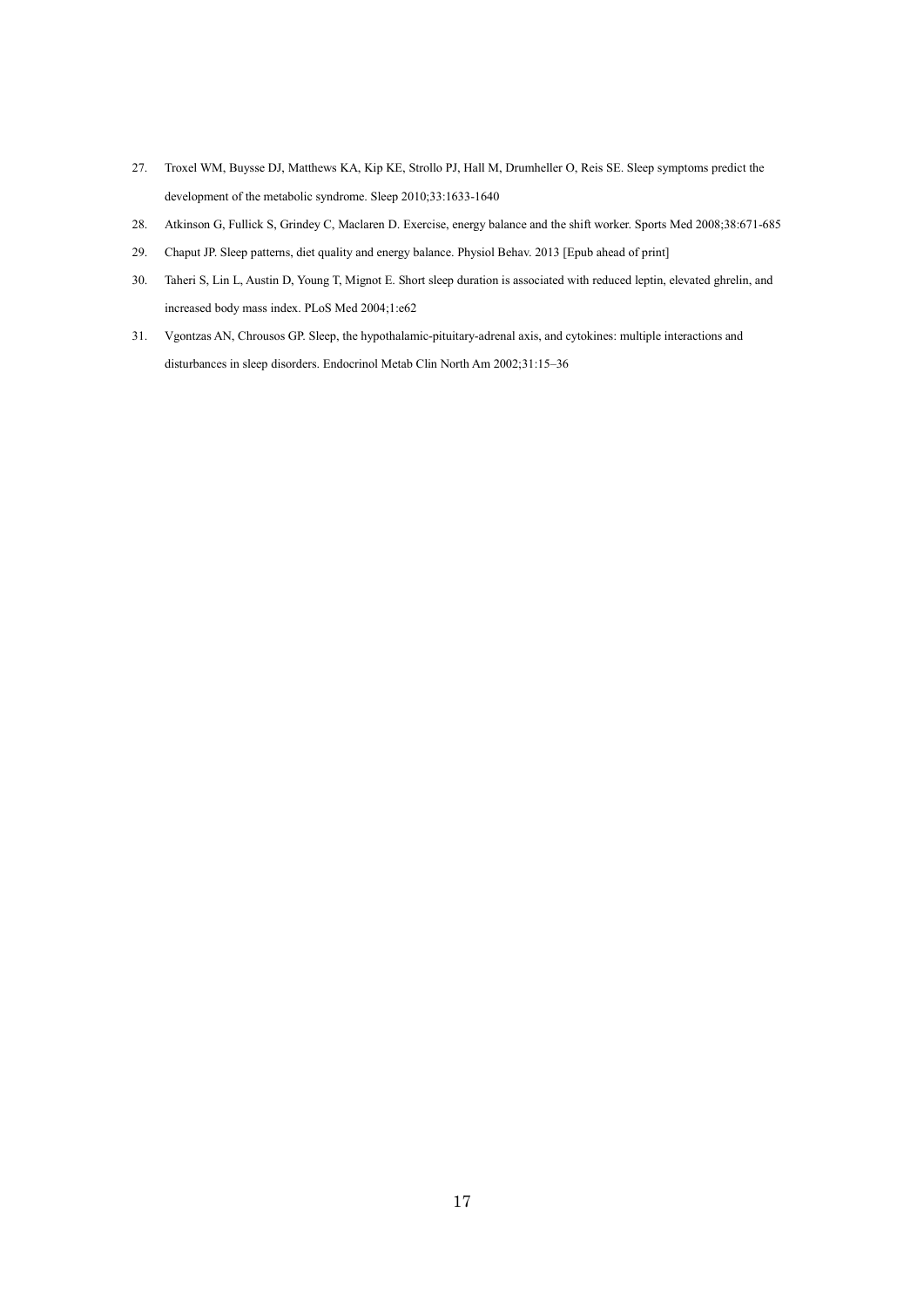27. Troxel WM, Buysse DJ, Matthews KA, Kip KE, Strollo PJ, Hall M, Drumheller O, Reis SE. Sleep symptoms predict the development of the metabolic syndrome. Sleep 2010;33:1633-1640
28. Atkinson G, Fullick S, Grindey C, Maclaren D. Exercise, energy balance and the shift worker. Sports Med 2008;38:671-685
29. Chaput JP. Sleep patterns, diet quality and energy balance. Physiol Behav. 2013 [Epub ahead of print]
30. Taheri S, Lin L, Austin D, Young T, Mignot E. Short sleep duration is associated with reduced leptin, elevated ghrelin, and increased body mass index. PLoS Med 2004;1:e62
31. Vgontzas AN, Chrousos GP. Sleep, the hypothalamic-pituitary-adrenal axis, and cytokines: multiple interactions and disturbances in sleep disorders. Endocrinol Metab Clin North Am 2002;31:15–36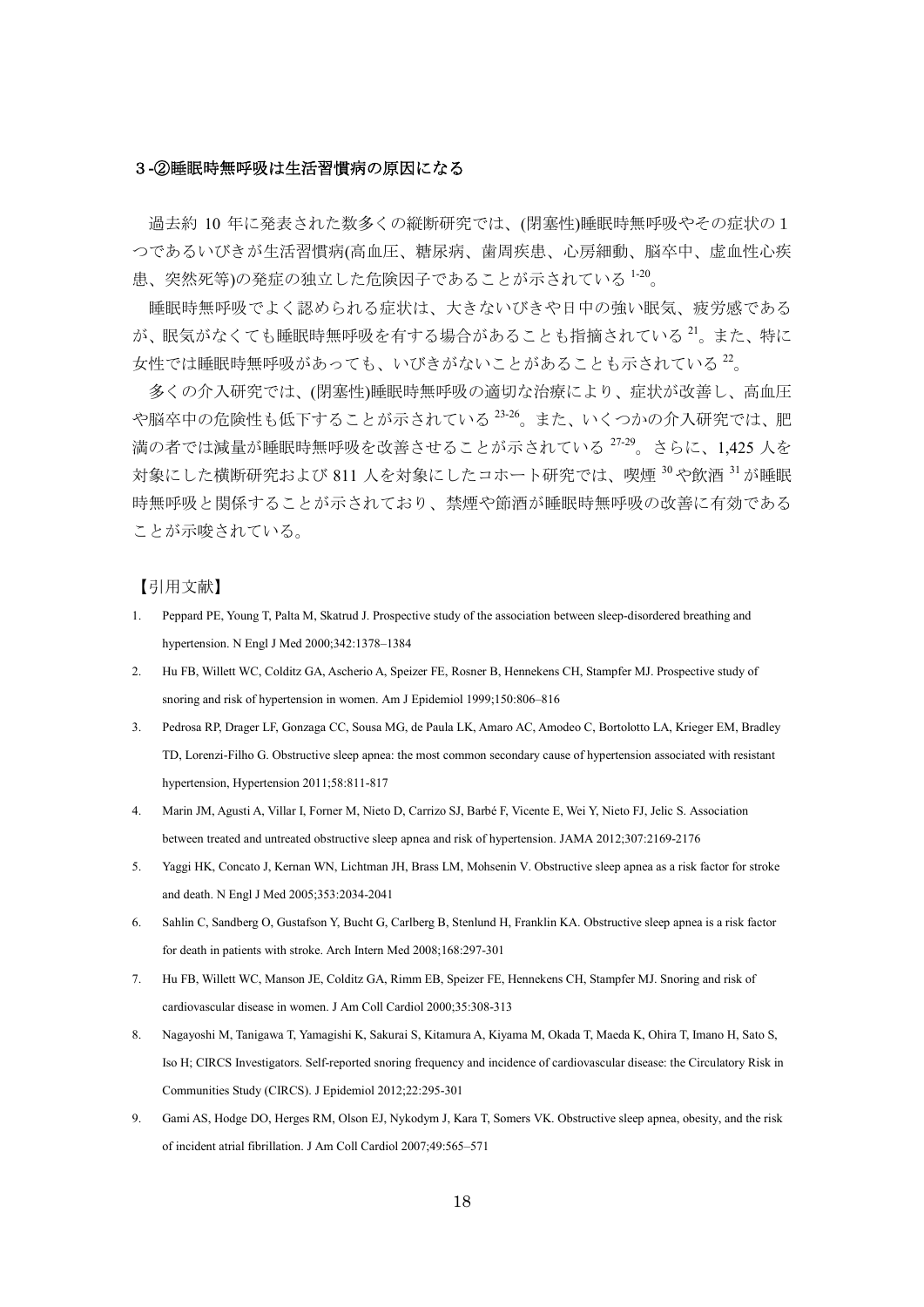### ３-②睡眠時無呼吸は生活習慣病の原因になる

過去約 10 年に発表された数多くの縦断研究では、(閉塞性)睡眠時無呼吸やその症状の 1 つであるいびきが生活習慣病(高血圧、糖尿病、歯周疾患、心房細動、脳卒中、虚血性心疾患、突然死等)の発症の独立した危険因子であることが示されている[1-20]。

睡眠時無呼吸でよく認められる症状は、大きないびきや日中の強い眠気、疲労感であるが、眠気がなくても睡眠時無呼吸を有する場合があることも指摘されている[21]。また、特に女性では睡眠時無呼吸があっても、いびきがないことがあることも示されている[22]。

多くの介入研究では、(閉塞性)睡眠時無呼吸の適切な治療により、症状が改善し、高血圧や脳卒中の危険性も低下することが示されている[23-26]。また、いくつかの介入研究では、肥満の者では減量が睡眠時無呼吸を改善させることが示されている[27-29]。さらに、1,425 人を対象にした横断研究および 811 人を対象にしたコホート研究では、喫煙[30]や飲酒[31]が睡眠時無呼吸と関係することが示されており、禁煙や節酒が睡眠時無呼吸の改善に有効であることが示唆されている。

【引用文献】

1. Peppard PE, Young T, Palta M, Skatrud J. Prospective study of the association between sleep-disordered breathing and hypertension. N Engl J Med 2000;342:1378–1384
2. Hu FB, Willett WC, Colditz GA, Ascherio A, Speizer FE, Rosner B, Hennekens CH, Stampfer MJ. Prospective study of snoring and risk of hypertension in women. Am J Epidemiol 1999;150:806–816
3. Pedrosa RP, Drager LF, Gonzaga CC, Sousa MG, de Paula LK, Amaro AC, Amodeo C, Bortolotto LA, Krieger EM, Bradley TD, Lorenzi-Filho G. Obstructive sleep apnea: the most common secondary cause of hypertension associated with resistant hypertension, Hypertension 2011;58:811-817
4. Marin JM, Agusti A, Villar I, Forner M, Nieto D, Carrizo SJ, Barbé F, Vicente E, Wei Y, Nieto FJ, Jelic S. Association between treated and untreated obstructive sleep apnea and risk of hypertension. JAMA 2012;307:2169-2176
5. Yaggi HK, Concato J, Kernan WN, Lichtman JH, Brass LM, Mohsenin V. Obstructive sleep apnea as a risk factor for stroke and death. N Engl J Med 2005;353:2034-2041
6. Sahlin C, Sandberg O, Gustafson Y, Bucht G, Carlberg B, Stenlund H, Franklin KA. Obstructive sleep apnea is a risk factor for death in patients with stroke. Arch Intern Med 2008;168:297-301
7. Hu FB, Willett WC, Manson JE, Colditz GA, Rimm EB, Speizer FE, Hennekens CH, Stampfer MJ. Snoring and risk of cardiovascular disease in women. J Am Coll Cardiol 2000;35:308-313
8. Nagayoshi M, Tanigawa T, Yamagishi K, Sakurai S, Kitamura A, Kiyama M, Okada T, Maeda K, Ohira T, Imano H, Sato S, Iso H; CIRCS Investigators. Self-reported snoring frequency and incidence of cardiovascular disease: the Circulatory Risk in Communities Study (CIRCS). J Epidemiol 2012;22:295-301
9. Gami AS, Hodge DO, Herges RM, Olson EJ, Nykodym J, Kara T, Somers VK. Obstructive sleep apnea, obesity, and the risk of incident atrial fibrillation. J Am Coll Cardiol 2007;49:565–571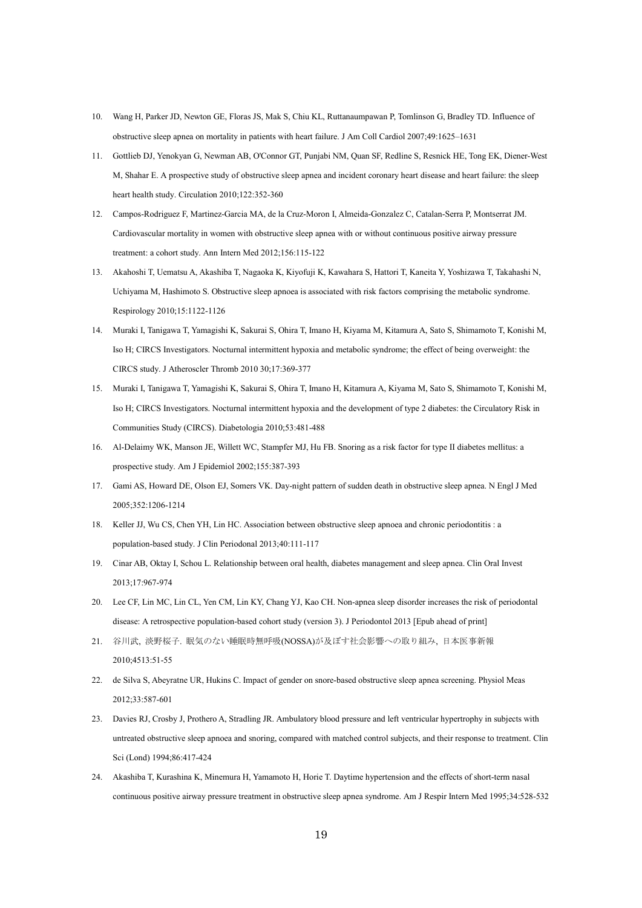10. Wang H, Parker JD, Newton GE, Floras JS, Mak S, Chiu KL, Ruttanaumpawan P, Tomlinson G, Bradley TD. Influence of obstructive sleep apnea on mortality in patients with heart failure. J Am Coll Cardiol 2007;49:1625–1631
11. Gottlieb DJ, Yenokyan G, Newman AB, O'Connor GT, Punjabi NM, Quan SF, Redline S, Resnick HE, Tong EK, Diener-West M, Shahar E. A prospective study of obstructive sleep apnea and incident coronary heart disease and heart failure: the sleep heart health study. Circulation 2010;122:352-360
12. Campos-Rodriguez F, Martinez-Garcia MA, de la Cruz-Moron I, Almeida-Gonzalez C, Catalan-Serra P, Montserrat JM. Cardiovascular mortality in women with obstructive sleep apnea with or without continuous positive airway pressure treatment: a cohort study. Ann Intern Med 2012;156:115-122
13. Akahoshi T, Uematsu A, Akashiba T, Nagaoka K, Kiyofuji K, Kawahara S, Hattori T, Kaneita Y, Yoshizawa T, Takahashi N, Uchiyama M, Hashimoto S. Obstructive sleep apnoea is associated with risk factors comprising the metabolic syndrome. Respirology 2010;15:1122-1126
14. Muraki I, Tanigawa T, Yamagishi K, Sakurai S, Ohira T, Imano H, Kiyama M, Kitamura A, Sato S, Shimamoto T, Konishi M, Iso H; CIRCS Investigators. Nocturnal intermittent hypoxia and metabolic syndrome; the effect of being overweight: the CIRCS study. J Atheroscler Thromb 2010 30;17:369-377
15. Muraki I, Tanigawa T, Yamagishi K, Sakurai S, Ohira T, Imano H, Kitamura A, Kiyama M, Sato S, Shimamoto T, Konishi M, Iso H; CIRCS Investigators. Nocturnal intermittent hypoxia and the development of type 2 diabetes: the Circulatory Risk in Communities Study (CIRCS). Diabetologia 2010;53:481-488
16. Al-Delaimy WK, Manson JE, Willett WC, Stampfer MJ, Hu FB. Snoring as a risk factor for type II diabetes mellitus: a prospective study. Am J Epidemiol 2002;155:387-393
17. Gami AS, Howard DE, Olson EJ, Somers VK. Day-night pattern of sudden death in obstructive sleep apnea. N Engl J Med 2005;352:1206-1214
18. Keller JJ, Wu CS, Chen YH, Lin HC. Association between obstructive sleep apnoea and chronic periodontitis : a population-based study. J Clin Periodonal 2013;40:111-117
19. Cinar AB, Oktay I, Schou L. Relationship between oral health, diabetes management and sleep apnea. Clin Oral Invest 2013;17:967-974
20. Lee CF, Lin MC, Lin CL, Yen CM, Lin KY, Chang YJ, Kao CH. Non-apnea sleep disorder increases the risk of periodontal disease: A retrospective population-based cohort study (version 3). J Periodontol 2013 [Epub ahead of print]
21. 谷川武, 淡野桜子. 眠気のない睡眠時無呼吸(NOSSA)が及ぼす社会影響への取り組み, 日本医事新報 2010;4513:51-55
22. de Silva S, Abeyratne UR, Hukins C. Impact of gender on snore-based obstructive sleep apnea screening. Physiol Meas 2012;33:587-601
23. Davies RJ, Crosby J, Prothero A, Stradling JR. Ambulatory blood pressure and left ventricular hypertrophy in subjects with untreated obstructive sleep apnoea and snoring, compared with matched control subjects, and their response to treatment. Clin Sci (Lond) 1994;86:417-424
24. Akashiba T, Kurashina K, Minemura H, Yamamoto H, Horie T. Daytime hypertension and the effects of short-term nasal continuous positive airway pressure treatment in obstructive sleep apnea syndrome. Am J Respir Intern Med 1995;34:528-532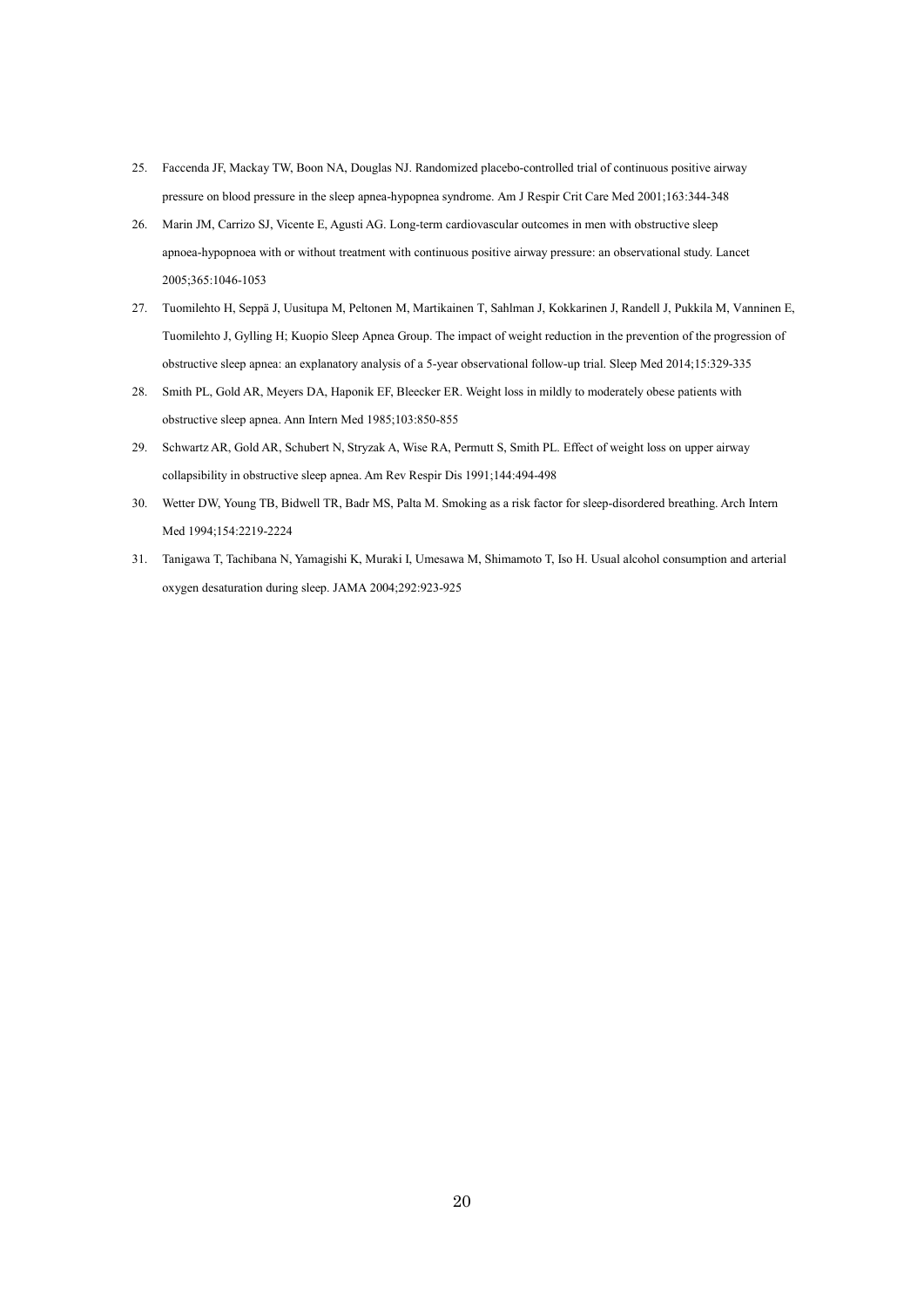25. Faccenda JF, Mackay TW, Boon NA, Douglas NJ. Randomized placebo-controlled trial of continuous positive airway pressure on blood pressure in the sleep apnea-hypopnea syndrome. Am J Respir Crit Care Med 2001;163:344-348
26. Marin JM, Carrizo SJ, Vicente E, Agusti AG. Long-term cardiovascular outcomes in men with obstructive sleep apnoea-hypopnoea with or without treatment with continuous positive airway pressure: an observational study. Lancet 2005;365:1046-1053
27. Tuomilehto H, Seppä J, Uusitupa M, Peltonen M, Martikainen T, Sahlman J, Kokkarinen J, Randell J, Pukkila M, Vanninen E, Tuomilehto J, Gylling H; Kuopio Sleep Apnea Group. The impact of weight reduction in the prevention of the progression of obstructive sleep apnea: an explanatory analysis of a 5-year observational follow-up trial. Sleep Med 2014;15:329-335
28. Smith PL, Gold AR, Meyers DA, Haponik EF, Bleecker ER. Weight loss in mildly to moderately obese patients with obstructive sleep apnea. Ann Intern Med 1985;103:850-855
29. Schwartz AR, Gold AR, Schubert N, Stryzak A, Wise RA, Permutt S, Smith PL. Effect of weight loss on upper airway collapsibility in obstructive sleep apnea. Am Rev Respir Dis 1991;144:494-498
30. Wetter DW, Young TB, Bidwell TR, Badr MS, Palta M. Smoking as a risk factor for sleep-disordered breathing. Arch Intern Med 1994;154:2219-2224
31. Tanigawa T, Tachibana N, Yamagishi K, Muraki I, Umesawa M, Shimamoto T, Iso H. Usual alcohol consumption and arterial oxygen desaturation during sleep. JAMA 2004;292:923-925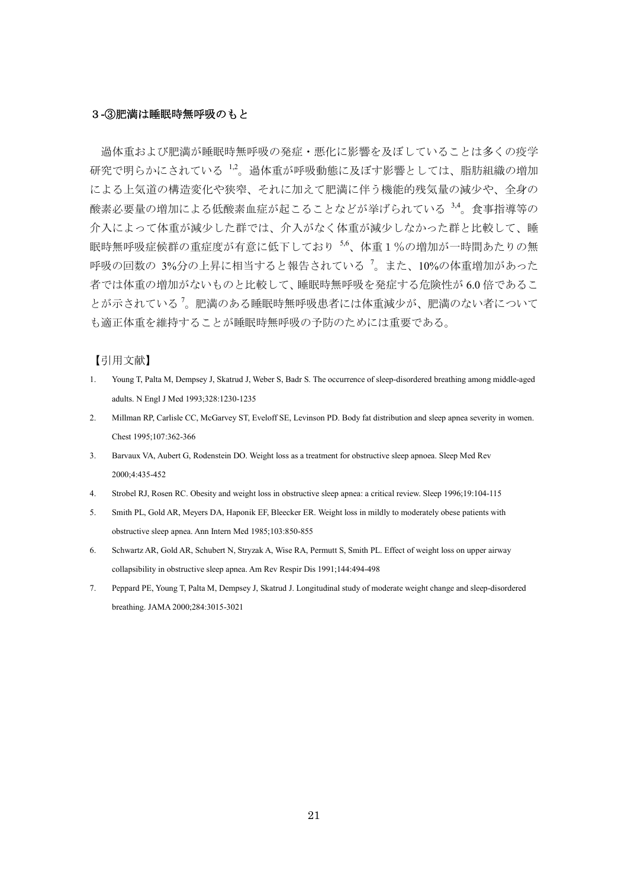### ３-③肥満は睡眠時無呼吸のもと

過体重および肥満が睡眠時無呼吸の発症・悪化に影響を及ぼしていることは多くの疫学研究で明らかにされている[1,2]。過体重が呼吸動態に及ぼす影響としては、脂肪組織の増加による上気道の構造変化や狭窄、それに加えて肥満に伴う機能的残気量の減少や、全身の酸素必要量の増加による低酸素血症が起こることなどが挙げられている[3,4]。食事指導等の介入によって体重が減少した群では、介入がなく体重が減少しなかった群と比較して、睡眠時無呼吸症候群の重症度が有意に低下しており[5,6]、体重１％の増加が一時間あたりの無呼吸の回数の 3%分の上昇に相当すると報告されている[7]。また、10%の体重増加があった者では体重の増加がないものと比較して、睡眠時無呼吸を発症する危険性が 6.0 倍であることが示されている[7]。肥満のある睡眠時無呼吸患者には体重減少が、肥満のない者についても適正体重を維持することが睡眠時無呼吸の予防のためには重要である。

【引用文献】

1. Young T, Palta M, Dempsey J, Skatrud J, Weber S, Badr S. The occurrence of sleep-disordered breathing among middle-aged adults. N Engl J Med 1993;328:1230-1235
2. Millman RP, Carlisle CC, McGarvey ST, Eveloff SE, Levinson PD. Body fat distribution and sleep apnea severity in women. Chest 1995;107:362-366
3. Barvaux VA, Aubert G, Rodenstein DO. Weight loss as a treatment for obstructive sleep apnoea. Sleep Med Rev 2000;4:435-452
4. Strobel RJ, Rosen RC. Obesity and weight loss in obstructive sleep apnea: a critical review. Sleep 1996;19:104-115
5. Smith PL, Gold AR, Meyers DA, Haponik EF, Bleecker ER. Weight loss in mildly to moderately obese patients with obstructive sleep apnea. Ann Intern Med 1985;103:850-855
6. Schwartz AR, Gold AR, Schubert N, Stryzak A, Wise RA, Permutt S, Smith PL. Effect of weight loss on upper airway collapsibility in obstructive sleep apnea. Am Rev Respir Dis 1991;144:494-498
7. Peppard PE, Young T, Palta M, Dempsey J, Skatrud J. Longitudinal study of moderate weight change and sleep-disordered breathing. JAMA 2000;284:3015-3021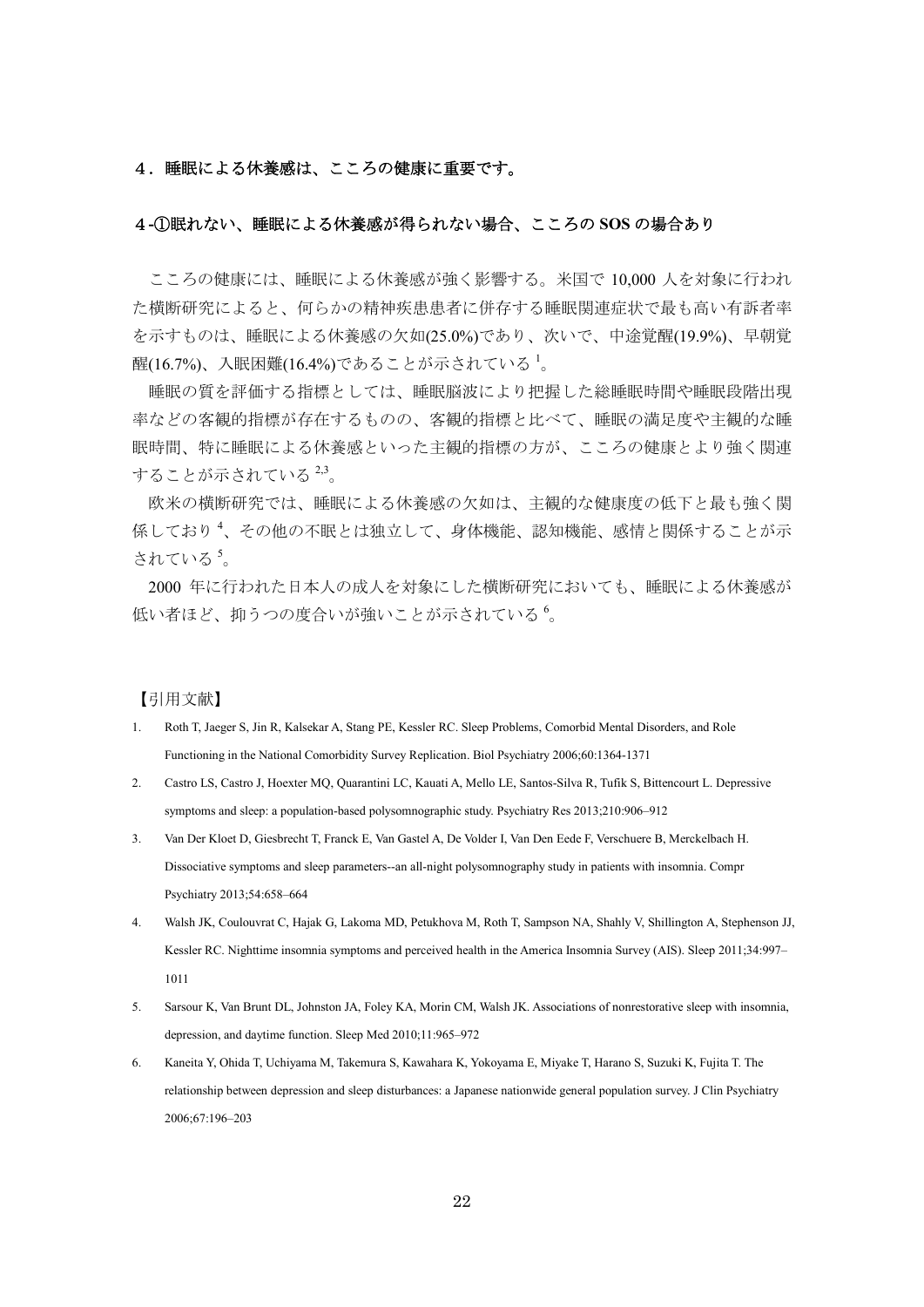## ４．睡眠による休養感は、こころの健康に重要です。

### ４-①眠れない、睡眠による休養感が得られない場合、こころの SOS の場合あり

こころの健康には、睡眠による休養感が強く影響する。米国で 10,000 人を対象に行われた横断研究によると、何らかの精神疾患患者に併存する睡眠関連症状で最も高い有訴者率を示すものは、睡眠による休養感の欠如(25.0%)であり、次いで、中途覚醒(19.9%)、早朝覚醒(16.7%)、入眠困難(16.4%)であることが示されている[1]。

睡眠の質を評価する指標としては、睡眠脳波により把握した総睡眠時間や睡眠段階出現率などの客観的指標が存在するものの、客観的指標と比べて、睡眠の満足度や主観的な睡眠時間、特に睡眠による休養感といった主観的指標の方が、こころの健康とより強く関連することが示されている[2,3]。

欧米の横断研究では、睡眠による休養感の欠如は、主観的な健康度の低下と最も強く関係しており[4]、その他の不眠とは独立して、身体機能、認知機能、感情と関係することが示されている[5]。

2000 年に行われた日本人の成人を対象にした横断研究においても、睡眠による休養感が低い者ほど、抑うつの度合いが強いことが示されている[6]。

【引用文献】

1. Roth T, Jaeger S, Jin R, Kalsekar A, Stang PE, Kessler RC. Sleep Problems, Comorbid Mental Disorders, and Role Functioning in the National Comorbidity Survey Replication. Biol Psychiatry 2006;60:1364-1371
2. Castro LS, Castro J, Hoexter MQ, Quarantini LC, Kauati A, Mello LE, Santos-Silva R, Tufik S, Bittencourt L. Depressive symptoms and sleep: a population-based polysomnographic study. Psychiatry Res 2013;210:906–912
3. Van Der Kloet D, Giesbrecht T, Franck E, Van Gastel A, De Volder I, Van Den Eede F, Verschuere B, Merckelbach H. Dissociative symptoms and sleep parameters--an all-night polysomnography study in patients with insomnia. Compr Psychiatry 2013;54:658–664
4. Walsh JK, Coulouvrat C, Hajak G, Lakoma MD, Petukhova M, Roth T, Sampson NA, Shahly V, Shillington A, Stephenson JJ, Kessler RC. Nighttime insomnia symptoms and perceived health in the America Insomnia Survey (AIS). Sleep 2011;34:997–1011
5. Sarsour K, Van Brunt DL, Johnston JA, Foley KA, Morin CM, Walsh JK. Associations of nonrestorative sleep with insomnia, depression, and daytime function. Sleep Med 2010;11:965–972
6. Kaneita Y, Ohida T, Uchiyama M, Takemura S, Kawahara K, Yokoyama E, Miyake T, Harano S, Suzuki K, Fujita T. The relationship between depression and sleep disturbances: a Japanese nationwide general population survey. J Clin Psychiatry 2006;67:196–203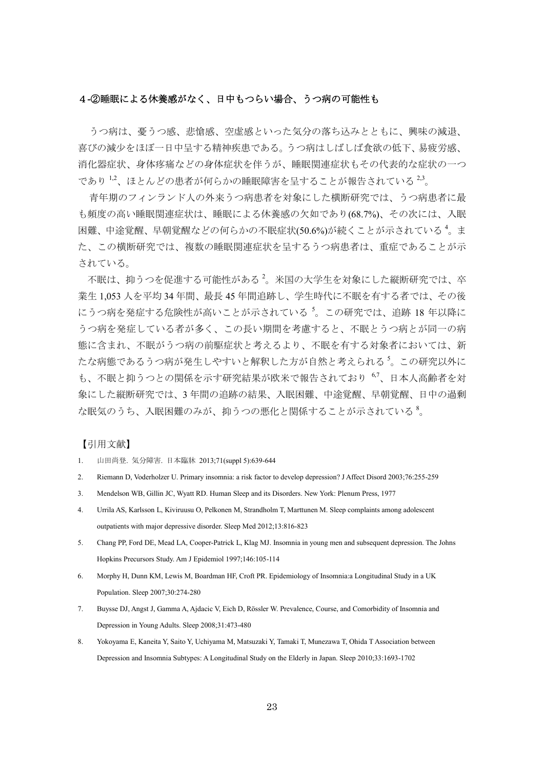## ４-②睡眠による休養感がなく、日中もつらい場合、うつ病の可能性も

うつ病は、憂うつ感、悲愴感、空虚感といった気分の落ち込みとともに、興味の減退、喜びの減少をほぼ一日中呈する精神疾患である。うつ病はしばしば食欲の低下、易疲労感、消化器症状、身体疼痛などの身体症状を伴うが、睡眠関連症状もその代表的な症状の一つであり[1,2]、ほとんどの患者が何らかの睡眠障害を呈することが報告されている[2,3]。

青年期のフィンランド人の外来うつ病患者を対象にした横断研究では、うつ病患者に最も頻度の高い睡眠関連症状は、睡眠による休養感の欠如であり(68.7%)、その次には、入眠困難、中途覚醒、早朝覚醒などの何らかの不眠症状(50.6%)が続くことが示されている[4]。また、この横断研究では、複数の睡眠関連症状を呈するうつ病患者は、重症であることが示されている。

不眠は、抑うつを促進する可能性がある[2]。米国の大学生を対象にした縦断研究では、卒業生 1,053 人を平均 34 年間、最長 45 年間追跡し、学生時代に不眠を有する者では、その後にうつ病を発症する危険性が高いことが示されている[5]。この研究では、追跡 18 年以降にうつ病を発症している者が多く、この長い期間を考慮すると、不眠とうつ病とが同一の病態に含まれ、不眠がうつ病の前駆症状と考えるより、不眠を有する対象者においては、新たな病態であるうつ病が発生しやすいと解釈した方が自然と考えられる[5]。この研究以外にも、不眠と抑うつとの関係を示す研究結果が欧米で報告されており[6,7]、日本人高齢者を対象にした縦断研究では、3 年間の追跡の結果、入眠困難、中途覚醒、早朝覚醒、日中の過剰な眠気のうち、入眠困難のみが、抑うつの悪化と関係することが示されている[8]。

【引用文献】

1. 山田尚登. 気分障害. 日本臨牀 2013;71(suppl 5):639-644
2. Riemann D, Voderholzer U. Primary insomnia: a risk factor to develop depression? J Affect Disord 2003;76:255-259
3. Mendelson WB, Gillin JC, Wyatt RD. Human Sleep and its Disorders. New York: Plenum Press, 1977
4. Urrila AS, Karlsson L, Kiviruusu O, Pelkonen M, Strandholm T, Marttunen M. Sleep complaints among adolescent outpatients with major depressive disorder. Sleep Med 2012;13:816-823
5. Chang PP, Ford DE, Mead LA, Cooper-Patrick L, Klag MJ. Insomnia in young men and subsequent depression. The Johns Hopkins Precursors Study. Am J Epidemiol 1997;146:105-114
6. Morphy H, Dunn KM, Lewis M, Boardman HF, Croft PR. Epidemiology of Insomnia:a Longitudinal Study in a UK Population. Sleep 2007;30:274-280
7. Buysse DJ, Angst J, Gamma A, Ajdacic V, Eich D, Rössler W. Prevalence, Course, and Comorbidity of Insomnia and Depression in Young Adults. Sleep 2008;31:473-480
8. Yokoyama E, Kaneita Y, Saito Y, Uchiyama M, Matsuzaki Y, Tamaki T, Munezawa T, Ohida T Association between Depression and Insomnia Subtypes: A Longitudinal Study on the Elderly in Japan. Sleep 2010;33:1693-1702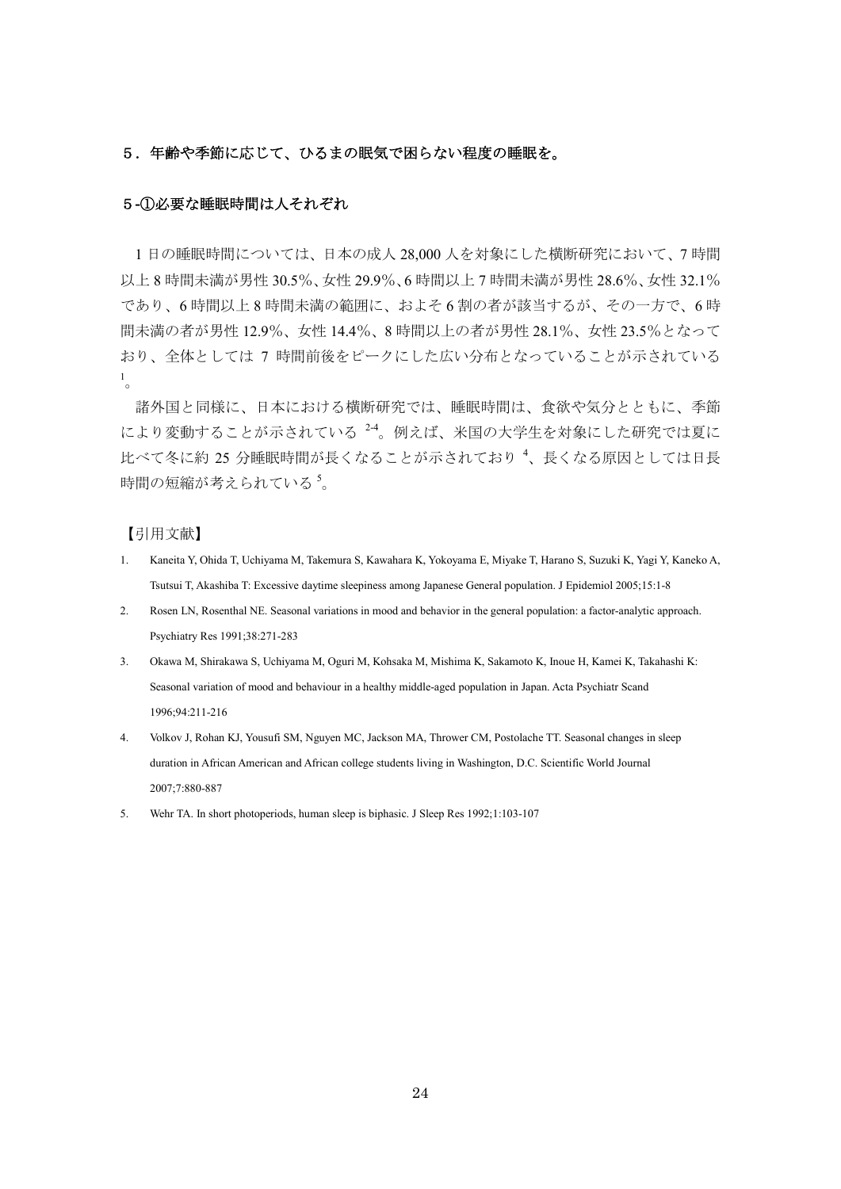## ５．年齢や季節に応じて、ひるまの眠気で困らない程度の睡眠を。

### ５-①必要な睡眠時間は人それぞれ

1 日の睡眠時間については、日本の成人 28,000 人を対象にした横断研究において、7 時間以上 8 時間未満が男性 30.5%、女性 29.9%、6 時間以上 7 時間未満が男性 28.6%、女性 32.1%であり、6 時間以上 8 時間未満の範囲に、およそ 6 割の者が該当するが、その一方で、6 時間未満の者が男性 12.9%、女性 14.4%、8 時間以上の者が男性 28.1%、女性 23.5%となっており、全体としては 7 時間前後をピークにした広い分布となっていることが示されている[1]。

諸外国と同様に、日本における横断研究では、睡眠時間は、食欲や気分とともに、季節により変動することが示されている[2-4]。例えば、米国の大学生を対象にした研究では夏に比べて冬に約 25 分睡眠時間が長くなることが示されており[4]、長くなる原因としては日長時間の短縮が考えられている[5]。

【引用文献】

1. Kaneita Y, Ohida T, Uchiyama M, Takemura S, Kawahara K, Yokoyama E, Miyake T, Harano S, Suzuki K, Yagi Y, Kaneko A, Tsutsui T, Akashiba T: Excessive daytime sleepiness among Japanese General population. J Epidemiol 2005;15:1-8
2. Rosen LN, Rosenthal NE. Seasonal variations in mood and behavior in the general population: a factor-analytic approach. Psychiatry Res 1991;38:271-283
3. Okawa M, Shirakawa S, Uchiyama M, Oguri M, Kohsaka M, Mishima K, Sakamoto K, Inoue H, Kamei K, Takahashi K: Seasonal variation of mood and behaviour in a healthy middle-aged population in Japan. Acta Psychiatr Scand 1996;94:211-216
4. Volkov J, Rohan KJ, Yousufi SM, Nguyen MC, Jackson MA, Thrower CM, Postolache TT. Seasonal changes in sleep duration in African American and African college students living in Washington, D.C. Scientific World Journal 2007;7:880-887
5. Wehr TA. In short photoperiods, human sleep is biphasic. J Sleep Res 1992;1:103-107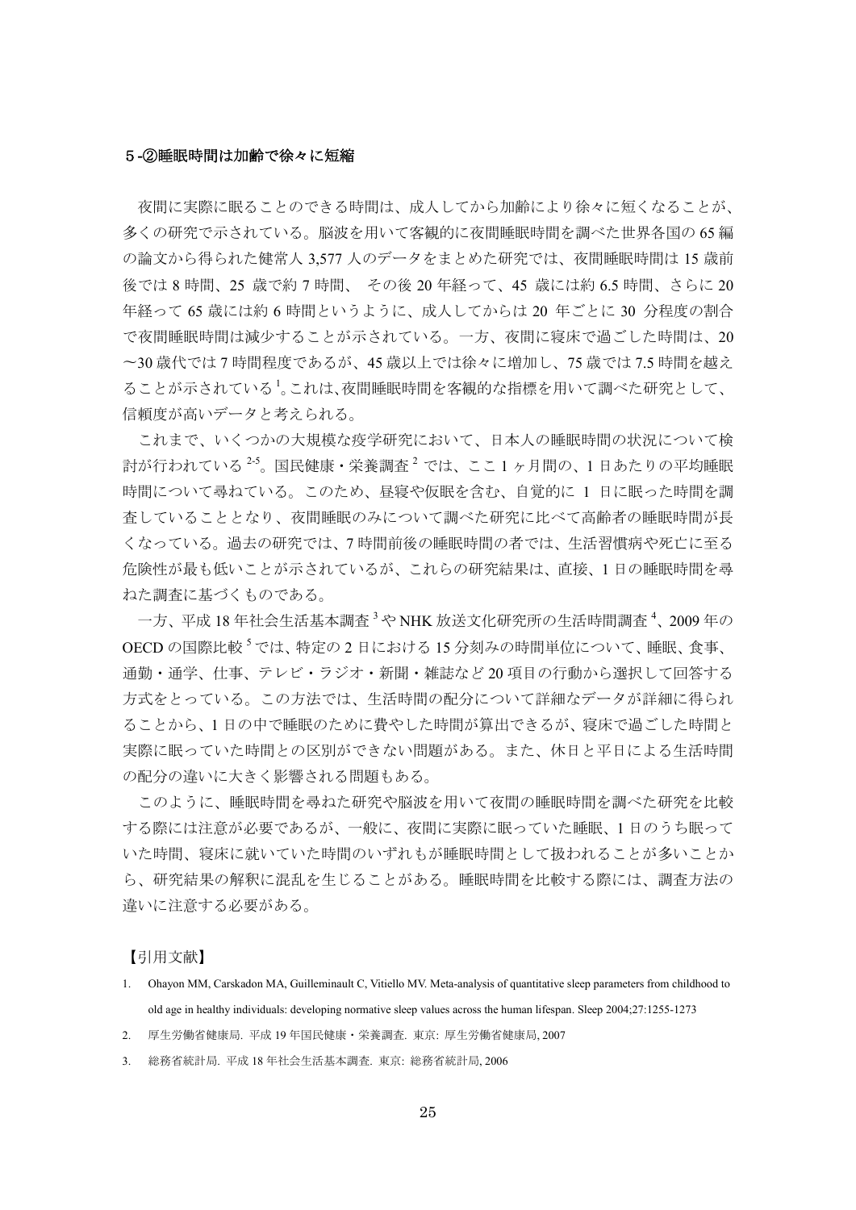### ５-②睡眠時間は加齢で徐々に短縮

夜間に実際に眠ることのできる時間は、成人してから加齢により徐々に短くなることが、多くの研究で示されている。脳波を用いて客観的に夜間睡眠時間を調べた世界各国の 65 編の論文から得られた健常人 3,577 人のデータをまとめた研究では、夜間睡眠時間は 15 歳前後では 8 時間、25 歳で約 7 時間、 その後 20 年経って、45 歳には約 6.5 時間、さらに 20 年経って 65 歳には約 6 時間というように、成人してからは 20 年ごとに 30 分程度の割合で夜間睡眠時間は減少することが示されている。一方、夜間に寝床で過ごした時間は、20〜30 歳代では 7 時間程度であるが、45 歳以上では徐々に増加し、75 歳では 7.5 時間を越えることが示されている[1]。これは、夜間睡眠時間を客観的な指標を用いて調べた研究として、信頼度が高いデータと考えられる。

これまで、いくつかの大規模な疫学研究において、日本人の睡眠時間の状況について検討が行われている[2-5]。国民健康・栄養調査[2]では、ここ 1 ヶ月間の、1 日あたりの平均睡眠時間について尋ねている。このため、昼寝や仮眠を含む、自覚的に 1 日に眠った時間を調査していることとなり、夜間睡眠のみについて調べた研究に比べて高齢者の睡眠時間が長くなっている。過去の研究では、7 時間前後の睡眠時間の者では、生活習慣病や死亡に至る危険性が最も低いことが示されているが、これらの研究結果は、直接、1 日の睡眠時間を尋ねた調査に基づくものである。

一方、平成 18 年社会生活基本調査[3]や NHK 放送文化研究所の生活時間調査[4]、2009 年の OECD の国際比較[5]では、特定の 2 日における 15 分刻みの時間単位について、睡眠、食事、通勤・通学、仕事、テレビ・ラジオ・新聞・雑誌など 20 項目の行動から選択して回答する方式をとっている。この方法では、生活時間の配分について詳細なデータが詳細に得られることから、1 日の中で睡眠のために費やした時間が算出できるが、寝床で過ごした時間と実際に眠っていた時間との区別ができない問題がある。また、休日と平日による生活時間の配分の違いに大きく影響される問題もある。

このように、睡眠時間を尋ねた研究や脳波を用いて夜間の睡眠時間を調べた研究を比較する際には注意が必要であるが、一般に、夜間に実際に眠っていた睡眠、1 日のうち眠っていた時間、寝床に就いていた時間のいずれもが睡眠時間として扱われることが多いことから、研究結果の解釈に混乱を生じることがある。睡眠時間を比較する際には、調査方法の違いに注意する必要がある。

【引用文献】

1. Ohayon MM, Carskadon MA, Guilleminault C, Vitiello MV. Meta-analysis of quantitative sleep parameters from childhood to old age in healthy individuals: developing normative sleep values across the human lifespan. Sleep 2004;27:1255-1273
2. 厚生労働省健康局. 平成 19 年国民健康・栄養調査. 東京: 厚生労働省健康局, 2007
3. 総務省統計局. 平成 18 年社会生活基本調査. 東京: 総務省統計局, 2006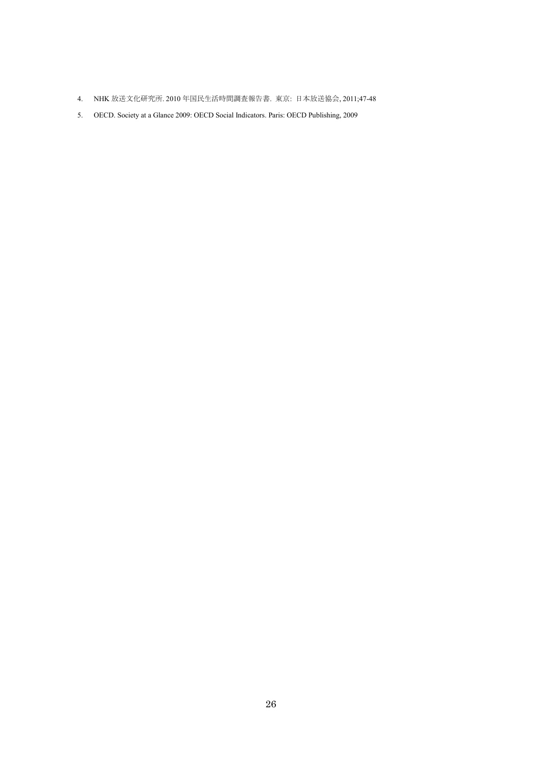4. NHK 放送文化研究所. 2010 年国民生活時間調査報告書. 東京: 日本放送協会, 2011;47-48

5. OECD. Society at a Glance 2009: OECD Social Indicators. Paris: OECD Publishing, 2009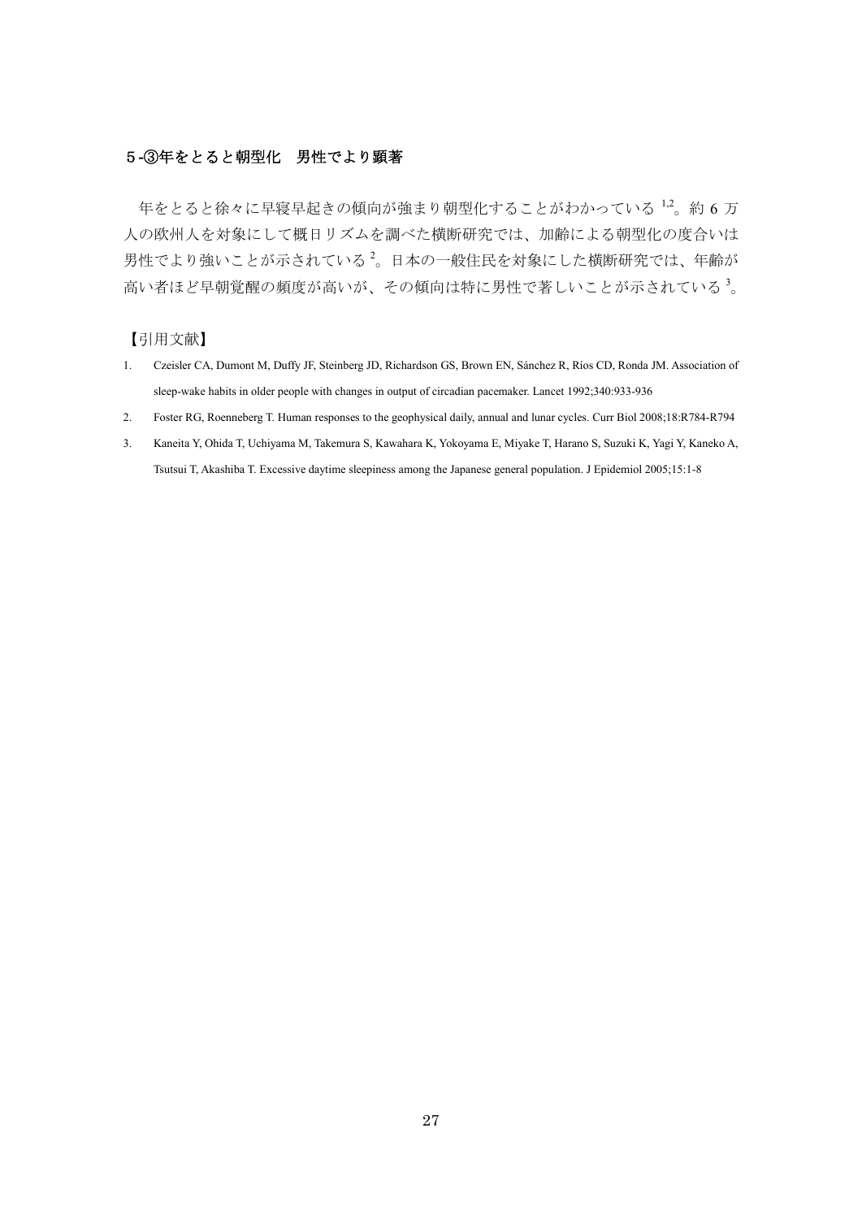### ５-③年をとると朝型化　男性でより顕著

年をとると徐々に早寝早起きの傾向が強まり朝型化することがわかっている[1,2]。約 6 万人の欧州人を対象にして概日リズムを調べた横断研究では、加齢による朝型化の度合いは男性でより強いことが示されている[2]。日本の一般住民を対象にした横断研究では、年齢が高い者ほど早朝覚醒の頻度が高いが、その傾向は特に男性で著しいことが示されている[3]。

【引用文献】

1. Czeisler CA, Dumont M, Duffy JF, Steinberg JD, Richardson GS, Brown EN, Sánchez R, Ríos CD, Ronda JM. Association of sleep-wake habits in older people with changes in output of circadian pacemaker. Lancet 1992;340:933-936
2. Foster RG, Roenneberg T. Human responses to the geophysical daily, annual and lunar cycles. Curr Biol 2008;18:R784-R794
3. Kaneita Y, Ohida T, Uchiyama M, Takemura S, Kawahara K, Yokoyama E, Miyake T, Harano S, Suzuki K, Yagi Y, Kaneko A, Tsutsui T, Akashiba T. Excessive daytime sleepiness among the Japanese general population. J Epidemiol 2005;15:1-8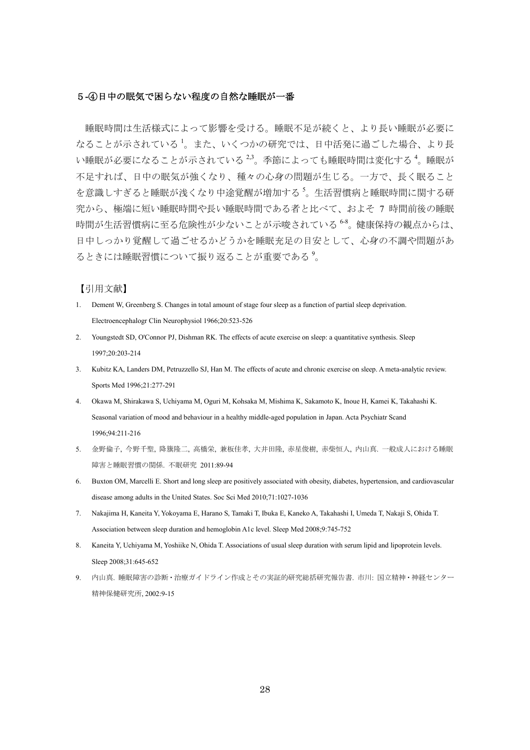## ５-④日中の眠気で困らない程度の自然な睡眠が一番

睡眠時間は生活様式によって影響を受ける。睡眠不足が続くと、より長い睡眠が必要になることが示されている[1]。また、いくつかの研究では、日中活発に過ごした場合、より長い睡眠が必要になることが示されている[2,3]。季節によっても睡眠時間は変化する[4]。睡眠が不足すれば、日中の眠気が強くなり、種々の心身の問題が生じる。一方で、長く眠ることを意識しすぎると睡眠が浅くなり中途覚醒が増加する[5]。生活習慣病と睡眠時間に関する研究から、極端に短い睡眠時間や長い睡眠時間である者と比べて、およそ 7 時間前後の睡眠時間が生活習慣病に至る危険性が少ないことが示唆されている[6-8]。健康保持の観点からは、日中しっかり覚醒して過ごせるかどうかを睡眠充足の目安として、心身の不調や問題があるときには睡眠習慣について振り返ることが重要である[9]。

【引用文献】

1. Dement W, Greenberg S. Changes in total amount of stage four sleep as a function of partial sleep deprivation. Electroencephalogr Clin Neurophysiol 1966;20:523-526
2. Youngstedt SD, O'Connor PJ, Dishman RK. The effects of acute exercise on sleep: a quantitative synthesis. Sleep 1997;20:203-214
3. Kubitz KA, Landers DM, Petruzzello SJ, Han M. The effects of acute and chronic exercise on sleep. A meta-analytic review. Sports Med 1996;21:277-291
4. Okawa M, Shirakawa S, Uchiyama M, Oguri M, Kohsaka M, Mishima K, Sakamoto K, Inoue H, Kamei K, Takahashi K. Seasonal variation of mood and behaviour in a healthy middle-aged population in Japan. Acta Psychiatr Scand 1996;94:211-216
5. 金野倫子, 今野千聖, 降籏隆二, 高橋栄, 兼板佳孝, 大井田隆, 赤星俊樹, 赤柴恒人, 内山真. 一般成人における睡眠障害と睡眠習慣の関係. 不眠研究 2011:89-94
6. Buxton OM, Marcelli E. Short and long sleep are positively associated with obesity, diabetes, hypertension, and cardiovascular disease among adults in the United States. Soc Sci Med 2010;71:1027-1036
7. Nakajima H, Kaneita Y, Yokoyama E, Harano S, Tamaki T, Ibuka E, Kaneko A, Takahashi I, Umeda T, Nakaji S, Ohida T. Association between sleep duration and hemoglobin A1c level. Sleep Med 2008;9:745-752
8. Kaneita Y, Uchiyama M, Yoshiike N, Ohida T. Associations of usual sleep duration with serum lipid and lipoprotein levels. Sleep 2008;31:645-652
9. 内山真. 睡眠障害の診断・治療ガイドライン作成とその実証的研究総括研究報告書. 市川: 国立精神・神経センター精神保健研究所, 2002:9-15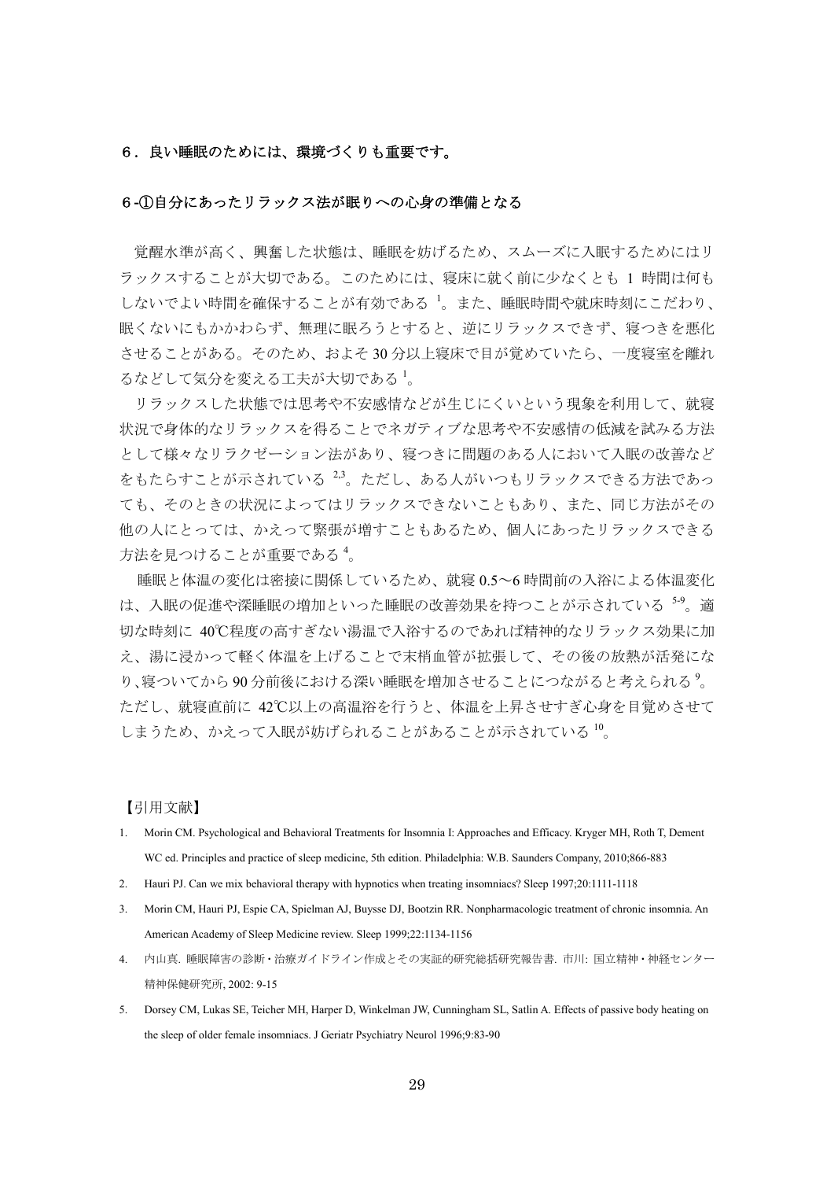## ６．良い睡眠のためには、環境づくりも重要です。

### ６-①自分にあったリラックス法が眠りへの心身の準備となる

覚醒水準が高く、興奮した状態は、睡眠を妨げるため、スムーズに入眠するためにはリラックスすることが大切である。このためには、寝床に就く前に少なくとも 1 時間は何もしないでよい時間を確保することが有効である[1]。また、睡眠時間や就床時刻にこだわり、眠くないにもかかわらず、無理に眠ろうとすると、逆にリラックスできず、寝つきを悪化させることがある。そのため、およそ 30 分以上寝床で目が覚めていたら、一度寝室を離れるなどして気分を変える工夫が大切である[1]。

リラックスした状態では思考や不安感情などが生じにくいという現象を利用して、就寝状況で身体的なリラックスを得ることでネガティブな思考や不安感情の低減を試みる方法として様々なリラクゼーション法があり、寝つきに問題のある人において入眠の改善などをもたらすことが示されている[2,3]。ただし、ある人がいつもリラックスできる方法であっても、そのときの状況によってはリラックスできないこともあり、また、同じ方法がその他の人にとっては、かえって緊張が増すこともあるため、個人にあったリラックスできる方法を見つけることが重要である[4]。

睡眠と体温の変化は密接に関係しているため、就寝 0.5～6 時間前の入浴による体温変化は、入眠の促進や深睡眠の増加といった睡眠の改善効果を持つことが示されている[5-9]。適切な時刻に 40℃程度の高すぎない湯温で入浴するのであれば精神的なリラックス効果に加え、湯に浸かって軽く体温を上げることで末梢血管が拡張して、その後の放熱が活発になり､寝ついてから 90 分前後における深い睡眠を増加させることにつながると考えられる[9]。ただし、就寝直前に 42℃以上の高温浴を行うと、体温を上昇させすぎ心身を目覚めさせてしまうため、かえって入眠が妨げられることがあることが示されている[10]。

【引用文献】

1. Morin CM. Psychological and Behavioral Treatments for Insomnia I: Approaches and Efficacy. Kryger MH, Roth T, Dement WC ed. Principles and practice of sleep medicine, 5th edition. Philadelphia: W.B. Saunders Company, 2010;866-883
2. Hauri PJ. Can we mix behavioral therapy with hypnotics when treating insomniacs? Sleep 1997;20:1111-1118
3. Morin CM, Hauri PJ, Espie CA, Spielman AJ, Buysse DJ, Bootzin RR. Nonpharmacologic treatment of chronic insomnia. An American Academy of Sleep Medicine review. Sleep 1999;22:1134-1156
4. 内山真. 睡眠障害の診断・治療ガイドライン作成とその実証的研究総括研究報告書. 市川: 国立精神・神経センター精神保健研究所, 2002: 9-15
5. Dorsey CM, Lukas SE, Teicher MH, Harper D, Winkelman JW, Cunningham SL, Satlin A. Effects of passive body heating on the sleep of older female insomniacs. J Geriatr Psychiatry Neurol 1996;9:83-90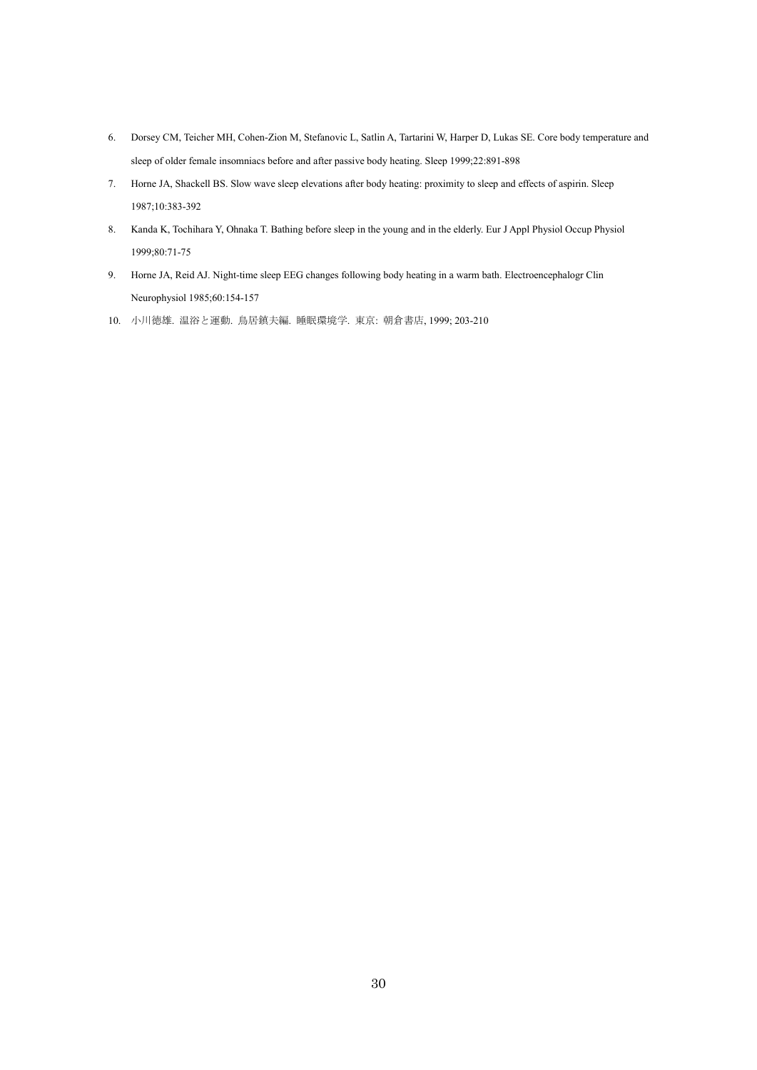6. Dorsey CM, Teicher MH, Cohen-Zion M, Stefanovic L, Satlin A, Tartarini W, Harper D, Lukas SE. Core body temperature and sleep of older female insomniacs before and after passive body heating. Sleep 1999;22:891-898
7. Horne JA, Shackell BS. Slow wave sleep elevations after body heating: proximity to sleep and effects of aspirin. Sleep 1987;10:383-392
8. Kanda K, Tochihara Y, Ohnaka T. Bathing before sleep in the young and in the elderly. Eur J Appl Physiol Occup Physiol 1999;80:71-75
9. Horne JA, Reid AJ. Night-time sleep EEG changes following body heating in a warm bath. Electroencephalogr Clin Neurophysiol 1985;60:154-157
10. 小川徳雄. 温浴と運動. 鳥居鎮夫編. 睡眠環境学. 東京: 朝倉書店, 1999; 203-210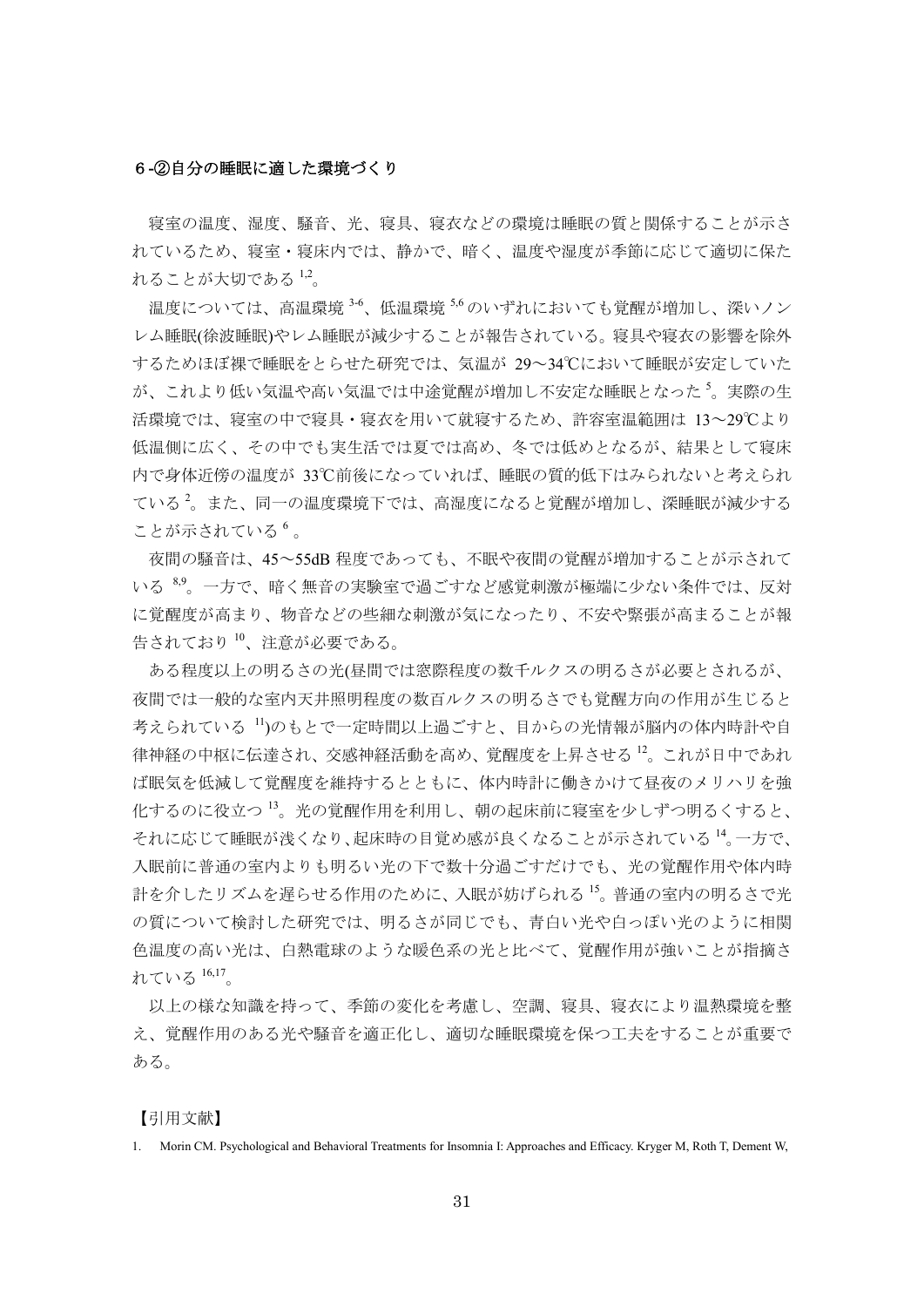## 6-②自分の睡眠に適した環境づくり

寝室の温度、湿度、騒音、光、寝具、寝衣などの環境は睡眠の質と関係することが示されているため、寝室・寝床内では、静かで、暗く、温度や湿度が季節に応じて適切に保たれることが大切である[1,2]。

温度については、高温環境[3-6]、低温環境[5,6]のいずれにおいても覚醒が増加し、深いノンレム睡眠(徐波睡眠)やレム睡眠が減少することが報告されている。寝具や寝衣の影響を除外するためほぼ裸で睡眠をとらせた研究では、気温が 29～34℃において睡眠が安定していたが、これより低い気温や高い気温では中途覚醒が増加し不安定な睡眠となった[5]。実際の生活環境では、寝室の中で寝具・寝衣を用いて就寝するため、許容室温範囲は 13～29℃より低温側に広く、その中でも実生活では夏では高め、冬では低めとなるが、結果として寝床内で身体近傍の温度が 33℃前後になっていれば、睡眠の質的低下はみられないと考えられている[2]。また、同一の温度環境下では、高湿度になると覚醒が増加し、深睡眠が減少することが示されている[6]。

夜間の騒音は、45～55dB 程度であっても、不眠や夜間の覚醒が増加することが示されている[8,9]。一方で、暗く無音の実験室で過ごすなど感覚刺激が極端に少ない条件では、反対に覚醒度が高まり、物音などの些細な刺激が気になったり、不安や緊張が高まることが報告されており[10]、注意が必要である。

ある程度以上の明るさの光(昼間では窓際程度の数千ルクスの明るさが必要とされるが、夜間では一般的な室内天井照明程度の数百ルクスの明るさでも覚醒方向の作用が生じると考えられている[11])のもとで一定時間以上過ごすと、目からの光情報が脳内の体内時計や自律神経の中枢に伝達され、交感神経活動を高め、覚醒度を上昇させる[12]。これが日中であれば眠気を低減して覚醒度を維持するとともに、体内時計に働きかけて昼夜のメリハリを強化するのに役立つ[13]。光の覚醒作用を利用し、朝の起床前に寝室を少しずつ明るくすると、それに応じて睡眠が浅くなり、起床時の目覚め感が良くなることが示されている[14]。一方で、入眠前に普通の室内よりも明るい光の下で数十分過ごすだけでも、光の覚醒作用や体内時計を介したリズムを遅らせる作用のために、入眠が妨げられる[15]。普通の室内の明るさで光の質について検討した研究では、明るさが同じでも、青白い光や白っぽい光のように相関色温度の高い光は、白熱電球のような暖色系の光と比べて、覚醒作用が強いことが指摘されている[16,17]。

以上の様な知識を持って、季節の変化を考慮し、空調、寝具、寝衣により温熱環境を整え、覚醒作用のある光や騒音を適正化し、適切な睡眠環境を保つ工夫をすることが重要である。

【引用文献】

1. Morin CM. Psychological and Behavioral Treatments for Insomnia I: Approaches and Efficacy. Kryger M, Roth T, Dement W,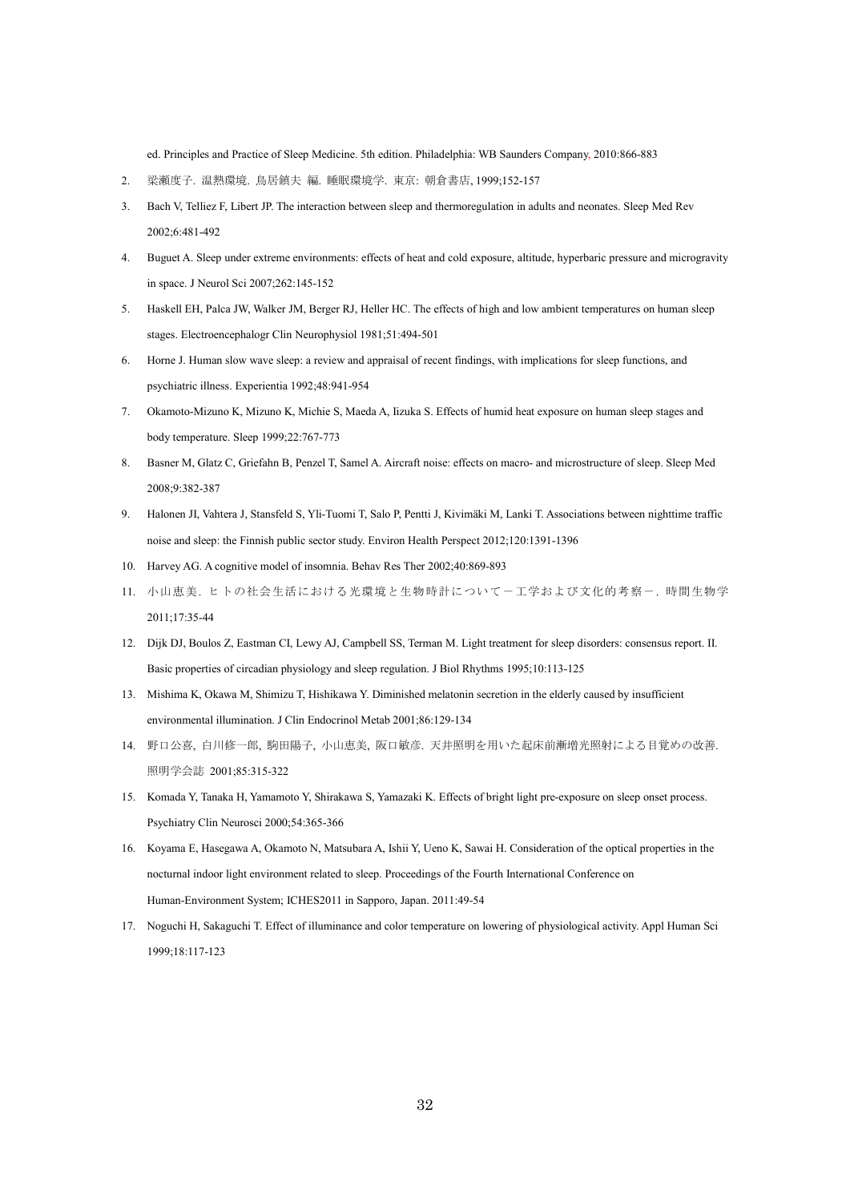ed. Principles and Practice of Sleep Medicine. 5th edition. Philadelphia: WB Saunders Company, 2010:866-883

2. 梁瀬度子. 温熱環境. 鳥居鎮夫 編. 睡眠環境学. 東京: 朝倉書店, 1999;152-157

3. Bach V, Telliez F, Libert JP. The interaction between sleep and thermoregulation in adults and neonates. Sleep Med Rev 2002;6:481-492

4. Buguet A. Sleep under extreme environments: effects of heat and cold exposure, altitude, hyperbaric pressure and microgravity in space. J Neurol Sci 2007;262:145-152

5. Haskell EH, Palca JW, Walker JM, Berger RJ, Heller HC. The effects of high and low ambient temperatures on human sleep stages. Electroencephalogr Clin Neurophysiol 1981;51:494-501

6. Horne J. Human slow wave sleep: a review and appraisal of recent findings, with implications for sleep functions, and psychiatric illness. Experientia 1992;48:941-954

7. Okamoto-Mizuno K, Mizuno K, Michie S, Maeda A, Iizuka S. Effects of humid heat exposure on human sleep stages and body temperature. Sleep 1999;22:767-773

8. Basner M, Glatz C, Griefahn B, Penzel T, Samel A. Aircraft noise: effects on macro- and microstructure of sleep. Sleep Med 2008;9:382-387

9. Halonen JI, Vahtera J, Stansfeld S, Yli-Tuomi T, Salo P, Pentti J, Kivimäki M, Lanki T. Associations between nighttime traffic noise and sleep: the Finnish public sector study. Environ Health Perspect 2012;120:1391-1396

10. Harvey AG. A cognitive model of insomnia. Behav Res Ther 2002;40:869-893

11. 小山恵美. ヒトの社会生活における光環境と生物時計について－工学および文化的考察－. 時間生物学 2011;17:35-44

12. Dijk DJ, Boulos Z, Eastman CI, Lewy AJ, Campbell SS, Terman M. Light treatment for sleep disorders: consensus report. II. Basic properties of circadian physiology and sleep regulation. J Biol Rhythms 1995;10:113-125

13. Mishima K, Okawa M, Shimizu T, Hishikawa Y. Diminished melatonin secretion in the elderly caused by insufficient environmental illumination. J Clin Endocrinol Metab 2001;86:129-134

14. 野口公喜, 白川修一郎, 駒田陽子, 小山恵美, 阪口敏彦. 天井照明を用いた起床前漸増光照射による目覚めの改善. 照明学会誌 2001;85:315-322

15. Komada Y, Tanaka H, Yamamoto Y, Shirakawa S, Yamazaki K. Effects of bright light pre-exposure on sleep onset process. Psychiatry Clin Neurosci 2000;54:365-366

16. Koyama E, Hasegawa A, Okamoto N, Matsubara A, Ishii Y, Ueno K, Sawai H. Consideration of the optical properties in the nocturnal indoor light environment related to sleep. Proceedings of the Fourth International Conference on Human-Environment System; ICHES2011 in Sapporo, Japan. 2011:49-54

17. Noguchi H, Sakaguchi T. Effect of illuminance and color temperature on lowering of physiological activity. Appl Human Sci 1999;18:117-123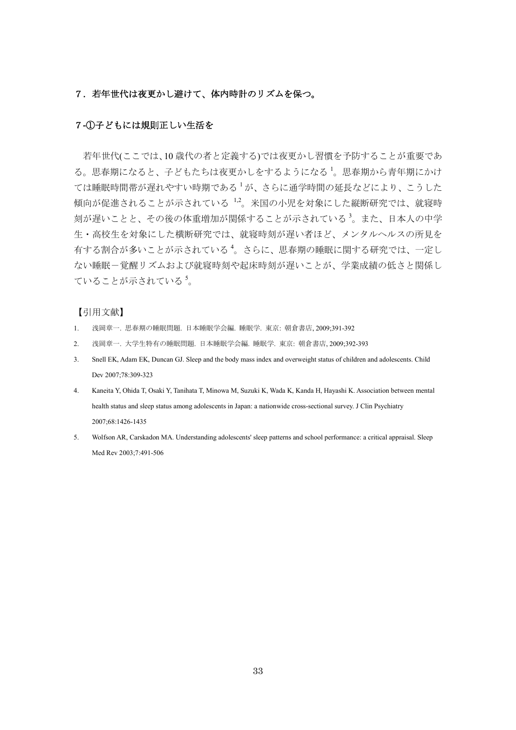## ７．若年世代は夜更かし避けて、体内時計のリズムを保つ。

### ７-①子どもには規則正しい生活を

若年世代(ここでは､10 歳代の者と定義する)では夜更かし習慣を予防することが重要である。思春期になると、子どもたちは夜更かしをするようになる[1]。思春期から青年期にかけては睡眠時間帯が遅れやすい時期である[1]が、さらに通学時間の延長などにより、こうした傾向が促進されることが示されている[1,2]。米国の小児を対象にした縦断研究では、就寝時刻が遅いことと、その後の体重増加が関係することが示されている[3]。また、日本人の中学生・高校生を対象にした横断研究では、就寝時刻が遅い者ほど、メンタルヘルスの所見を有する割合が多いことが示されている[4]。さらに、思春期の睡眠に関する研究では、一定しない睡眠－覚醒リズムおよび就寝時刻や起床時刻が遅いことが、学業成績の低さと関係していることが示されている[5]。

【引用文献】

1. 浅岡章一. 思春期の睡眠問題. 日本睡眠学会編. 睡眠学. 東京: 朝倉書店, 2009;391-392
2. 浅岡章一. 大学生特有の睡眠問題. 日本睡眠学会編. 睡眠学. 東京: 朝倉書店, 2009;392-393
3. Snell EK, Adam EK, Duncan GJ. Sleep and the body mass index and overweight status of children and adolescents. Child Dev 2007;78:309-323
4. Kaneita Y, Ohida T, Osaki Y, Tanihata T, Minowa M, Suzuki K, Wada K, Kanda H, Hayashi K. Association between mental health status and sleep status among adolescents in Japan: a nationwide cross-sectional survey. J Clin Psychiatry 2007;68:1426-1435
5. Wolfson AR, Carskadon MA. Understanding adolescents' sleep patterns and school performance: a critical appraisal. Sleep Med Rev 2003;7:491-506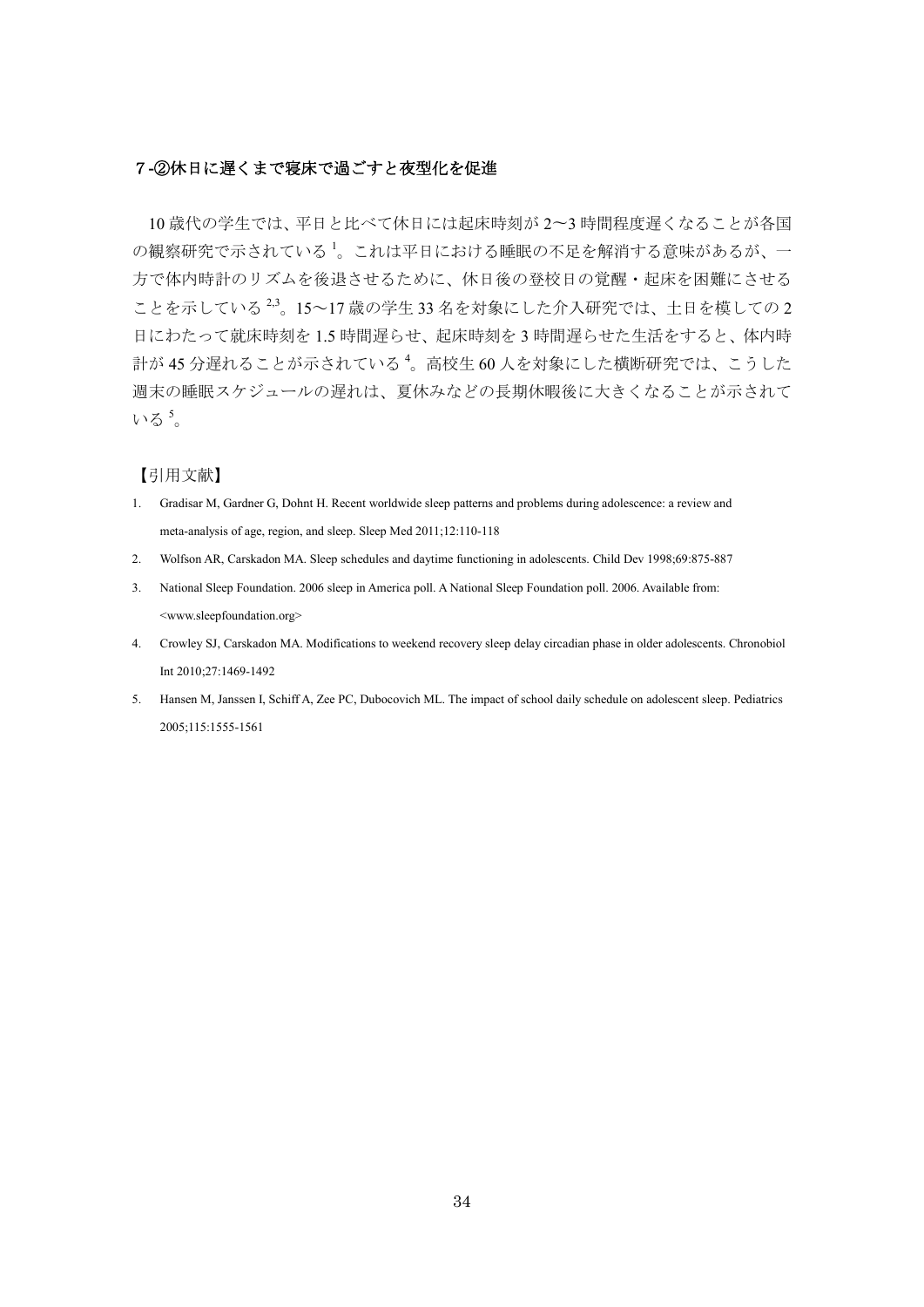### ７-②休日に遅くまで寝床で過ごすと夜型化を促進

10 歳代の学生では、平日と比べて休日には起床時刻が 2〜3 時間程度遅くなることが各国の観察研究で示されている[1]。これは平日における睡眠の不足を解消する意味があるが、一方で体内時計のリズムを後退させるために、休日後の登校日の覚醒・起床を困難にさせることを示している[2,3]。15〜17 歳の学生 33 名を対象にした介入研究では、土日を模しての 2 日にわたって就床時刻を 1.5 時間遅らせ、起床時刻を 3 時間遅らせた生活をすると、体内時計が 45 分遅れることが示されている[4]。高校生 60 人を対象にした横断研究では、こうした週末の睡眠スケジュールの遅れは、夏休みなどの長期休暇後に大きくなることが示されている[5]。

【引用文献】

1. Gradisar M, Gardner G, Dohnt H. Recent worldwide sleep patterns and problems during adolescence: a review and meta-analysis of age, region, and sleep. Sleep Med 2011;12:110-118
2. Wolfson AR, Carskadon MA. Sleep schedules and daytime functioning in adolescents. Child Dev 1998;69:875-887
3. National Sleep Foundation. 2006 sleep in America poll. A National Sleep Foundation poll. 2006. Available from: <www.sleepfoundation.org>
4. Crowley SJ, Carskadon MA. Modifications to weekend recovery sleep delay circadian phase in older adolescents. Chronobiol Int 2010;27:1469-1492
5. Hansen M, Janssen I, Schiff A, Zee PC, Dubocovich ML. The impact of school daily schedule on adolescent sleep. Pediatrics 2005;115:1555-1561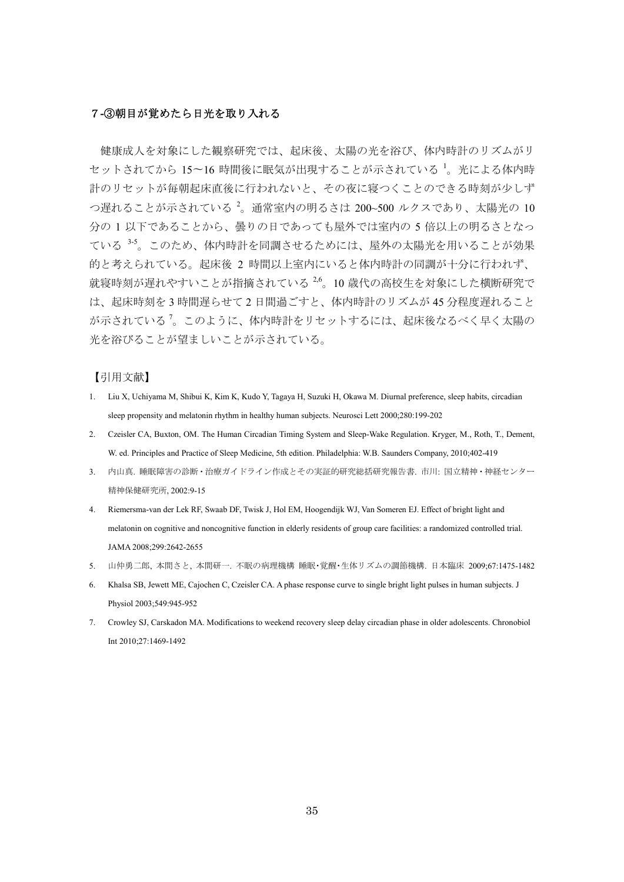## ７-③朝目が覚めたら日光を取り入れる

健康成人を対象にした観察研究では、起床後、太陽の光を浴び、体内時計のリズムがリセットされてから 15～16 時間後に眠気が出現することが示されている[1]。光による体内時計のリセットが毎朝起床直後に行われないと、その夜に寝つくことのできる時刻が少しずつ遅れることが示されている[2]。通常室内の明るさは 200~500 ルクスであり、太陽光の 10 分の 1 以下であることから、曇りの日であっても屋外では室内の 5 倍以上の明るさとなっている[3-5]。このため、体内時計を同調させるためには、屋外の太陽光を用いることが効果的と考えられている。起床後 2 時間以上室内にいると体内時計の同調が十分に行われず、就寝時刻が遅れやすいことが指摘されている[2,6]。10 歳代の高校生を対象にした横断研究では、起床時刻を 3 時間遅らせて 2 日間過ごすと、体内時計のリズムが 45 分程度遅れることが示されている[7]。このように、体内時計をリセットするには、起床後なるべく早く太陽の光を浴びることが望ましいことが示されている。

【引用文献】

1. Liu X, Uchiyama M, Shibui K, Kim K, Kudo Y, Tagaya H, Suzuki H, Okawa M. Diurnal preference, sleep habits, circadian sleep propensity and melatonin rhythm in healthy human subjects. Neurosci Lett 2000;280:199-202
2. Czeisler CA, Buxton, OM. The Human Circadian Timing System and Sleep-Wake Regulation. Kryger, M., Roth, T., Dement, W. ed. Principles and Practice of Sleep Medicine, 5th edition. Philadelphia: W.B. Saunders Company, 2010;402-419
3. 内山真. 睡眠障害の診断・治療ガイドライン作成とその実証的研究総括研究報告書. 市川: 国立精神・神経センター精神保健研究所, 2002:9-15
4. Riemersma-van der Lek RF, Swaab DF, Twisk J, Hol EM, Hoogendijk WJ, Van Someren EJ. Effect of bright light and melatonin on cognitive and noncognitive function in elderly residents of group care facilities: a randomized controlled trial. JAMA 2008;299:2642-2655
5. 山仲勇二郎, 本間さと, 本間研一. 不眠の病理機構 睡眠･覚醒･生体リズムの調節機構. 日本臨床 2009;67:1475-1482
6. Khalsa SB, Jewett ME, Cajochen C, Czeisler CA. A phase response curve to single bright light pulses in human subjects. J Physiol 2003;549:945-952
7. Crowley SJ, Carskadon MA. Modifications to weekend recovery sleep delay circadian phase in older adolescents. Chronobiol Int 2010;27:1469-1492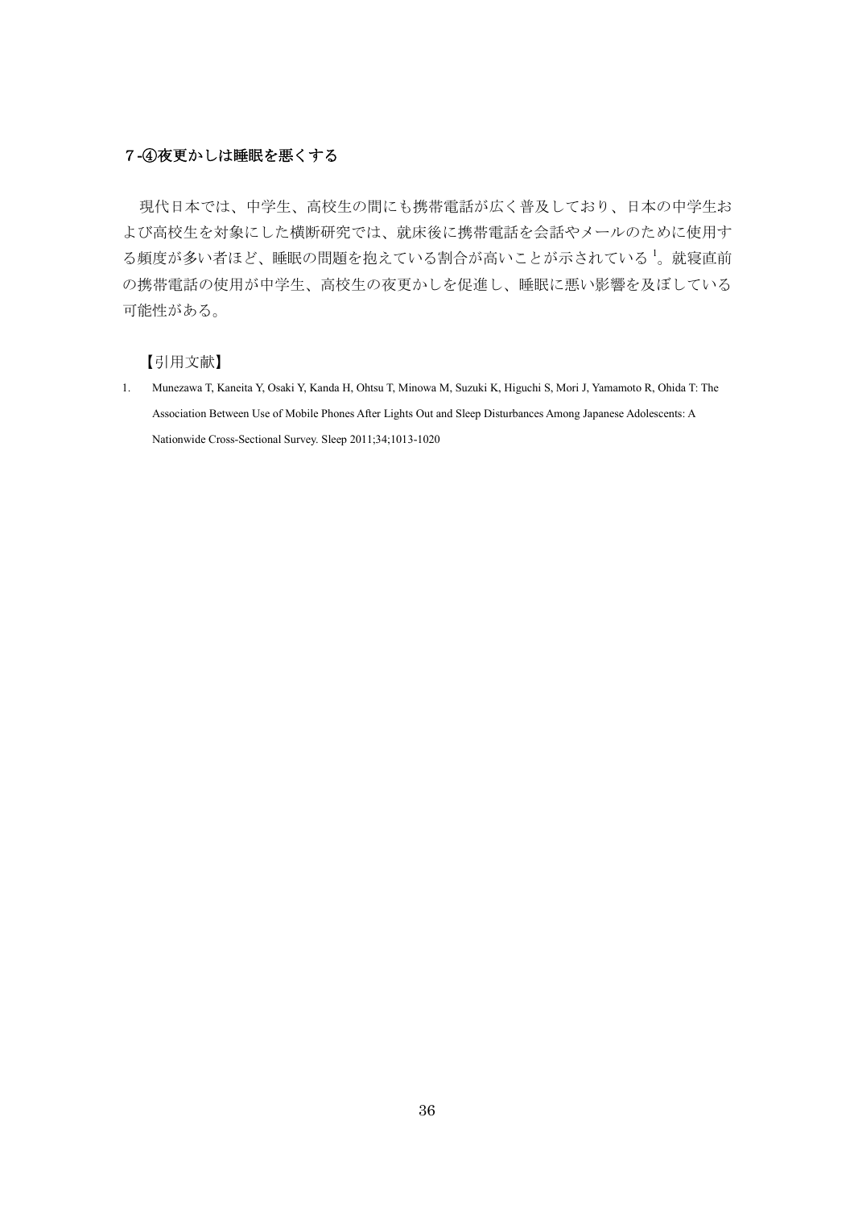### ７-④夜更かしは睡眠を悪くする

現代日本では、中学生、高校生の間にも携帯電話が広く普及しており、日本の中学生および高校生を対象にした横断研究では、就床後に携帯電話を会話やメールのために使用する頻度が多い者ほど、睡眠の問題を抱えている割合が高いことが示されている[1]。就寝直前の携帯電話の使用が中学生、高校生の夜更かしを促進し、睡眠に悪い影響を及ぼしている可能性がある。

【引用文献】

1. Munezawa T, Kaneita Y, Osaki Y, Kanda H, Ohtsu T, Minowa M, Suzuki K, Higuchi S, Mori J, Yamamoto R, Ohida T: The Association Between Use of Mobile Phones After Lights Out and Sleep Disturbances Among Japanese Adolescents: A Nationwide Cross-Sectional Survey. Sleep 2011;34;1013-1020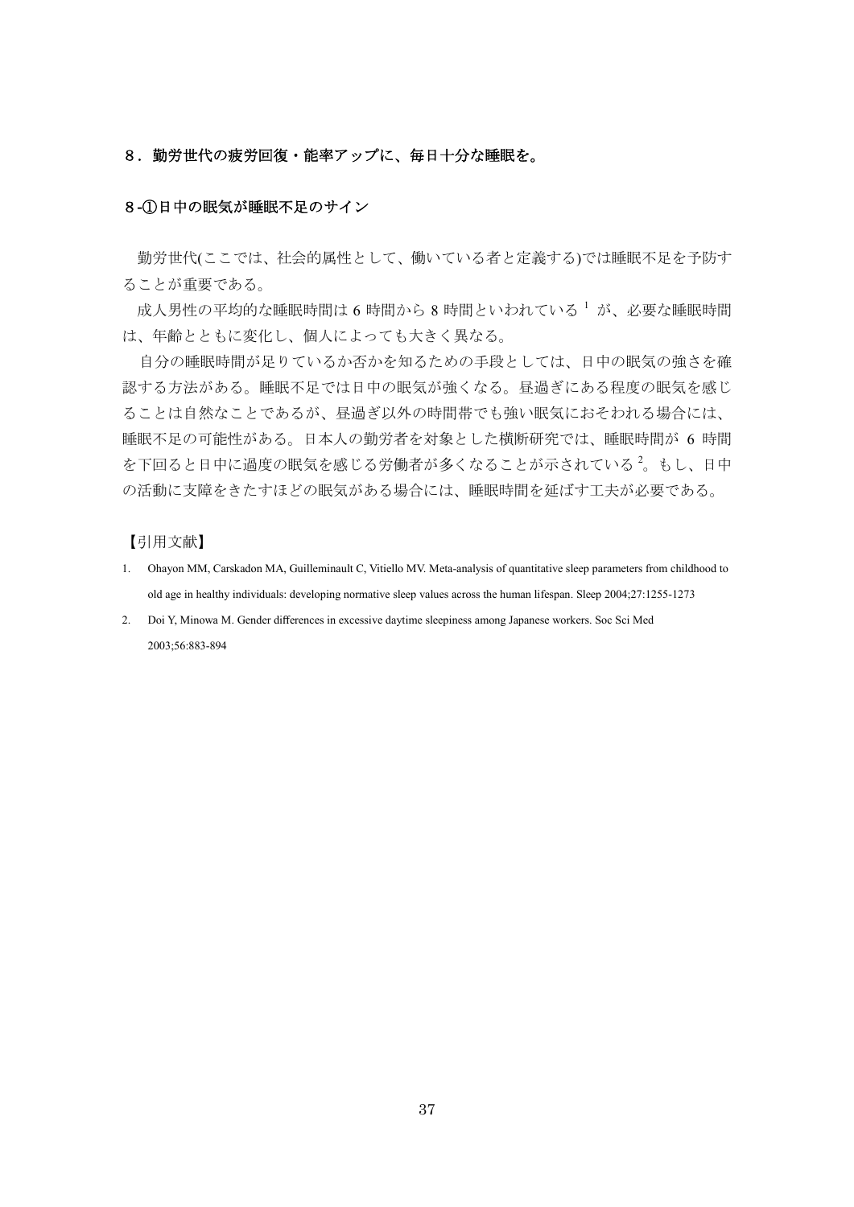## ８．勤労世代の疲労回復・能率アップに、毎日十分な睡眠を。

### ８-①日中の眠気が睡眠不足のサイン

勤労世代(ここでは、社会的属性として、働いている者と定義する)では睡眠不足を予防することが重要である。

成人男性の平均的な睡眠時間は 6 時間から 8 時間といわれている[1]が、必要な睡眠時間は、年齢とともに変化し、個人によっても大きく異なる。

自分の睡眠時間が足りているか否かを知るための手段としては、日中の眠気の強さを確認する方法がある。睡眠不足では日中の眠気が強くなる。昼過ぎにある程度の眠気を感じることは自然なことであるが、昼過ぎ以外の時間帯でも強い眠気におそわれる場合には、睡眠不足の可能性がある。日本人の勤労者を対象とした横断研究では、睡眠時間が 6 時間を下回ると日中に過度の眠気を感じる労働者が多くなることが示されている[2]。もし、日中の活動に支障をきたすほどの眠気がある場合には、睡眠時間を延ばす工夫が必要である。

【引用文献】

1. Ohayon MM, Carskadon MA, Guilleminault C, Vitiello MV. Meta-analysis of quantitative sleep parameters from childhood to old age in healthy individuals: developing normative sleep values across the human lifespan. Sleep 2004;27:1255-1273
2. Doi Y, Minowa M. Gender differences in excessive daytime sleepiness among Japanese workers. Soc Sci Med 2003;56:883-894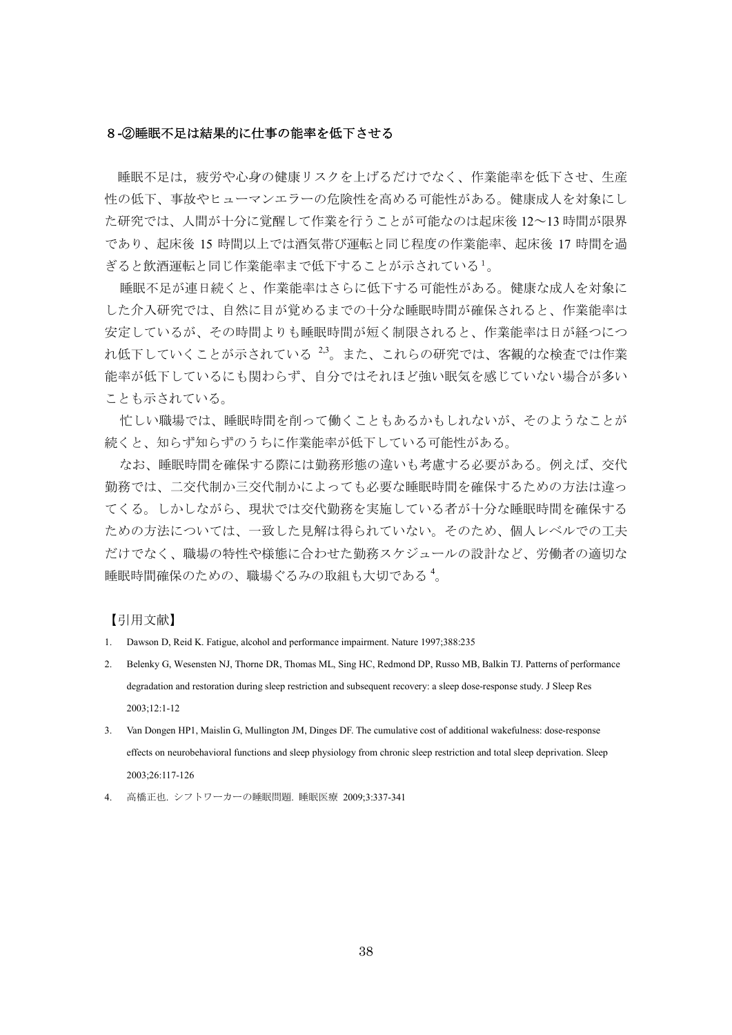## ８-②睡眠不足は結果的に仕事の能率を低下させる

睡眠不足は，疲労や心身の健康リスクを上げるだけでなく、作業能率を低下させ、生産性の低下、事故やヒューマンエラーの危険性を高める可能性がある。健康成人を対象にした研究では、人間が十分に覚醒して作業を行うことが可能なのは起床後 12〜13 時間が限界であり、起床後 15 時間以上では酒気帯び運転と同じ程度の作業能率、起床後 17 時間を過ぎると飲酒運転と同じ作業能率まで低下することが示されている[1]。

睡眠不足が連日続くと、作業能率はさらに低下する可能性がある。健康な成人を対象にした介入研究では、自然に目が覚めるまでの十分な睡眠時間が確保されると、作業能率は安定しているが、その時間よりも睡眠時間が短く制限されると、作業能率は日が経つにつれ低下していくことが示されている[2,3]。また、これらの研究では、客観的な検査では作業能率が低下しているにも関わらず、自分ではそれほど強い眠気を感じていない場合が多いことも示されている。

忙しい職場では、睡眠時間を削って働くこともあるかもしれないが、そのようなことが続くと、知らず知らずのうちに作業能率が低下している可能性がある。

なお、睡眠時間を確保する際には勤務形態の違いも考慮する必要がある。例えば、交代勤務では、二交代制か三交代制かによっても必要な睡眠時間を確保するための方法は違ってくる。しかしながら、現状では交代勤務を実施している者が十分な睡眠時間を確保するための方法については、一致した見解は得られていない。そのため、個人レベルでの工夫だけでなく、職場の特性や様態に合わせた勤務スケジュールの設計など、労働者の適切な睡眠時間確保のための、職場ぐるみの取組も大切である[4]。

【引用文献】

1. Dawson D, Reid K. Fatigue, alcohol and performance impairment. Nature 1997;388:235
2. Belenky G, Wesensten NJ, Thorne DR, Thomas ML, Sing HC, Redmond DP, Russo MB, Balkin TJ. Patterns of performance degradation and restoration during sleep restriction and subsequent recovery: a sleep dose-response study. J Sleep Res 2003;12:1-12
3. Van Dongen HP1, Maislin G, Mullington JM, Dinges DF. The cumulative cost of additional wakefulness: dose-response effects on neurobehavioral functions and sleep physiology from chronic sleep restriction and total sleep deprivation. Sleep 2003;26:117-126
4. 高橋正也. シフトワーカーの睡眠問題. 睡眠医療 2009;3:337-341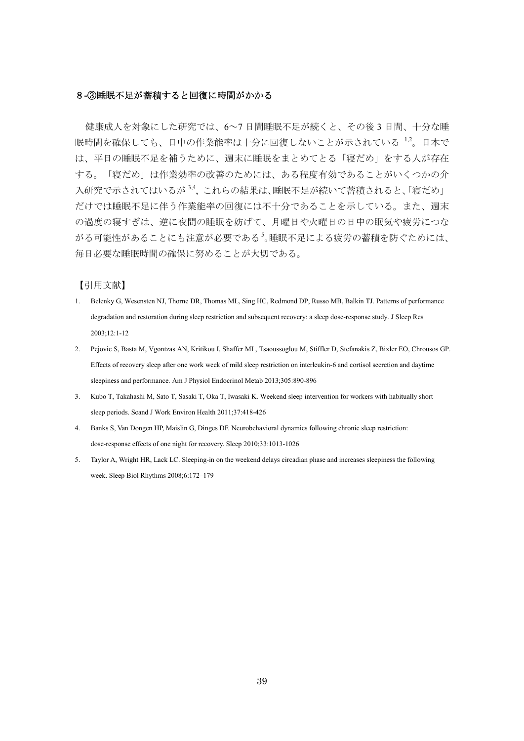### ８-③睡眠不足が蓄積すると回復に時間がかかる

健康成人を対象にした研究では、6～7 日間睡眠不足が続くと、その後 3 日間、十分な睡眠時間を確保しても、日中の作業能率は十分に回復しないことが示されている [1,2]。日本では、平日の睡眠不足を補うために、週末に睡眠をまとめてとる「寝だめ」をする人が存在する。「寝だめ」は作業効率の改善のためには、ある程度有効であることがいくつかの介入研究で示されてはいるが [3,4]、これらの結果は、睡眠不足が続いて蓄積されると、「寝だめ」だけでは睡眠不足に伴う作業能率の回復には不十分であることを示している。また、週末の過度の寝すぎは、逆に夜間の睡眠を妨げて、月曜日や火曜日の日中の眠気や疲労につながる可能性があることにも注意が必要である [5]。睡眠不足による疲労の蓄積を防ぐためには、毎日必要な睡眠時間の確保に努めることが大切である。

【引用文献】

1. Belenky G, Wesensten NJ, Thorne DR, Thomas ML, Sing HC, Redmond DP, Russo MB, Balkin TJ. Patterns of performance degradation and restoration during sleep restriction and subsequent recovery: a sleep dose-response study. J Sleep Res 2003;12:1-12
2. Pejovic S, Basta M, Vgontzas AN, Kritikou I, Shaffer ML, Tsaoussoglou M, Stiffler D, Stefanakis Z, Bixler EO, Chrousos GP. Effects of recovery sleep after one work week of mild sleep restriction on interleukin-6 and cortisol secretion and daytime sleepiness and performance. Am J Physiol Endocrinol Metab 2013;305:890-896
3. Kubo T, Takahashi M, Sato T, Sasaki T, Oka T, Iwasaki K. Weekend sleep intervention for workers with habitually short sleep periods. Scand J Work Environ Health 2011;37:418-426
4. Banks S, Van Dongen HP, Maislin G, Dinges DF. Neurobehavioral dynamics following chronic sleep restriction: dose-response effects of one night for recovery. Sleep 2010;33:1013-1026
5. Taylor A, Wright HR, Lack LC. Sleeping-in on the weekend delays circadian phase and increases sleepiness the following week. Sleep Biol Rhythms 2008;6:172–179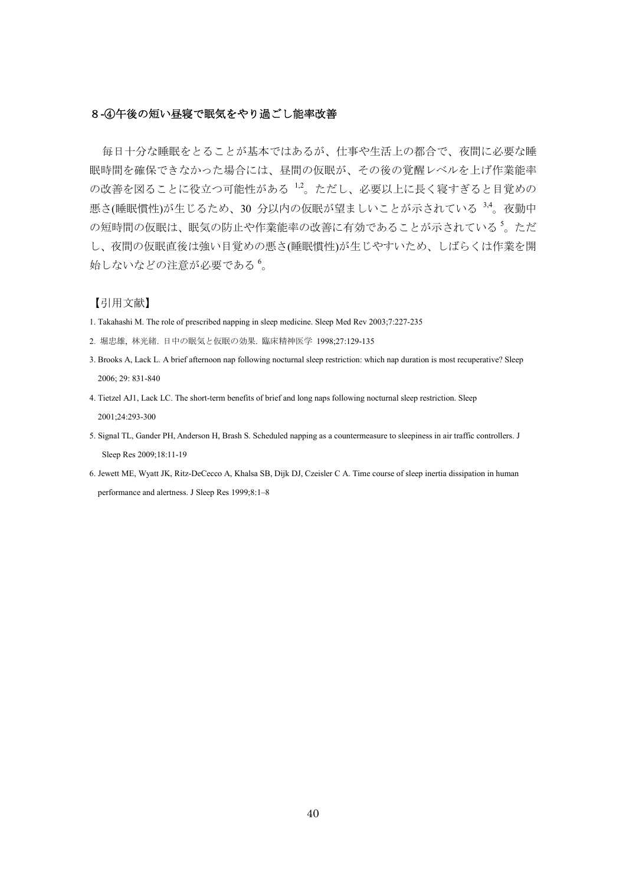### 8-④午後の短い昼寝で眠気をやり過ごし能率改善

毎日十分な睡眠をとることが基本ではあるが、仕事や生活上の都合で、夜間に必要な睡眠時間を確保できなかった場合には、昼間の仮眠が、その後の覚醒レベルを上げ作業能率の改善を図ることに役立つ可能性がある[1,2]。ただし、必要以上に長く寝すぎると目覚めの悪さ(睡眠慣性)が生じるため、30 分以内の仮眠が望ましいことが示されている[3,4]。夜勤中の短時間の仮眠は、眠気の防止や作業能率の改善に有効であることが示されている[5]。ただし、夜間の仮眠直後は強い目覚めの悪さ(睡眠慣性)が生じやすいため、しばらくは作業を開始しないなどの注意が必要である[6]。

【引用文献】

1. Takahashi M. The role of prescribed napping in sleep medicine. Sleep Med Rev 2003;7:227-235
2. 堀忠雄, 林光緒. 日中の眠気と仮眠の効果. 臨床精神医学 1998;27:129-135
3. Brooks A, Lack L. A brief afternoon nap following nocturnal sleep restriction: which nap duration is most recuperative? Sleep 2006; 29: 831-840
4. Tietzel AJ1, Lack LC. The short-term benefits of brief and long naps following nocturnal sleep restriction. Sleep 2001;24:293-300
5. Signal TL, Gander PH, Anderson H, Brash S. Scheduled napping as a countermeasure to sleepiness in air traffic controllers. J Sleep Res 2009;18:11-19
6. Jewett ME, Wyatt JK, Ritz-DeCecco A, Khalsa SB, Dijk DJ, Czeisler C A. Time course of sleep inertia dissipation in human performance and alertness. J Sleep Res 1999;8:1–8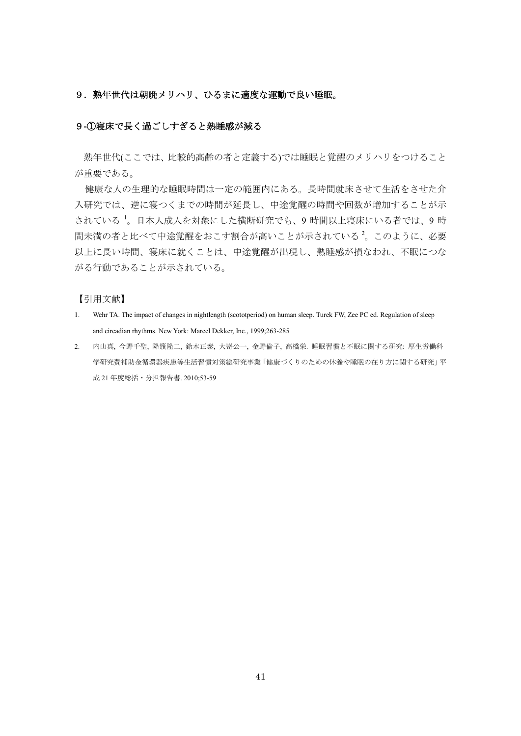## ９．熟年世代は朝晩メリハリ、ひるまに適度な運動で良い睡眠。

### ９-①寝床で長く過ごしすぎると熟睡感が減る

熟年世代(ここでは、比較的高齢の者と定義する)では睡眠と覚醒のメリハリをつけることが重要である。

健康な人の生理的な睡眠時間は一定の範囲内にある。長時間就床させて生活をさせた介入研究では、逆に寝つくまでの時間が延長し、中途覚醒の時間や回数が増加することが示されている[1]。日本人成人を対象にした横断研究でも、9 時間以上寝床にいる者では、9 時間未満の者と比べて中途覚醒をおこす割合が高いことが示されている[2]。このように、必要以上に長い時間、寝床に就くことは、中途覚醒が出現し、熟睡感が損なわれ、不眠につながる行動であることが示されている。

【引用文献】

1. Wehr TA. The impact of changes in nightlength (scototperiod) on human sleep. Turek FW, Zee PC ed. Regulation of sleep and circadian rhythms. New York: Marcel Dekker, Inc., 1999;263-285
2. 内山真, 今野千聖, 降籏隆二, 鈴木正泰, 大嵜公一, 金野倫子, 高橋栄. 睡眠習慣と不眠に関する研究: 厚生労働科学研究費補助金循環器疾患等生活習慣対策総研究事業「健康づくりのための休養や睡眠の在り方に関する研究」平成 21 年度総括・分担報告書. 2010;53-59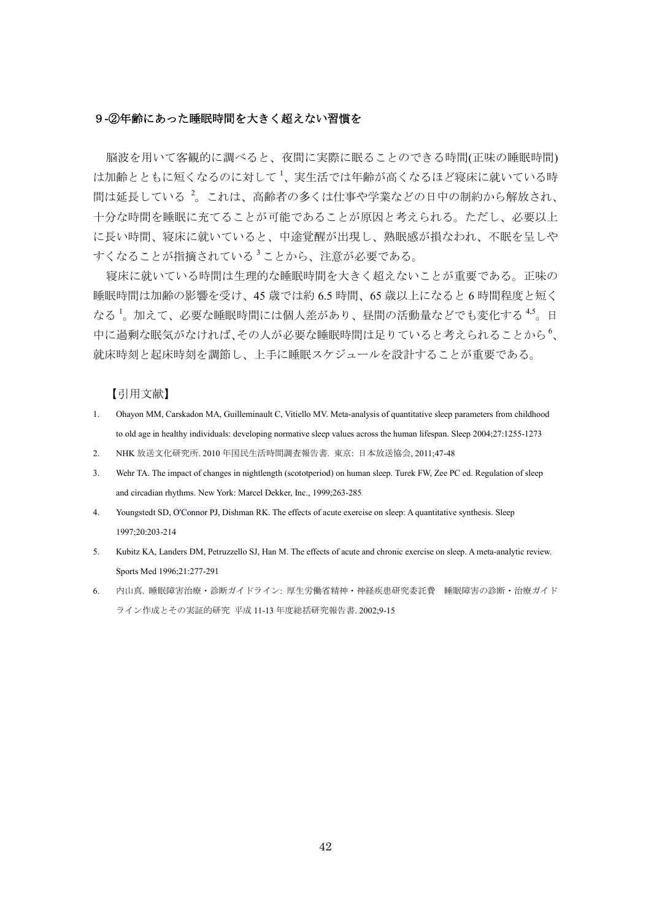## 9-②年齢にあった睡眠時間を大きく超えない習慣を

脳波を用いて客観的に調べると、夜間に実際に眠ることのできる時間(正味の睡眠時間)は加齢とともに短くなるのに対して[1]、実生活では年齢が高くなるほど寝床に就いている時間は延長している[2]。これは、高齢者の多くは仕事や学業などの日中の制約から解放され、十分な時間を睡眠に充てることが可能であることが原因と考えられる。ただし、必要以上に長い時間、寝床に就いていると、中途覚醒が出現し、熟眠感が損なわれ、不眠を呈しやすくなることが指摘されている[3]ことから、注意が必要である。

寝床に就いている時間は生理的な睡眠時間を大きく超えないことが重要である。正味の睡眠時間は加齢の影響を受け、45 歳では約 6.5 時間、65 歳以上になると 6 時間程度と短くなる[1]。加えて、必要な睡眠時間には個人差があり、昼間の活動量などでも変化する[4,5]。日中に過剰な眠気がなければ､その人が必要な睡眠時間は足りていると考えられることから[6]、就床時刻と起床時刻を調節し、上手に睡眠スケジュールを設計することが重要である。

【引用文献】

1. Ohayon MM, Carskadon MA, Guilleminault C, Vitiello MV. Meta-analysis of quantitative sleep parameters from childhood to old age in healthy individuals: developing normative sleep values across the human lifespan. Sleep 2004;27:1255-1273
2. NHK 放送文化研究所. 2010 年国民生活時間調査報告書. 東京: 日本放送協会, 2011;47-48
3. Wehr TA. The impact of changes in nightlength (scototperiod) on human sleep. Turek FW, Zee PC ed. Regulation of sleep and circadian rhythms. New York: Marcel Dekker, Inc., 1999;263-285
4. Youngstedt SD, O'Connor PJ, Dishman RK. The effects of acute exercise on sleep: A quantitative synthesis. Sleep 1997;20:203-214
5. Kubitz KA, Landers DM, Petruzzello SJ, Han M. The effects of acute and chronic exercise on sleep. A meta-analytic review. Sports Med 1996;21:277-291
6. 内山真. 睡眠障害治療・診断ガイドライン: 厚生労働省精神・神経疾患研究委託費　睡眠障害の診断・治療ガイドライン作成とその実証的研究 平成 11-13 年度総括研究報告書. 2002;9-15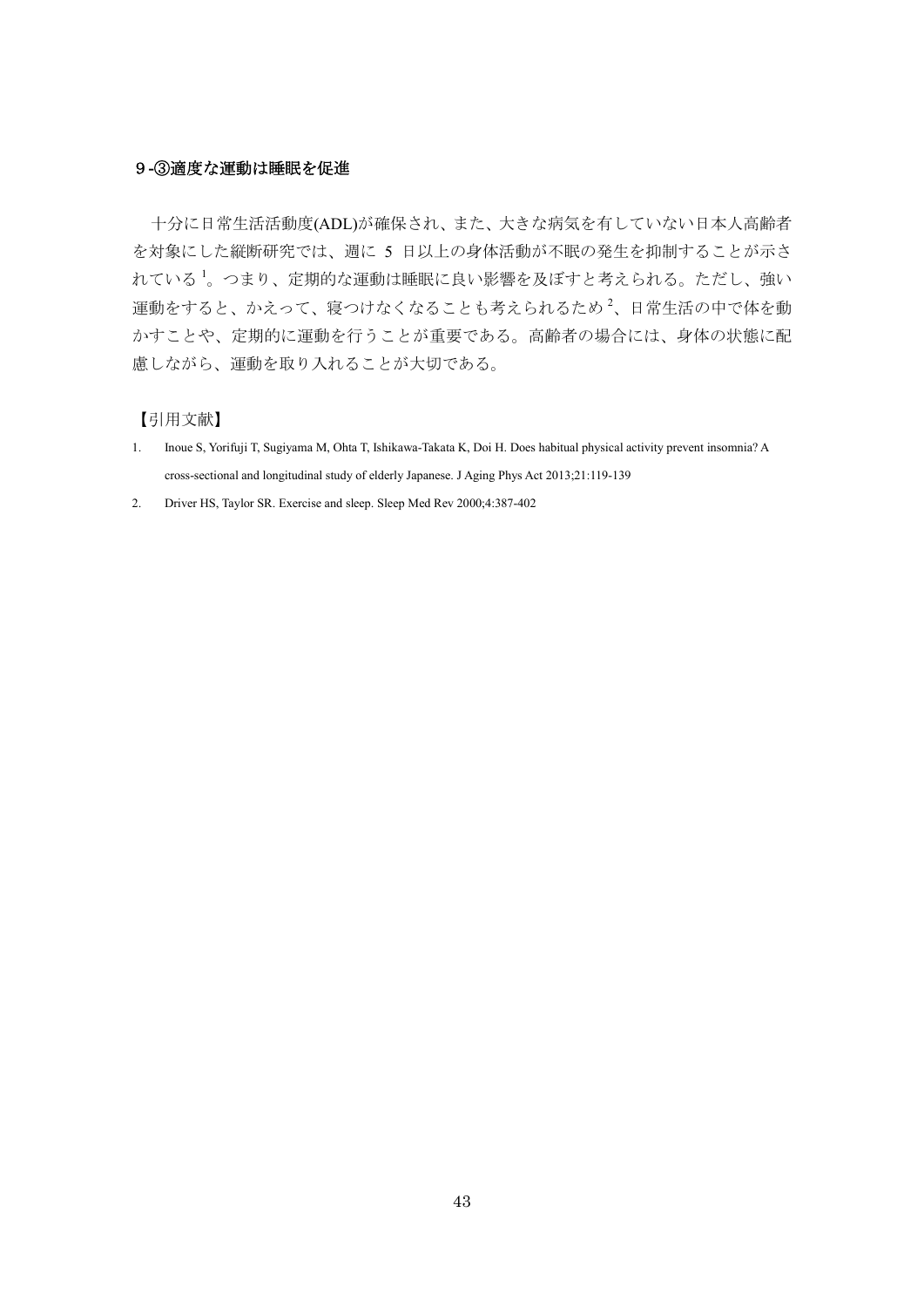### ９-③適度な運動は睡眠を促進

十分に日常生活活動度(ADL)が確保され、また、大きな病気を有していない日本人高齢者を対象にした縦断研究では、週に 5 日以上の身体活動が不眠の発生を抑制することが示されている[1]。つまり、定期的な運動は睡眠に良い影響を及ぼすと考えられる。ただし、強い運動をすると、かえって、寝つけなくなることも考えられるため[2]、日常生活の中で体を動かすことや、定期的に運動を行うことが重要である。高齢者の場合には、身体の状態に配慮しながら、運動を取り入れることが大切である。

【引用文献】

1. Inoue S, Yorifuji T, Sugiyama M, Ohta T, Ishikawa-Takata K, Doi H. Does habitual physical activity prevent insomnia? A cross-sectional and longitudinal study of elderly Japanese. J Aging Phys Act 2013;21:119-139
2. Driver HS, Taylor SR. Exercise and sleep. Sleep Med Rev 2000;4:387-402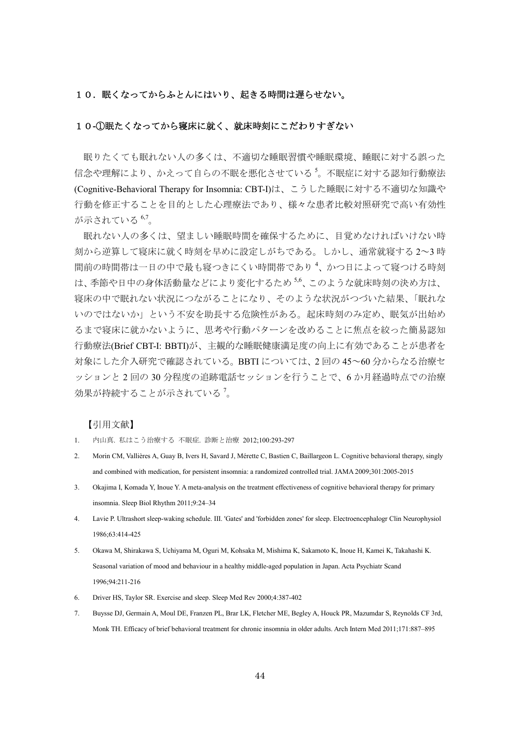## １０．眠くなってからふとんにはいり、起きる時間は遅らせない。

### １０-①眠たくなってから寝床に就く、就床時刻にこだわりすぎない

眠りたくても眠れない人の多くは、不適切な睡眠習慣や睡眠環境、睡眠に対する誤った信念や理解により、かえって自らの不眠を悪化させている[5]。不眠症に対する認知行動療法(Cognitive-Behavioral Therapy for Insomnia: CBT-I)は、こうした睡眠に対する不適切な知識や行動を修正することを目的とした心理療法であり、様々な患者比較対照研究で高い有効性が示されている[6,7]。

眠れない人の多くは、望ましい睡眠時間を確保するために、目覚めなければいけない時刻から逆算して寝床に就く時刻を早めに設定しがちである。しかし、通常就寝する2〜3時間前の時間帯は一日の中で最も寝つきにくい時間帯であり[4]、かつ日によって寝つける時刻は、季節や日中の身体活動量などにより変化するため[5,6]、このような就床時刻の決め方は、寝床の中で眠れない状況につながることになり、そのような状況がつづいた結果、「眠れないのではないか」という不安を助長する危険性がある。起床時刻のみ定め、眠気が出始めるまで寝床に就かないように、思考や行動パターンを改めることに焦点を絞った簡易認知行動療法(Brief CBT-I: BBTI)が、主観的な睡眠健康満足度の向上に有効であることが患者を対象にした介入研究で確認されている。BBTIについては、2回の45〜60分からなる治療セッションと2回の30分程度の追跡電話セッションを行うことで、6か月経過時点での治療効果が持続することが示されている[7]。

【引用文献】

1. 内山真. 私はこう治療する 不眠症. 診断と治療 2012;100:293-297
2. Morin CM, Vallières A, Guay B, Ivers H, Savard J, Mérette C, Bastien C, Baillargeon L. Cognitive behavioral therapy, singly and combined with medication, for persistent insomnia: a randomized controlled trial. JAMA 2009;301:2005-2015
3. Okajima I, Komada Y, Inoue Y. A meta-analysis on the treatment effectiveness of cognitive behavioral therapy for primary insomnia. Sleep Biol Rhythm 2011;9:24–34
4. Lavie P. Ultrashort sleep-waking schedule. III. 'Gates' and 'forbidden zones' for sleep. Electroencephalogr Clin Neurophysiol 1986;63:414-425
5. Okawa M, Shirakawa S, Uchiyama M, Oguri M, Kohsaka M, Mishima K, Sakamoto K, Inoue H, Kamei K, Takahashi K. Seasonal variation of mood and behaviour in a healthy middle-aged population in Japan. Acta Psychiatr Scand 1996;94:211-216
6. Driver HS, Taylor SR. Exercise and sleep. Sleep Med Rev 2000;4:387-402
7. Buysse DJ, Germain A, Moul DE, Franzen PL, Brar LK, Fletcher ME, Begley A, Houck PR, Mazumdar S, Reynolds CF 3rd, Monk TH. Efficacy of brief behavioral treatment for chronic insomnia in older adults. Arch Intern Med 2011;171:887–895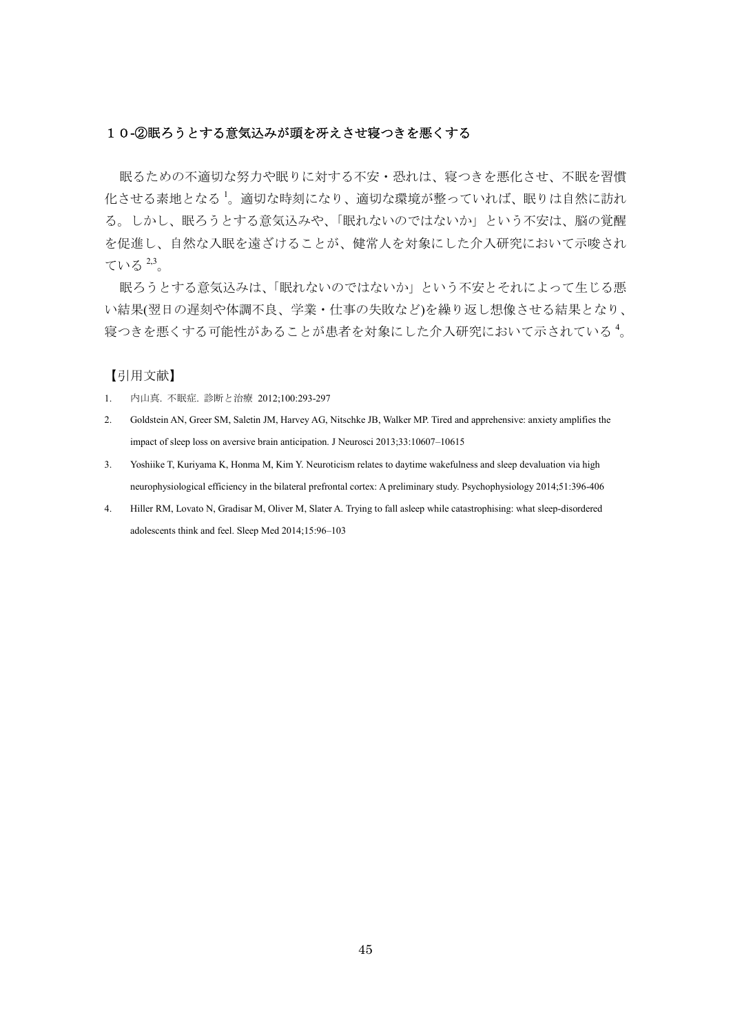### １０-②眠ろうとする意気込みが頭を冴えさせ寝つきを悪くする

眠るための不適切な努力や眠りに対する不安・恐れは、寝つきを悪化させ、不眠を習慣化させる素地となる[1]。適切な時刻になり、適切な環境が整っていれば、眠りは自然に訪れる。しかし、眠ろうとする意気込みや、「眠れないのではないか」という不安は、脳の覚醒を促進し、自然な入眠を遠ざけることが、健常人を対象にした介入研究において示唆されている[2,3]。

眠ろうとする意気込みは、「眠れないのではないか」という不安とそれによって生じる悪い結果(翌日の遅刻や体調不良、学業・仕事の失敗など)を繰り返し想像させる結果となり、寝つきを悪くする可能性があることが患者を対象にした介入研究において示されている[4]。

【引用文献】

1. 内山真. 不眠症. 診断と治療 2012;100:293-297
2. Goldstein AN, Greer SM, Saletin JM, Harvey AG, Nitschke JB, Walker MP. Tired and apprehensive: anxiety amplifies the impact of sleep loss on aversive brain anticipation. J Neurosci 2013;33:10607–10615
3. Yoshiike T, Kuriyama K, Honma M, Kim Y. Neuroticism relates to daytime wakefulness and sleep devaluation via high neurophysiological efficiency in the bilateral prefrontal cortex: A preliminary study. Psychophysiology 2014;51:396-406
4. Hiller RM, Lovato N, Gradisar M, Oliver M, Slater A. Trying to fall asleep while catastrophising: what sleep-disordered adolescents think and feel. Sleep Med 2014;15:96–103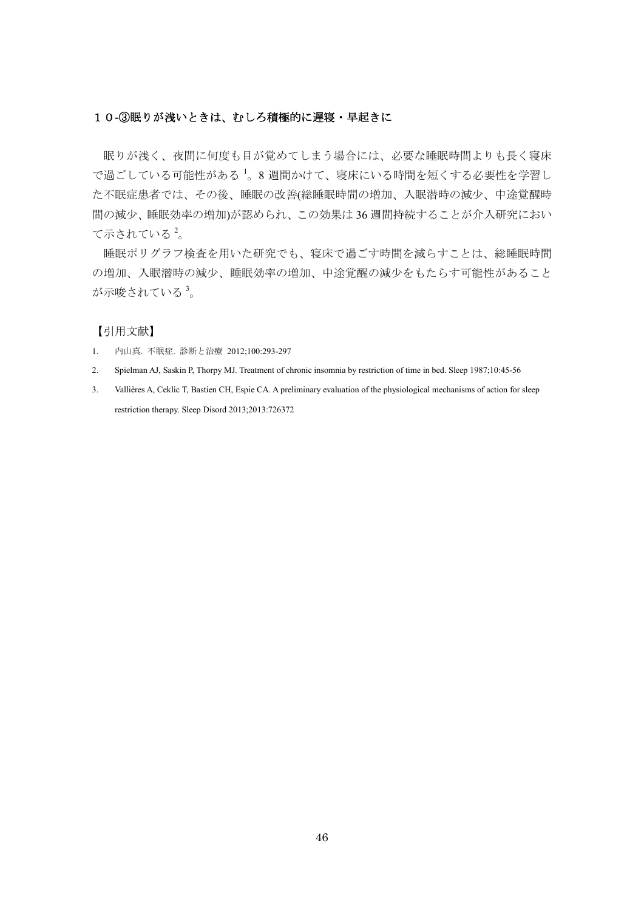## １０-③眠りが浅いときは、むしろ積極的に遅寝・早起きに

眠りが浅く、夜間に何度も目が覚めてしまう場合には、必要な睡眠時間よりも長く寝床で過ごしている可能性がある[1]。8 週間かけて、寝床にいる時間を短くする必要性を学習した不眠症患者では、その後、睡眠の改善(総睡眠時間の増加、入眠潜時の減少、中途覚醒時間の減少、睡眠効率の増加)が認められ、この効果は 36 週間持続することが介入研究において示されている[2]。

睡眠ポリグラフ検査を用いた研究でも、寝床で過ごす時間を減らすことは、総睡眠時間の増加、入眠潜時の減少、睡眠効率の増加、中途覚醒の減少をもたらす可能性があることが示唆されている[3]。

【引用文献】

1. 内山真. 不眠症. 診断と治療 2012;100:293-297
2. Spielman AJ, Saskin P, Thorpy MJ. Treatment of chronic insomnia by restriction of time in bed. Sleep 1987;10:45-56
3. Vallières A, Ceklic T, Bastien CH, Espie CA. A preliminary evaluation of the physiological mechanisms of action for sleep restriction therapy. Sleep Disord 2013;2013:726372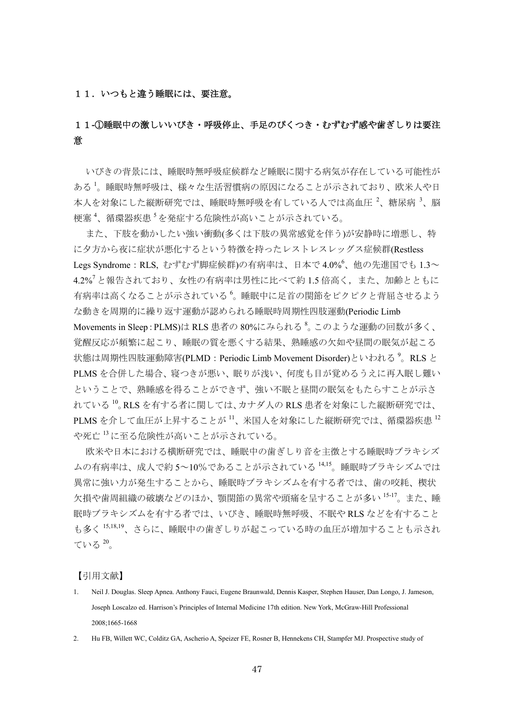## １１．いつもと違う睡眠には、要注意。

### １１-①睡眠中の激しいいびき・呼吸停止、手足のぴくつき・むずむず感や歯ぎしりは要注意

いびきの背景には、睡眠時無呼吸症候群など睡眠に関する病気が存在している可能性がある[1]。睡眠時無呼吸は、様々な生活習慣病の原因になることが示されており、欧米人や日本人を対象にした縦断研究では、睡眠時無呼吸を有している人では高血圧[2]、糖尿病[3]、脳梗塞[4]、循環器疾患[5]を発症する危険性が高いことが示されている。

また、下肢を動かしたい強い衝動(多くは下肢の異常感覚を伴う)が安静時に増悪し、特に夕方から夜に症状が悪化するという特徴を持ったレストレスレッグス症候群(Restless Legs Syndrome：RLS, むずむず脚症候群)の有病率は、日本で 4.0%[6]、他の先進国でも 1.3～4.2%[7]と報告されており、女性の有病率は男性に比べて約 1.5 倍高く，また、加齢とともに有病率は高くなることが示されている[6]。睡眠中に足首の関節をピクピクと背屈させるような動きを周期的に繰り返す運動が認められる睡眠時周期性四肢運動(Periodic Limb Movements in Sleep：PLMS)は RLS 患者の 80%にみられる[8]。このような運動の回数が多く、覚醒反応が頻繁に起こり、睡眠の質を悪くする結果、熟睡感の欠如や昼間の眠気が起こる状態は周期性四肢運動障害(PLMD：Periodic Limb Movement Disorder)といわれる[9]。RLS と PLMS を合併した場合、寝つきが悪い、眠りが浅い、何度も目が覚めるうえに再入眠し難いということで、熟睡感を得ることができず、強い不眠と昼間の眠気をもたらすことが示されている[10]。RLS を有する者に関しては、カナダ人の RLS 患者を対象にした縦断研究では、PLMS を介して血圧が上昇することが[11]、米国人を対象にした縦断研究では、循環器疾患[12]や死亡[13]に至る危険性が高いことが示されている。

欧米や日本における横断研究では、睡眠中の歯ぎしり音を主徴とする睡眠時ブラキシズムの有病率は、成人で約 5～10%であることが示されている[14,15]。睡眠時ブラキシズムでは異常に強い力が発生することから、睡眠時ブラキシズムを有する者では、歯の咬耗、楔状欠損や歯周組織の破壊などのほか、顎関節の異常や頭痛を呈することが多い[15-17]。また、睡眠時ブラキシズムを有する者では、いびき、睡眠時無呼吸、不眠や RLS などを有することも多く[15,18,19]、さらに、睡眠中の歯ぎしりが起こっている時の血圧が増加することも示されている[20]。

【引用文献】

1. Neil J. Douglas. Sleep Apnea. Anthony Fauci, Eugene Braunwald, Dennis Kasper, Stephen Hauser, Dan Longo, J. Jameson, Joseph Loscalzo ed. Harrison's Principles of Internal Medicine 17th edition. New York, McGraw-Hill Professional 2008;1665-1668
2. Hu FB, Willett WC, Colditz GA, Ascherio A, Speizer FE, Rosner B, Hennekens CH, Stampfer MJ. Prospective study of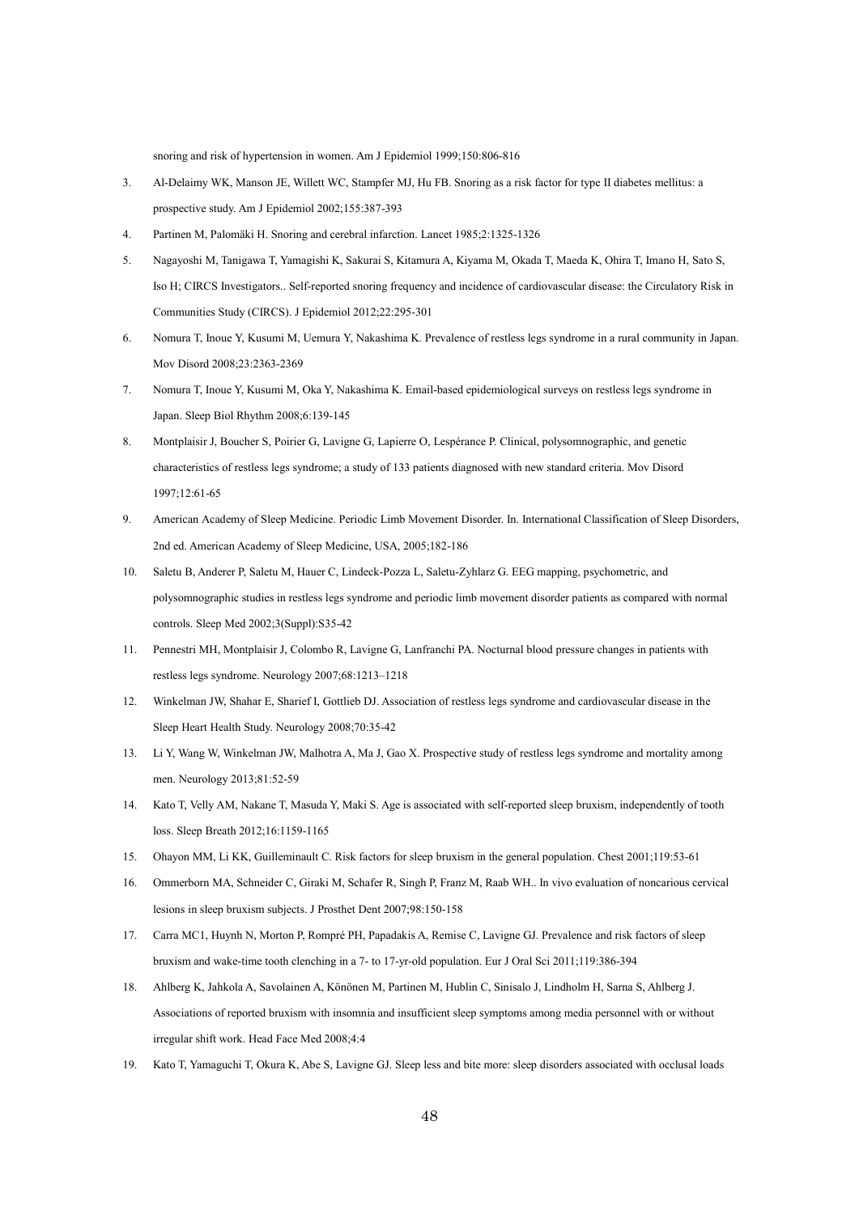snoring and risk of hypertension in women. Am J Epidemiol 1999;150:806-816

3. Al-Delaimy WK, Manson JE, Willett WC, Stampfer MJ, Hu FB. Snoring as a risk factor for type II diabetes mellitus: a prospective study. Am J Epidemiol 2002;155:387-393
4. Partinen M, Palomäki H. Snoring and cerebral infarction. Lancet 1985;2:1325-1326
5. Nagayoshi M, Tanigawa T, Yamagishi K, Sakurai S, Kitamura A, Kiyama M, Okada T, Maeda K, Ohira T, Imano H, Sato S, Iso H; CIRCS Investigators.. Self-reported snoring frequency and incidence of cardiovascular disease: the Circulatory Risk in Communities Study (CIRCS). J Epidemiol 2012;22:295-301
6. Nomura T, Inoue Y, Kusumi M, Uemura Y, Nakashima K. Prevalence of restless legs syndrome in a rural community in Japan. Mov Disord 2008;23:2363-2369
7. Nomura T, Inoue Y, Kusumi M, Oka Y, Nakashima K. Email-based epidemiological surveys on restless legs syndrome in Japan. Sleep Biol Rhythm 2008;6:139-145
8. Montplaisir J, Boucher S, Poirier G, Lavigne G, Lapierre O, Lespérance P. Clinical, polysomnographic, and genetic characteristics of restless legs syndrome; a study of 133 patients diagnosed with new standard criteria. Mov Disord 1997;12:61-65
9. American Academy of Sleep Medicine. Periodic Limb Movement Disorder. In. International Classification of Sleep Disorders, 2nd ed. American Academy of Sleep Medicine, USA, 2005;182-186
10. Saletu B, Anderer P, Saletu M, Hauer C, Lindeck-Pozza L, Saletu-Zyhlarz G. EEG mapping, psychometric, and polysomnographic studies in restless legs syndrome and periodic limb movement disorder patients as compared with normal controls. Sleep Med 2002;3(Suppl):S35-42
11. Pennestri MH, Montplaisir J, Colombo R, Lavigne G, Lanfranchi PA. Nocturnal blood pressure changes in patients with restless legs syndrome. Neurology 2007;68:1213–1218
12. Winkelman JW, Shahar E, Sharief I, Gottlieb DJ. Association of restless legs syndrome and cardiovascular disease in the Sleep Heart Health Study. Neurology 2008;70:35-42
13. Li Y, Wang W, Winkelman JW, Malhotra A, Ma J, Gao X. Prospective study of restless legs syndrome and mortality among men. Neurology 2013;81:52-59
14. Kato T, Velly AM, Nakane T, Masuda Y, Maki S. Age is associated with self-reported sleep bruxism, independently of tooth loss. Sleep Breath 2012;16:1159-1165
15. Ohayon MM, Li KK, Guilleminault C. Risk factors for sleep bruxism in the general population. Chest 2001;119:53-61
16. Ommerborn MA, Schneider C, Giraki M, Schafer R, Singh P, Franz M, Raab WH.. In vivo evaluation of noncarious cervical lesions in sleep bruxism subjects. J Prosthet Dent 2007;98:150-158
17. Carra MC1, Huynh N, Morton P, Rompré PH, Papadakis A, Remise C, Lavigne GJ. Prevalence and risk factors of sleep bruxism and wake-time tooth clenching in a 7- to 17-yr-old population. Eur J Oral Sci 2011;119:386-394
18. Ahlberg K, Jahkola A, Savolainen A, Könönen M, Partinen M, Hublin C, Sinisalo J, Lindholm H, Sarna S, Ahlberg J. Associations of reported bruxism with insomnia and insufficient sleep symptoms among media personnel with or without irregular shift work. Head Face Med 2008;4:4
19. Kato T, Yamaguchi T, Okura K, Abe S, Lavigne GJ. Sleep less and bite more: sleep disorders associated with occlusal loads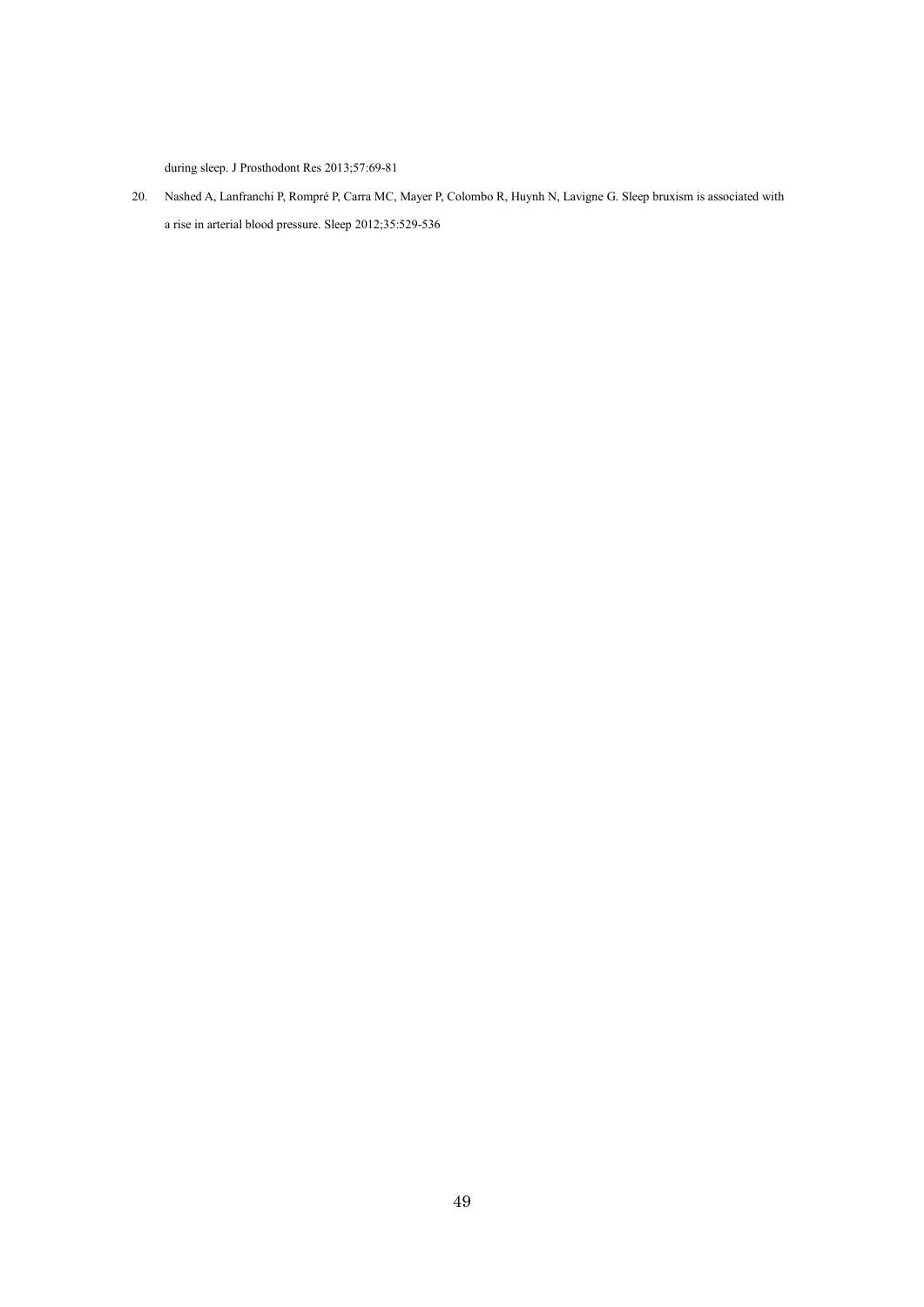during sleep. J Prosthodont Res 2013;57:69-81

20. Nashed A, Lanfranchi P, Rompré P, Carra MC, Mayer P, Colombo R, Huynh N, Lavigne G. Sleep bruxism is associated with a rise in arterial blood pressure. Sleep 2012;35:529-536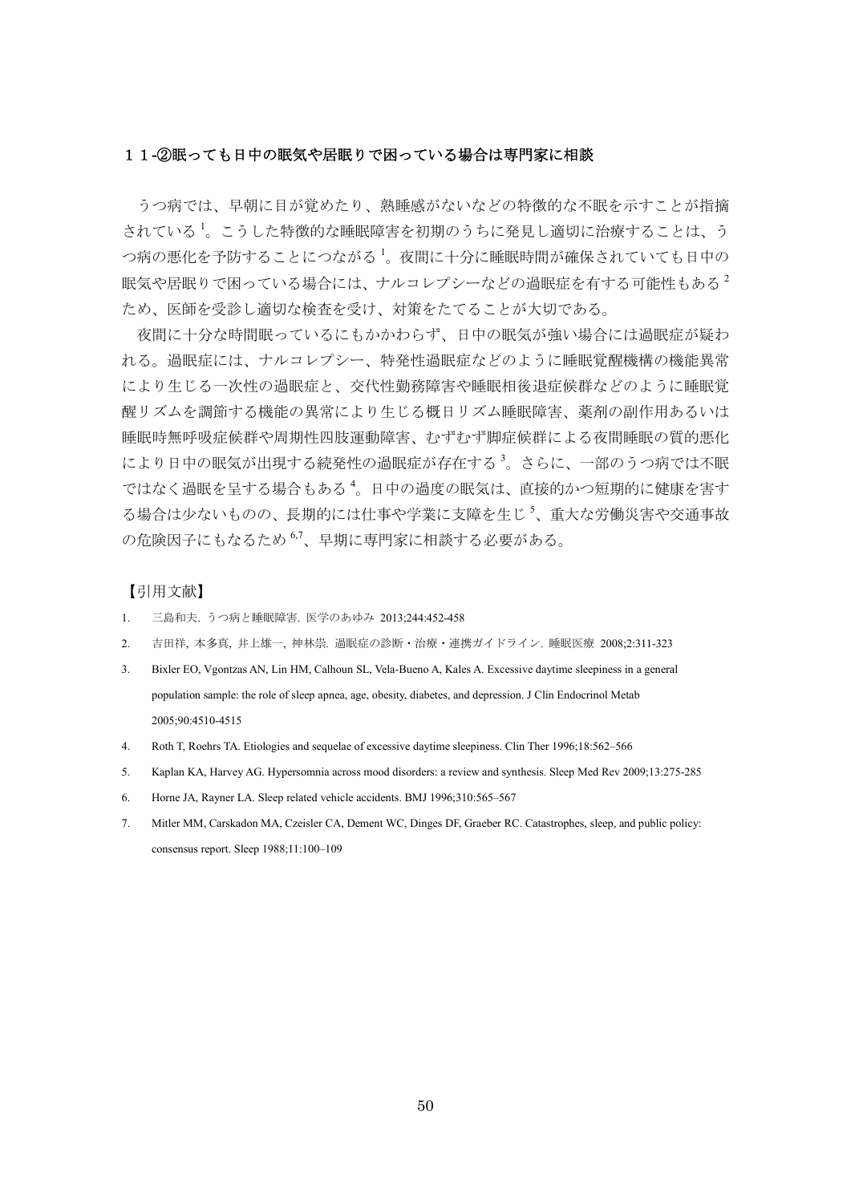## １１-②眠っても日中の眠気や居眠りで困っている場合は専門家に相談

うつ病では、早朝に目が覚めたり、熟睡感がないなどの特徴的な不眠を示すことが指摘されている[1]。こうした特徴的な睡眠障害を初期のうちに発見し適切に治療することは、うつ病の悪化を予防することにつながる[1]。夜間に十分に睡眠時間が確保されていても日中の眠気や居眠りで困っている場合には、ナルコレプシーなどの過眠症を有する可能性もある[2]ため、医師を受診し適切な検査を受け、対策をたてることが大切である。

夜間に十分な時間眠っているにもかかわらず、日中の眠気が強い場合には過眠症が疑われる。過眠症には、ナルコレプシー、特発性過眠症などのように睡眠覚醒機構の機能異常により生じる一次性の過眠症と、交代性勤務障害や睡眠相後退症候群などのように睡眠覚醒リズムを調節する機能の異常により生じる概日リズム睡眠障害、薬剤の副作用あるいは睡眠時無呼吸症候群や周期性四肢運動障害、むずむず脚症候群による夜間睡眠の質的悪化により日中の眠気が出現する続発性の過眠症が存在する[3]。さらに、一部のうつ病では不眠ではなく過眠を呈する場合もある[4]。日中の過度の眠気は、直接的かつ短期的に健康を害する場合は少ないものの、長期的には仕事や学業に支障を生じ[5]、重大な労働災害や交通事故の危険因子にもなるため[6,7]、早期に専門家に相談する必要がある。

【引用文献】

1. 三島和夫. うつ病と睡眠障害. 医学のあゆみ 2013;244:452-458
2. 吉田祥, 本多真, 井上雄一, 神林崇. 過眠症の診断・治療・連携ガイドライン. 睡眠医療 2008;2:311-323
3. Bixler EO, Vgontzas AN, Lin HM, Calhoun SL, Vela-Bueno A, Kales A. Excessive daytime sleepiness in a general population sample: the role of sleep apnea, age, obesity, diabetes, and depression. J Clin Endocrinol Metab 2005;90:4510-4515
4. Roth T, Roehrs TA. Etiologies and sequelae of excessive daytime sleepiness. Clin Ther 1996;18:562–566
5. Kaplan KA, Harvey AG. Hypersomnia across mood disorders: a review and synthesis. Sleep Med Rev 2009;13:275-285
6. Horne JA, Rayner LA. Sleep related vehicle accidents. BMJ 1996;310:565–567
7. Mitler MM, Carskadon MA, Czeisler CA, Dement WC, Dinges DF, Graeber RC. Catastrophes, sleep, and public policy: consensus report. Sleep 1988;11:100–109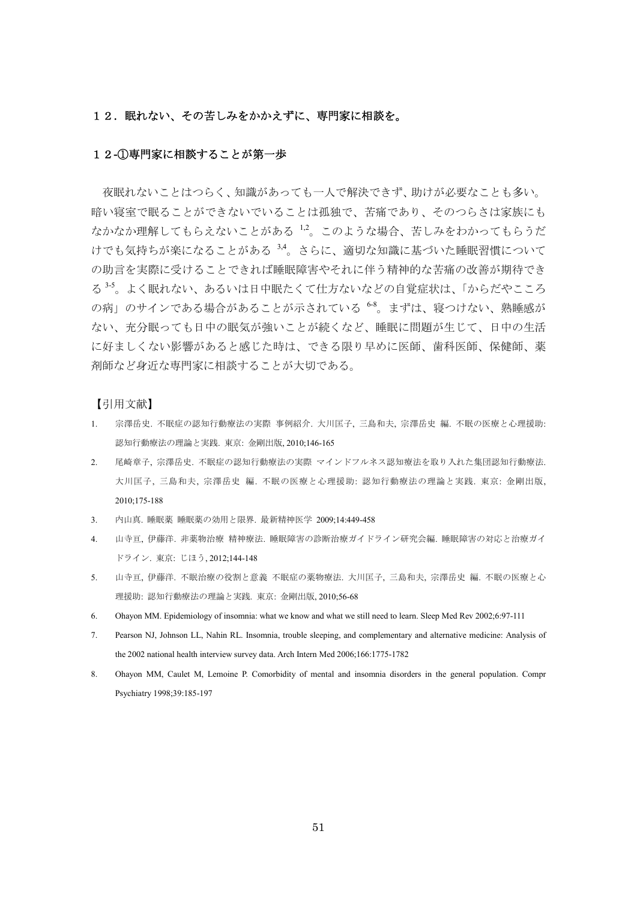## １２．眠れない、その苦しみをかかえずに、専門家に相談を。

### １２-①専門家に相談することが第一歩

夜眠れないことはつらく、知識があっても一人で解決できず、助けが必要なことも多い。暗い寝室で眠ることができないでいることは孤独で、苦痛であり、そのつらさは家族にもなかなか理解してもらえないことがある[1,2]。このような場合、苦しみをわかってもらうだけでも気持ちが楽になることがある[3,4]。さらに、適切な知識に基づいた睡眠習慣についての助言を実際に受けることできれば睡眠障害やそれに伴う精神的な苦痛の改善が期待できる[3-5]。よく眠れない、あるいは日中眠たくて仕方ないなどの自覚症状は、「からだやこころの病」のサインである場合があることが示されている[6-8]。まずは、寝つけない、熟睡感がない、充分眠っても日中の眠気が強いことが続くなど、睡眠に問題が生じて、日中の生活に好ましくない影響があると感じた時は、できる限り早めに医師、歯科医師、保健師、薬剤師など身近な専門家に相談することが大切である。

【引用文献】

1. 宗澤岳史. 不眠症の認知行動療法の実際 事例紹介. 大川匡子, 三島和夫, 宗澤岳史 編. 不眠の医療と心理援助: 認知行動療法の理論と実践. 東京: 金剛出版, 2010;146-165
2. 尾崎章子, 宗澤岳史. 不眠症の認知行動療法の実際 マインドフルネス認知療法を取り入れた集団認知行動療法. 大川匡子, 三島和夫, 宗澤岳史 編. 不眠の医療と心理援助: 認知行動療法の理論と実践. 東京: 金剛出版, 2010;175-188
3. 内山真. 睡眠薬 睡眠薬の効用と限界. 最新精神医学 2009;14:449-458
4. 山寺亘, 伊藤洋. 非薬物治療 精神療法. 睡眠障害の診断治療ガイドライン研究会編. 睡眠障害の対応と治療ガイドライン. 東京: じほう, 2012;144-148
5. 山寺亘, 伊藤洋. 不眠治療の役割と意義 不眠症の薬物療法. 大川匡子, 三島和夫, 宗澤岳史 編. 不眠の医療と心理援助: 認知行動療法の理論と実践. 東京: 金剛出版, 2010;56-68
6. Ohayon MM. Epidemiology of insomnia: what we know and what we still need to learn. Sleep Med Rev 2002;6:97-111
7. Pearson NJ, Johnson LL, Nahin RL. Insomnia, trouble sleeping, and complementary and alternative medicine: Analysis of the 2002 national health interview survey data. Arch Intern Med 2006;166:1775-1782
8. Ohayon MM, Caulet M, Lemoine P. Comorbidity of mental and insomnia disorders in the general population. Compr Psychiatry 1998;39:185-197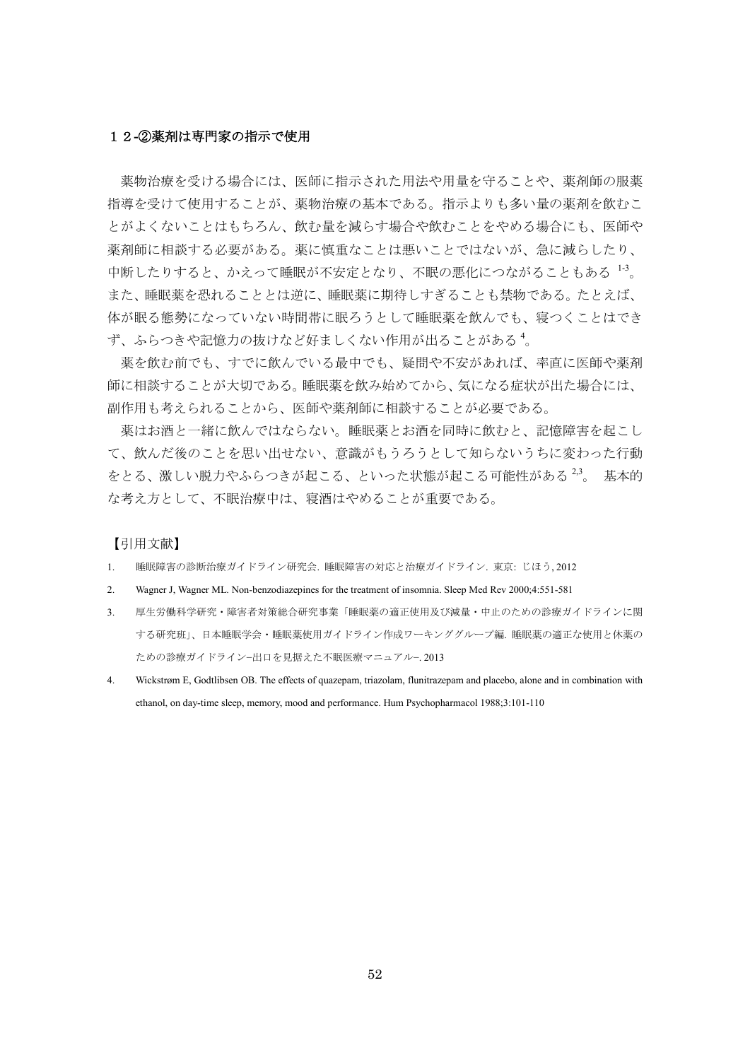### １２-②薬剤は専門家の指示で使用

薬物治療を受ける場合には、医師に指示された用法や用量を守ることや、薬剤師の服薬指導を受けて使用することが、薬物治療の基本である。指示よりも多い量の薬剤を飲むことがよくないことはもちろん、飲む量を減らす場合や飲むことをやめる場合にも、医師や薬剤師に相談する必要がある。薬に慎重なことは悪いことではないが、急に減らしたり、中断したりすると、かえって睡眠が不安定となり、不眠の悪化につながることもある[1-3]。また、睡眠薬を恐れることとは逆に、睡眠薬に期待しすぎることも禁物である。たとえば、体が眠る態勢になっていない時間帯に眠ろうとして睡眠薬を飲んでも、寝つくことはできず、ふらつきや記憶力の抜けなど好ましくない作用が出ることがある[4]。

薬を飲む前でも、すでに飲んでいる最中でも、疑問や不安があれば、率直に医師や薬剤師に相談することが大切である。睡眠薬を飲み始めてから、気になる症状が出た場合には、副作用も考えられることから、医師や薬剤師に相談することが必要である。

薬はお酒と一緒に飲んではならない。睡眠薬とお酒を同時に飲むと、記憶障害を起こして、飲んだ後のことを思い出せない、意識がもうろうとして知らないうちに変わった行動をとる、激しい脱力やふらつきが起こる、といった状態が起こる可能性がある[2,3]。 基本的な考え方として、不眠治療中は、寝酒はやめることが重要である。

【引用文献】

1. 睡眠障害の診断治療ガイドライン研究会. 睡眠障害の対応と治療ガイドライン. 東京: じほう, 2012
2. Wagner J, Wagner ML. Non-benzodiazepines for the treatment of insomnia. Sleep Med Rev 2000;4:551-581
3. 厚生労働科学研究・障害者対策総合研究事業「睡眠薬の適正使用及び減量・中止のための診療ガイドラインに関する研究班」、日本睡眠学会・睡眠薬使用ガイドライン作成ワーキンググループ編. 睡眠薬の適正な使用と休薬のための診療ガイドライン–出口を見据えた不眠医療マニュアル–. 2013
4. Wickstrøm E, Godtlibsen OB. The effects of quazepam, triazolam, flunitrazepam and placebo, alone and in combination with ethanol, on day-time sleep, memory, mood and performance. Hum Psychopharmacol 1988;3:101-110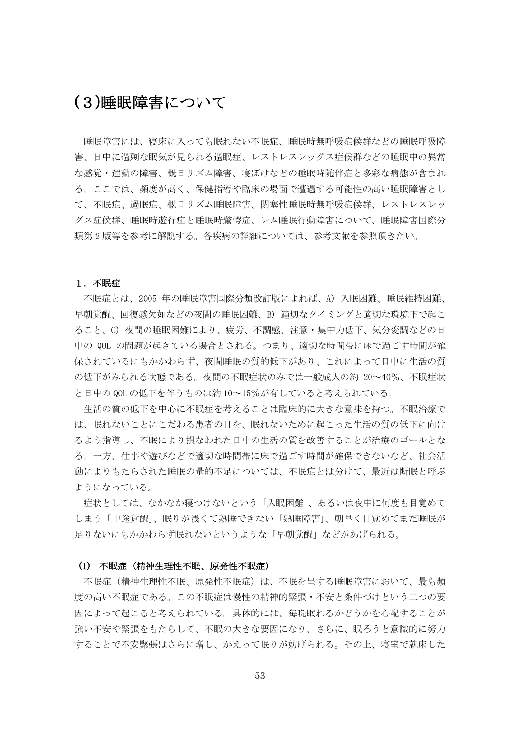# (3)睡眠障害について

睡眠障害には、寝床に入っても眠れない不眠症、睡眠時無呼吸症候群などの睡眠呼吸障害、日中に過剰な眠気が見られる過眠症、レストレスレッグス症候群などの睡眠中の異常な感覚・運動の障害、概日リズム障害、寝ぼけなどの睡眠時随伴症と多彩な病態が含まれる。ここでは、頻度が高く、保健指導や臨床の場面で遭遇する可能性の高い睡眠障害として、不眠症、過眠症、概日リズム睡眠障害、閉塞性睡眠時無呼吸症候群、レストレスレッグス症候群、睡眠時遊行症と睡眠時驚愕症、レム睡眠行動障害について、睡眠障害国際分類第2版等を参考に解説する。各疾病の詳細については、参考文献を参照頂きたい。

## 1．不眠症

不眠症とは、2005 年の睡眠障害国際分類改訂版によれば、A) 入眠困難、睡眠維持困難、早朝覚醒、回復感欠如などの夜間の睡眠困難、B) 適切なタイミングと適切な環境下で起こること、C) 夜間の睡眠困難により、疲労、不調感、注意・集中力低下、気分変調などの日中の QOL の問題が起きている場合とされる。つまり、適切な時間帯に床で過ごす時間が確保されているにもかかわらず、夜間睡眠の質的低下があり、これによって日中に生活の質の低下がみられる状態である。夜間の不眠症状のみでは一般成人の約 20～40%、不眠症状と日中の QOL の低下を伴うものは約 10～15%が有していると考えられている。

生活の質の低下を中心に不眠症を考えることは臨床的に大きな意味を持つ。不眠治療では、眠れないことにこだわる患者の目を、眠れないために起こった生活の質の低下に向けるよう指導し、不眠により損なわれた日中の生活の質を改善することが治療のゴールとなる。一方、仕事や遊びなどで適切な時間帯に床で過ごす時間が確保できないなど、社会活動によりもたらされた睡眠の量的不足については、不眠症とは分けて、最近は断眠と呼ぶようになっている。

症状としては、なかなか寝つけないという「入眠困難」、あるいは夜中に何度も目覚めてしまう「中途覚醒」、眠りが浅くて熟睡できない「熟睡障害」、朝早く目覚めてまだ睡眠が足りないにもかかわらず眠れないというような「早朝覚醒」などがあげられる。

### (1) 不眠症（精神生理性不眠、原発性不眠症）

不眠症（精神生理性不眠、原発性不眠症）は、不眠を呈する睡眠障害において、最も頻度の高い不眠症である。この不眠症は慢性の精神的緊張・不安と条件づけという二つの要因によって起こると考えられている。具体的には、毎晩眠れるかどうかを心配することが強い不安や緊張をもたらして、不眠の大きな要因になり、さらに、眠ろうと意識的に努力することで不安緊張はさらに増し、かえって眠りが妨げられる。その上、寝室で就床した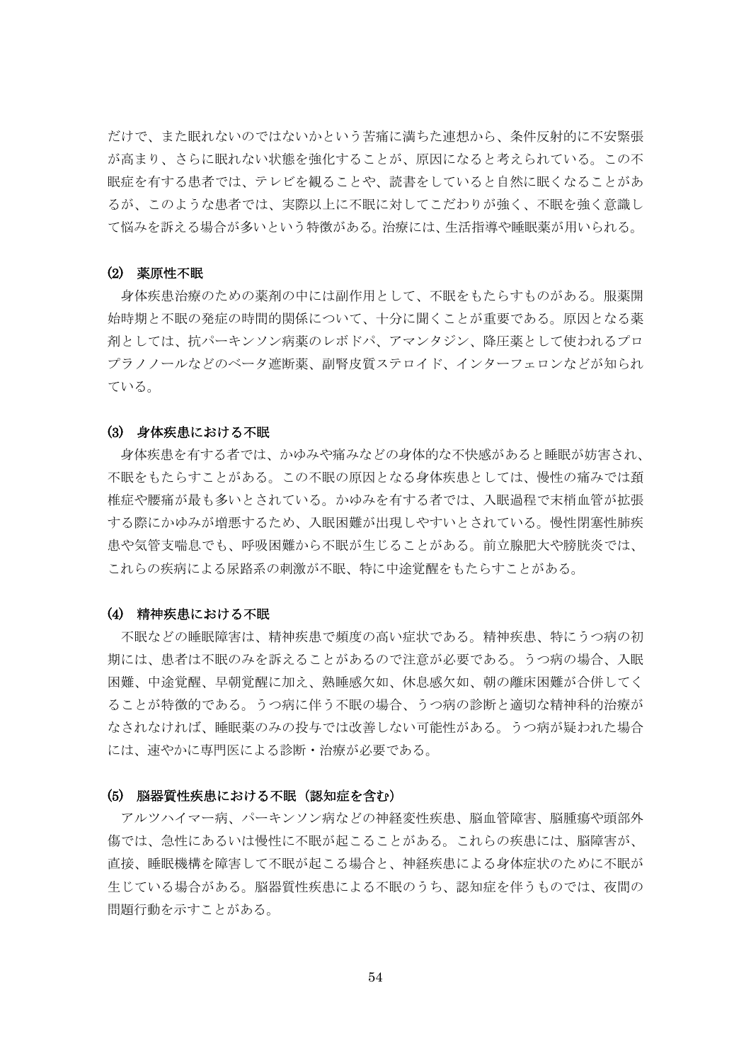だけで、また眠れないのではないかという苦痛に満ちた連想から、条件反射的に不安緊張が高まり、さらに眠れない状態を強化することが、原因になると考えられている。この不眠症を有する患者では、テレビを観ることや、読書をしていると自然に眠くなることがあるが、このような患者では、実際以上に不眠に対してこだわりが強く、不眠を強く意識して悩みを訴える場合が多いという特徴がある。治療には、生活指導や睡眠薬が用いられる。

#### (2) 薬原性不眠

身体疾患治療のための薬剤の中には副作用として、不眠をもたらすものがある。服薬開始時期と不眠の発症の時間的関係について、十分に聞くことが重要である。原因となる薬剤としては、抗パーキンソン病薬のレボドパ、アマンタジン、降圧薬として使われるプロプラノノールなどのベータ遮断薬、副腎皮質ステロイド、インターフェロンなどが知られている。

#### (3) 身体疾患における不眠

身体疾患を有する者では、かゆみや痛みなどの身体的な不快感があると睡眠が妨害され、不眠をもたらすことがある。この不眠の原因となる身体疾患としては、慢性の痛みでは頚椎症や腰痛が最も多いとされている。かゆみを有する者では、入眠過程で末梢血管が拡張する際にかゆみが増悪するため、入眠困難が出現しやすいとされている。慢性閉塞性肺疾患や気管支喘息でも、呼吸困難から不眠が生じることがある。前立腺肥大や膀胱炎では、これらの疾病による尿路系の刺激が不眠、特に中途覚醒をもたらすことがある。

#### (4) 精神疾患における不眠

不眠などの睡眠障害は、精神疾患で頻度の高い症状である。精神疾患、特にうつ病の初期には、患者は不眠のみを訴えることがあるので注意が必要である。うつ病の場合、入眠困難、中途覚醒、早朝覚醒に加え、熟睡感欠如、休息感欠如、朝の離床困難が合併してくることが特徴的である。うつ病に伴う不眠の場合、うつ病の診断と適切な精神科的治療がなされなければ、睡眠薬のみの投与では改善しない可能性がある。うつ病が疑われた場合には、速やかに専門医による診断・治療が必要である。

#### (5) 脳器質性疾患における不眠（認知症を含む）

アルツハイマー病、パーキンソン病などの神経変性疾患、脳血管障害、脳腫瘍や頭部外傷では、急性にあるいは慢性に不眠が起こることがある。これらの疾患には、脳障害が、直接、睡眠機構を障害して不眠が起こる場合と、神経疾患による身体症状のために不眠が生じている場合がある。脳器質性疾患による不眠のうち、認知症を伴うものでは、夜間の問題行動を示すことがある。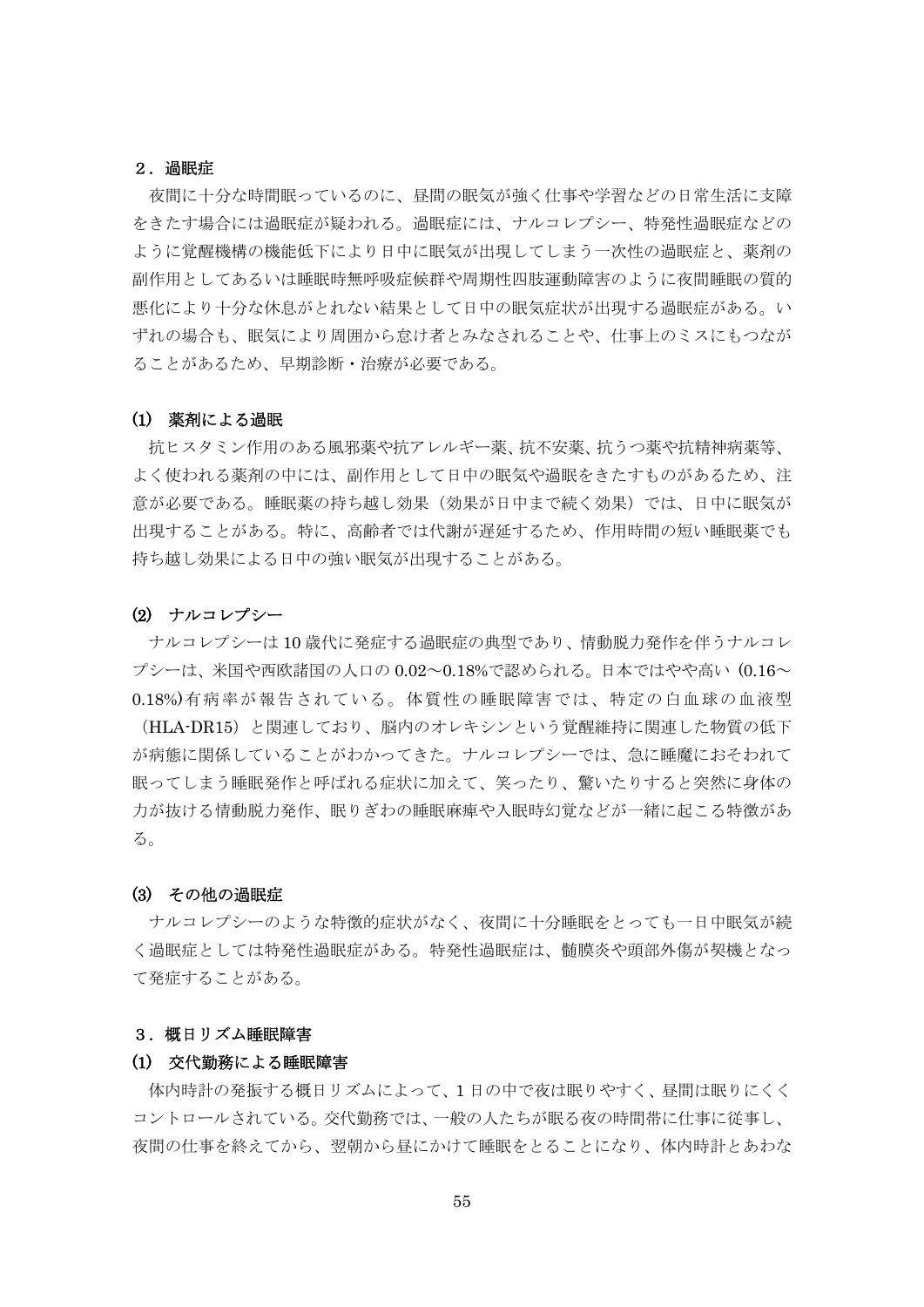## ２．過眠症

夜間に十分な時間眠っているのに、昼間の眠気が強く仕事や学習などの日常生活に支障をきたす場合には過眠症が疑われる。過眠症には、ナルコレプシー、特発性過眠症などのように覚醒機構の機能低下により日中に眠気が出現してしまう一次性の過眠症と、薬剤の副作用としてあるいは睡眠時無呼吸症候群や周期性四肢運動障害のように夜間睡眠の質的悪化により十分な休息がとれない結果として日中の眠気症状が出現する過眠症がある。いずれの場合も、眠気により周囲から怠け者とみなされることや、仕事上のミスにもつながることがあるため、早期診断・治療が必要である。

### (1) 薬剤による過眠

抗ヒスタミン作用のある風邪薬や抗アレルギー薬、抗不安薬、抗うつ薬や抗精神病薬等、よく使われる薬剤の中には、副作用として日中の眠気や過眠をきたすものがあるため、注意が必要である。睡眠薬の持ち越し効果（効果が日中まで続く効果）では、日中に眠気が出現することがある。特に、高齢者では代謝が遅延するため、作用時間の短い睡眠薬でも持ち越し効果による日中の強い眠気が出現することがある。

### (2) ナルコレプシー

ナルコレプシーは 10 歳代に発症する過眠症の典型であり、情動脱力発作を伴うナルコレプシーは、米国や西欧諸国の人口の 0.02～0.18%で認められる。日本ではやや高い（0.16～0.18%)有病率が報告されている。体質性の睡眠障害では、特定の白血球の血液型（HLA-DR15）と関連しており、脳内のオレキシンという覚醒維持に関連した物質の低下が病態に関係していることがわかってきた。ナルコレプシーでは、急に睡魔におそわれて眠ってしまう睡眠発作と呼ばれる症状に加えて、笑ったり、驚いたりすると突然に身体の力が抜ける情動脱力発作、眠りぎわの睡眠麻痺や入眠時幻覚などが一緒に起こる特徴がある。

### (3) その他の過眠症

ナルコレプシーのような特徴的症状がなく、夜間に十分睡眠をとっても一日中眠気が続く過眠症としては特発性過眠症がある。特発性過眠症は、髄膜炎や頭部外傷が契機となって発症することがある。

## ３．概日リズム睡眠障害

### (1) 交代勤務による睡眠障害

体内時計の発振する概日リズムによって、1 日の中で夜は眠りやすく、昼間は眠りにくくコントロールされている。交代勤務では、一般の人たちが眠る夜の時間帯に仕事に従事し、夜間の仕事を終えてから、翌朝から昼にかけて睡眠をとることになり、体内時計とあわな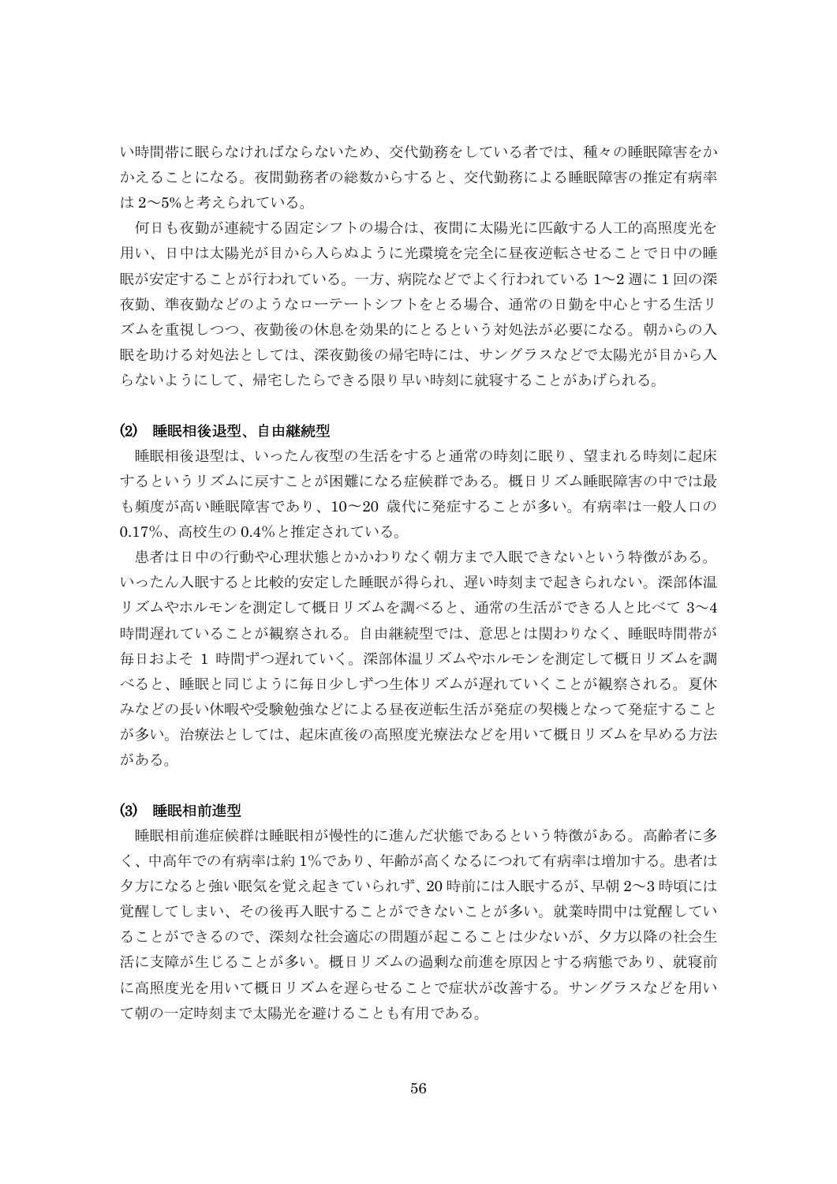い時間帯に眠らなければならないため、交代勤務をしている者では、種々の睡眠障害をかかえることになる。夜間勤務者の総数からすると、交代勤務による睡眠障害の推定有病率は 2〜5%と考えられている。

何日も夜勤が連続する固定シフトの場合は、夜間に太陽光に匹敵する人工的高照度光を用い、日中は太陽光が目から入らぬように光環境を完全に昼夜逆転させることで日中の睡眠が安定することが行われている。一方、病院などでよく行われている 1〜2 週に 1 回の深夜勤、準夜勤などのようなローテートシフトをとる場合、通常の日勤を中心とする生活リズムを重視しつつ、夜勤後の休息を効果的にとるという対処法が必要になる。朝からの入眠を助ける対処法としては、深夜勤後の帰宅時には、サングラスなどで太陽光が目から入らないようにして、帰宅したらできる限り早い時刻に就寝することがあげられる。

### (2) 睡眠相後退型、自由継続型

睡眠相後退型は、いったん夜型の生活をすると通常の時刻に眠り、望まれる時刻に起床するというリズムに戻すことが困難になる症候群である。概日リズム睡眠障害の中では最も頻度が高い睡眠障害であり、10〜20 歳代に発症することが多い。有病率は一般人口の 0.17%、高校生の 0.4%と推定されている。

患者は日中の行動や心理状態とかかわりなく朝方まで入眠できないという特徴がある。いったん入眠すると比較的安定した睡眠が得られ、遅い時刻まで起きられない。深部体温リズムやホルモンを測定して概日リズムを調べると、通常の生活ができる人と比べて 3〜4 時間遅れていることが観察される。自由継続型では、意思とは関わりなく、睡眠時間帯が毎日およそ 1 時間ずつ遅れていく。深部体温リズムやホルモンを測定して概日リズムを調べると、睡眠と同じように毎日少しずつ生体リズムが遅れていくことが観察される。夏休みなどの長い休暇や受験勉強などによる昼夜逆転生活が発症の契機となって発症することが多い。治療法としては、起床直後の高照度光療法などを用いて概日リズムを早める方法がある。

### (3) 睡眠相前進型

睡眠相前進症候群は睡眠相が慢性的に進んだ状態であるという特徴がある。高齢者に多く、中高年での有病率は約 1%であり、年齢が高くなるにつれて有病率は増加する。患者は夕方になると強い眠気を覚え起きていられず、20 時前には入眠するが、早朝 2〜3 時頃には覚醒してしまい、その後再入眠することができないことが多い。就業時間中は覚醒していることができるので、深刻な社会適応の問題が起こることは少ないが、夕方以降の社会生活に支障が生じることが多い。概日リズムの過剰な前進を原因とする病態であり、就寝前に高照度光を用いて概日リズムを遅らせることで症状が改善する。サングラスなどを用いて朝の一定時刻まで太陽光を避けることも有用である。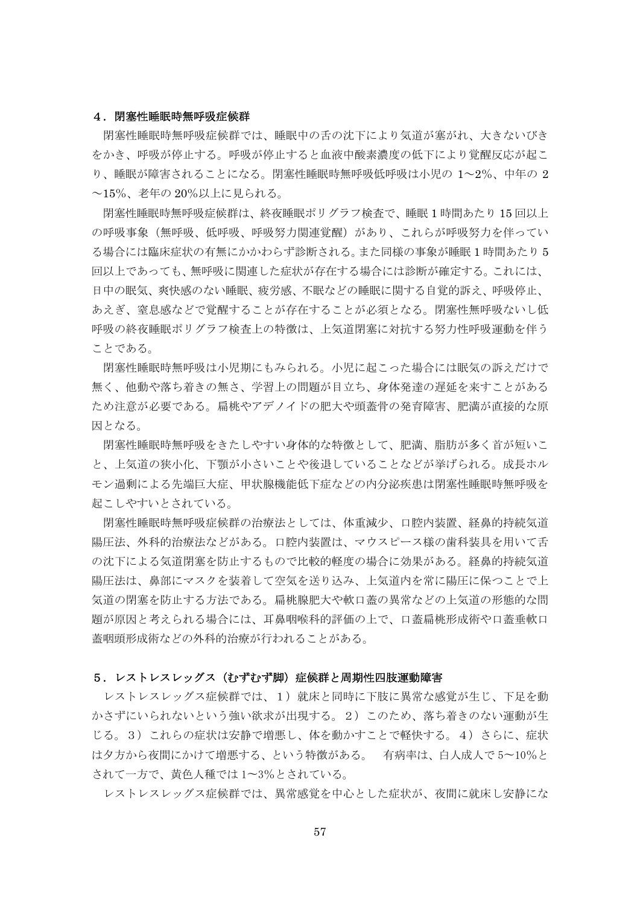### ４．閉塞性睡眠時無呼吸症候群

閉塞性睡眠時無呼吸症候群では、睡眠中の舌の沈下により気道が塞がれ、大きないびきをかき、呼吸が停止する。呼吸が停止すると血液中酸素濃度の低下により覚醒反応が起こり、睡眠が障害されることになる。閉塞性睡眠時無呼吸低呼吸は小児の 1～2%、中年の 2～15%、老年の 20%以上に見られる。

閉塞性睡眠時無呼吸症候群は、終夜睡眠ポリグラフ検査で、睡眠 1 時間あたり 15 回以上の呼吸事象（無呼吸、低呼吸、呼吸努力関連覚醒）があり、これらが呼吸努力を伴っている場合には臨床症状の有無にかかわらず診断される。また同様の事象が睡眠 1 時間あたり 5 回以上であっても、無呼吸に関連した症状が存在する場合には診断が確定する。これには、日中の眠気、爽快感のない睡眠、疲労感、不眠などの睡眠に関する自覚的訴え、呼吸停止、あえぎ、窒息感などで覚醒することが存在することが必須となる。閉塞性無呼吸ないし低呼吸の終夜睡眠ポリグラフ検査上の特徴は、上気道閉塞に対抗する努力性呼吸運動を伴うことである。

閉塞性睡眠時無呼吸は小児期にもみられる。小児に起こった場合には眠気の訴えだけで無く、他動や落ち着きの無さ、学習上の問題が目立ち、身体発達の遅延を来すことがあるため注意が必要である。扁桃やアデノイドの肥大や頭蓋骨の発育障害、肥満が直接的な原因となる。

閉塞性睡眠時無呼吸をきたしやすい身体的な特徴として、肥満、脂肪が多く首が短いこと、上気道の狭小化、下顎が小さいことや後退していることなどが挙げられる。成長ホルモン過剰による先端巨大症、甲状腺機能低下症などの内分泌疾患は閉塞性睡眠時無呼吸を起こしやすいとされている。

閉塞性睡眠時無呼吸症候群の治療法としては、体重減少、口腔内装置、経鼻的持続気道陽圧法、外科的治療法などがある。口腔内装置は、マウスピース様の歯科装具を用いて舌の沈下による気道閉塞を防止するもので比較的軽度の場合に効果がある。経鼻的持続気道陽圧法は、鼻部にマスクを装着して空気を送り込み、上気道内を常に陽圧に保つことで上気道の閉塞を防止する方法である。扁桃腺肥大や軟口蓋の異常などの上気道の形態的な問題が原因と考えられる場合には、耳鼻咽喉科的評価の上で、口蓋扁桃形成術や口蓋垂軟口蓋咽頭形成術などの外科的治療が行われることがある。

### ５．レストレスレッグス（むずむず脚）症候群と周期性四肢運動障害

レストレスレッグス症候群では、１）就床と同時に下肢に異常な感覚が生じ、下足を動かさずにいられないという強い欲求が出現する。２）このため、落ち着きのない運動が生じる。３）これらの症状は安静で増悪し、体を動かすことで軽快する。４）さらに、症状は夕方から夜間にかけて増悪する、という特徴がある。　有病率は、白人成人で 5～10%とされて一方で、黄色人種では 1～3%とされている。

レストレスレッグス症候群では、異常感覚を中心とした症状が、夜間に就床し安静にな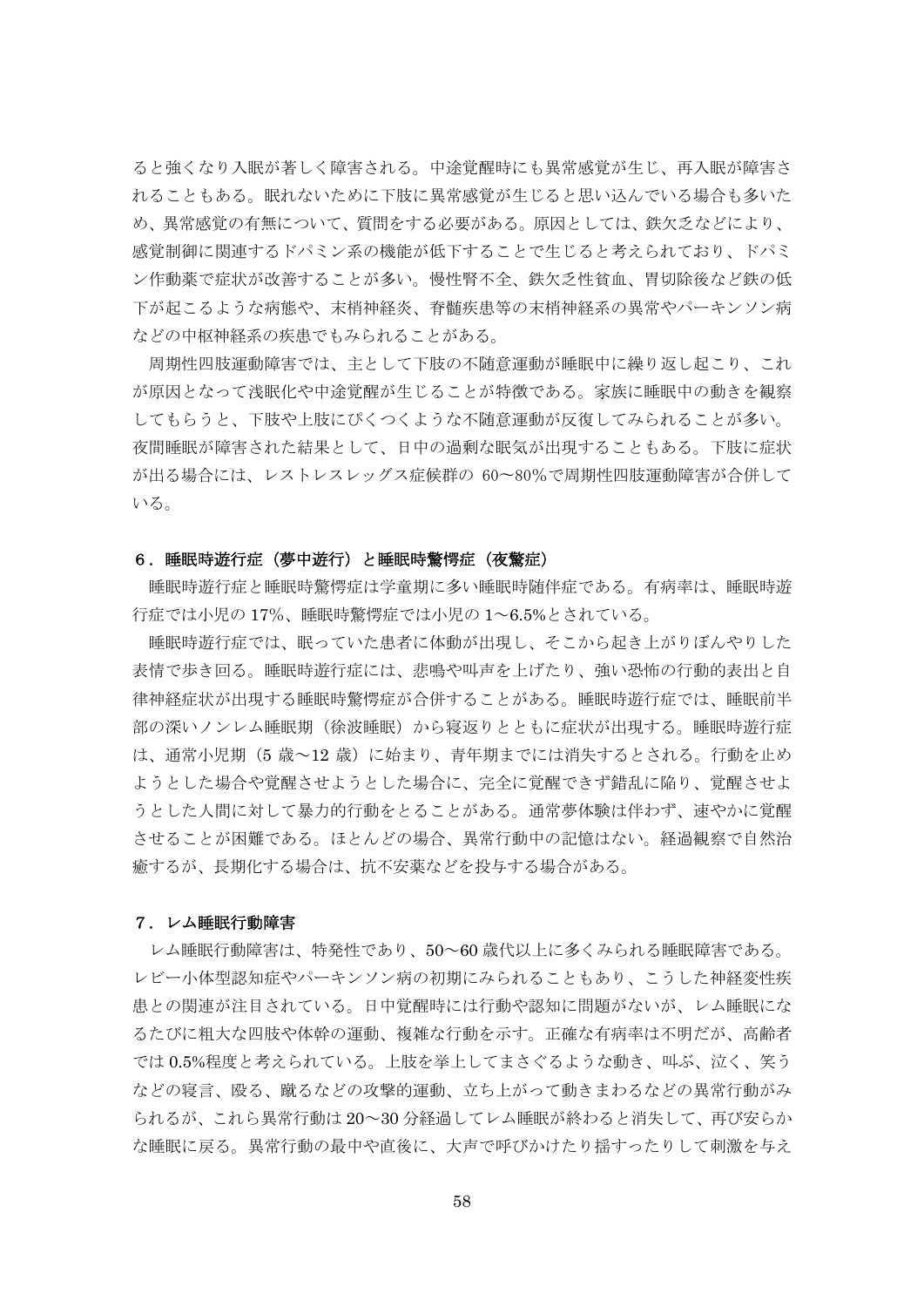ると強くなり入眠が著しく障害される。中途覚醒時にも異常感覚が生じ、再入眠が障害されることもある。眠れないために下肢に異常感覚が生じると思い込んでいる場合も多いため、異常感覚の有無について、質問をする必要がある。原因としては、鉄欠乏などにより、感覚制御に関連するドパミン系の機能が低下することで生じると考えられており、ドパミン作動薬で症状が改善することが多い。慢性腎不全、鉄欠乏性貧血、胃切除後など鉄の低下が起こるような病態や、末梢神経炎、脊髄疾患等の末梢神経系の異常やパーキンソン病などの中枢神経系の疾患でもみられることがある。

周期性四肢運動障害では、主として下肢の不随意運動が睡眠中に繰り返し起こり、これが原因となって浅眠化や中途覚醒が生じることが特徴である。家族に睡眠中の動きを観察してもらうと、下肢や上肢にぴくつくような不随意運動が反復してみられることが多い。夜間睡眠が障害された結果として、日中の過剰な眠気が出現することもある。下肢に症状が出る場合には、レストレスレッグス症候群の 60～80%で周期性四肢運動障害が合併している。

### ６．睡眠時遊行症（夢中遊行）と睡眠時驚愕症（夜驚症）

睡眠時遊行症と睡眠時驚愕症は学童期に多い睡眠時随伴症である。有病率は、睡眠時遊行症では小児の 17%、睡眠時驚愕症では小児の 1～6.5%とされている。

睡眠時遊行症では、眠っていた患者に体動が出現し、そこから起き上がりぼんやりした表情で歩き回る。睡眠時遊行症には、悲鳴や叫声を上げたり、強い恐怖の行動的表出と自律神経症状が出現する睡眠時驚愕症が合併することがある。睡眠時遊行症では、睡眠前半部の深いノンレム睡眠期（徐波睡眠）から寝返りとともに症状が出現する。睡眠時遊行症は、通常小児期（5 歳～12 歳）に始まり、青年期までには消失するとされる。行動を止めようとした場合や覚醒させようとした場合に、完全に覚醒できず錯乱に陥り、覚醒させようとした人間に対して暴力的行動をとることがある。通常夢体験は伴わず、速やかに覚醒させることが困難である。ほとんどの場合、異常行動中の記憶はない。経過観察で自然治癒するが、長期化する場合は、抗不安薬などを投与する場合がある。

### ７．レム睡眠行動障害

レム睡眠行動障害は、特発性であり、50～60 歳代以上に多くみられる睡眠障害である。レビー小体型認知症やパーキンソン病の初期にみられることもあり、こうした神経変性疾患との関連が注目されている。日中覚醒時には行動や認知に問題がないが、レム睡眠になるたびに粗大な四肢や体幹の運動、複雑な行動を示す。正確な有病率は不明だが、高齢者では 0.5%程度と考えられている。上肢を挙上してまさぐるような動き、叫ぶ、泣く、笑うなどの寝言、殴る、蹴るなどの攻撃的運動、立ち上がって動きまわるなどの異常行動がみられるが、これら異常行動は 20～30 分経過してレム睡眠が終わると消失して、再び安らかな睡眠に戻る。異常行動の最中や直後に、大声で呼びかけたり揺すったりして刺激を与え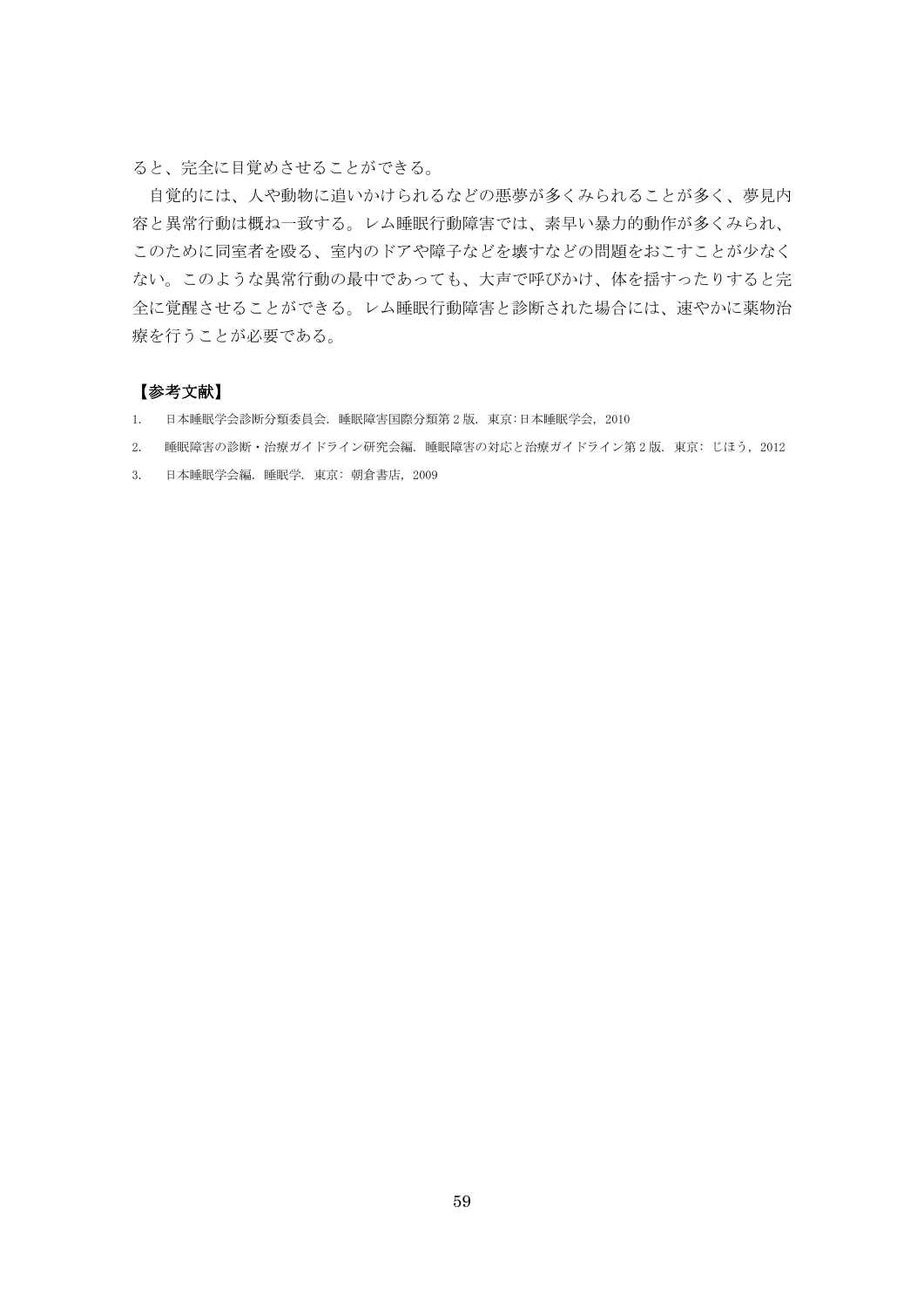ると、完全に目覚めさせることができる。

自覚的には、人や動物に追いかけられるなどの悪夢が多くみられることが多く、夢見内容と異常行動は概ね一致する。レム睡眠行動障害では、素早い暴力的動作が多くみられ、このために同室者を殴る、室内のドアや障子などを壊すなどの問題をおこすことが少なくない。このような異常行動の最中であっても、大声で呼びかけ、体を揺すったりすると完全に覚醒させることができる。レム睡眠行動障害と診断された場合には、速やかに薬物治療を行うことが必要である。

**【参考文献】**

1. 日本睡眠学会診断分類委員会. 睡眠障害国際分類第 2 版. 東京:日本睡眠学会, 2010
2. 睡眠障害の診断・治療ガイドライン研究会編. 睡眠障害の対応と治療ガイドライン第 2 版. 東京: じほう, 2012
3. 日本睡眠学会編. 睡眠学. 東京: 朝倉書店, 2009